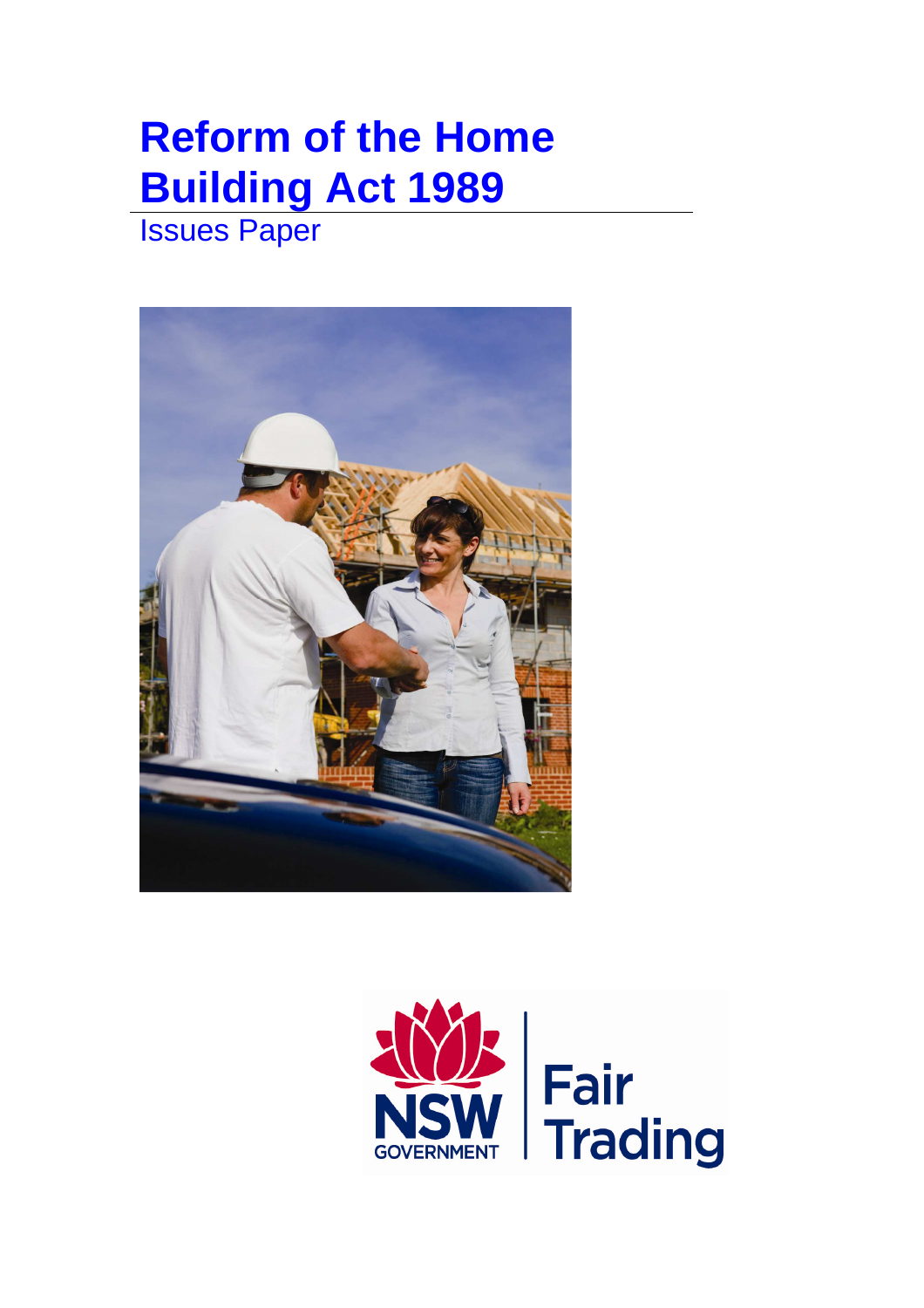# Reform of the Home Building Act 1989

Issues Paper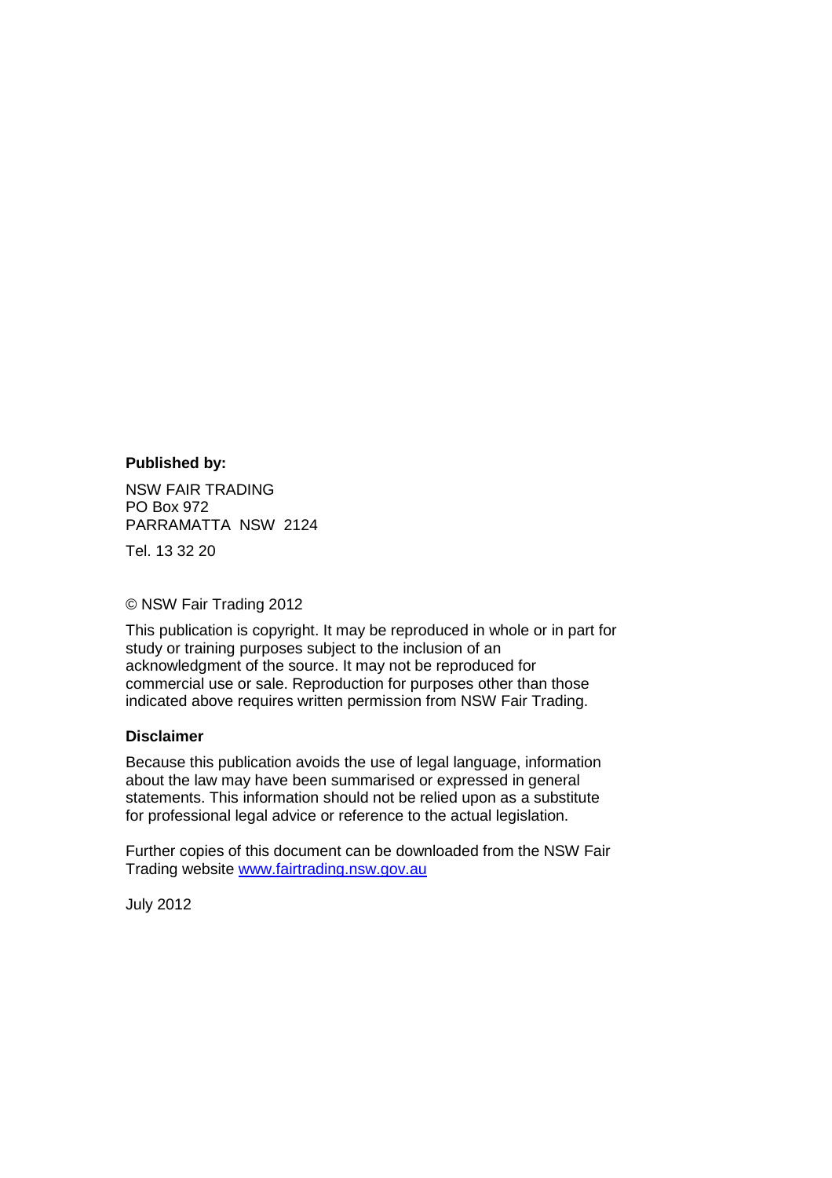**Published by:**

NSW FAIR TRADING
PO Box 972
PARRAMATTA NSW 2124

Tel. 13 32 20

© NSW Fair Trading 2012

This publication is copyright. It may be reproduced in whole or in part for study or training purposes subject to the inclusion of an acknowledgment of the source. It may not be reproduced for commercial use or sale. Reproduction for purposes other than those indicated above requires written permission from NSW Fair Trading.

**Disclaimer**

Because this publication avoids the use of legal language, information about the law may have been summarised or expressed in general statements. This information should not be relied upon as a substitute for professional legal advice or reference to the actual legislation.

Further copies of this document can be downloaded from the NSW Fair Trading website [www.fairtrading.nsw.gov.au](http://www.fairtrading.nsw.gov.au)

July 2012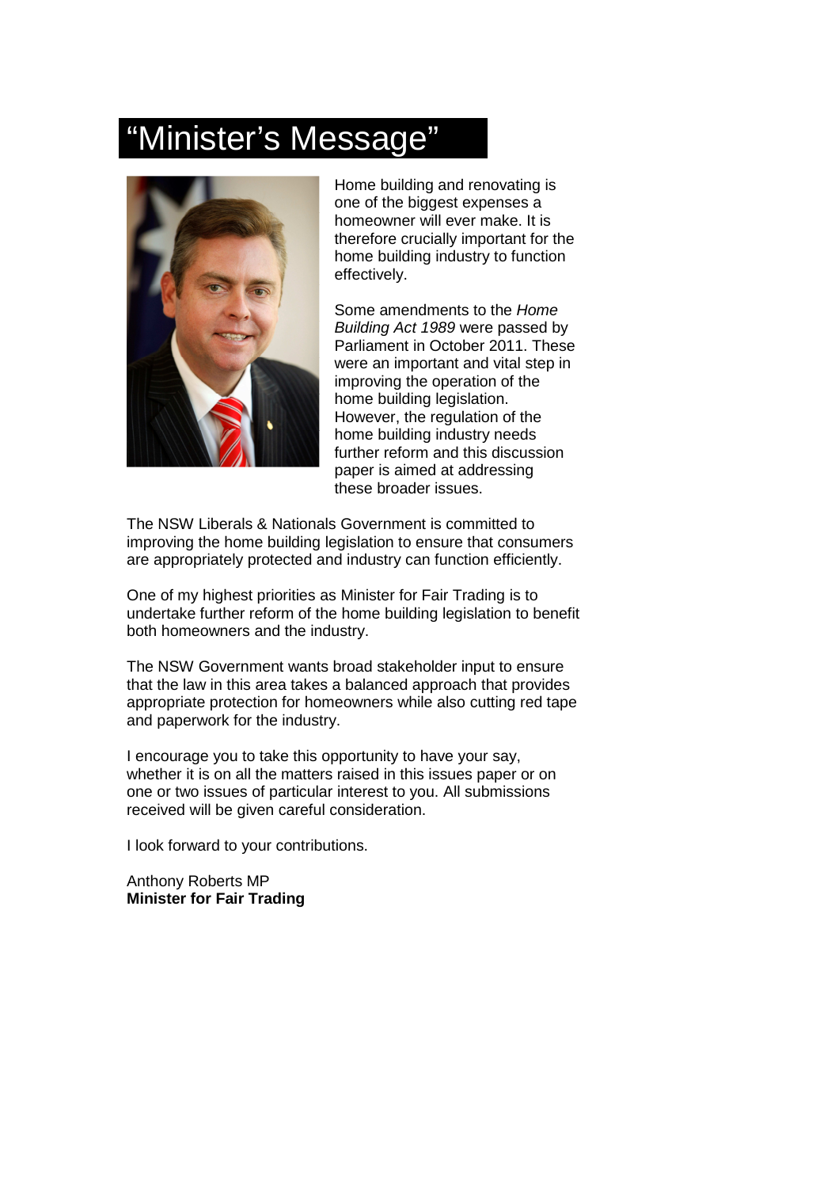# "Minister's Message"

Home building and renovating is one of the biggest expenses a homeowner will ever make. It is therefore crucially important for the home building industry to function effectively.

Some amendments to the *Home Building Act 1989* were passed by Parliament in October 2011. These were an important and vital step in improving the operation of the home building legislation. However, the regulation of the home building industry needs further reform and this discussion paper is aimed at addressing these broader issues.

The NSW Liberals & Nationals Government is committed to improving the home building legislation to ensure that consumers are appropriately protected and industry can function efficiently.

One of my highest priorities as Minister for Fair Trading is to undertake further reform of the home building legislation to benefit both homeowners and the industry.

The NSW Government wants broad stakeholder input to ensure that the law in this area takes a balanced approach that provides appropriate protection for homeowners while also cutting red tape and paperwork for the industry.

I encourage you to take this opportunity to have your say, whether it is on all the matters raised in this issues paper or on one or two issues of particular interest to you. All submissions received will be given careful consideration.

I look forward to your contributions.

Anthony Roberts MP
**Minister for Fair Trading**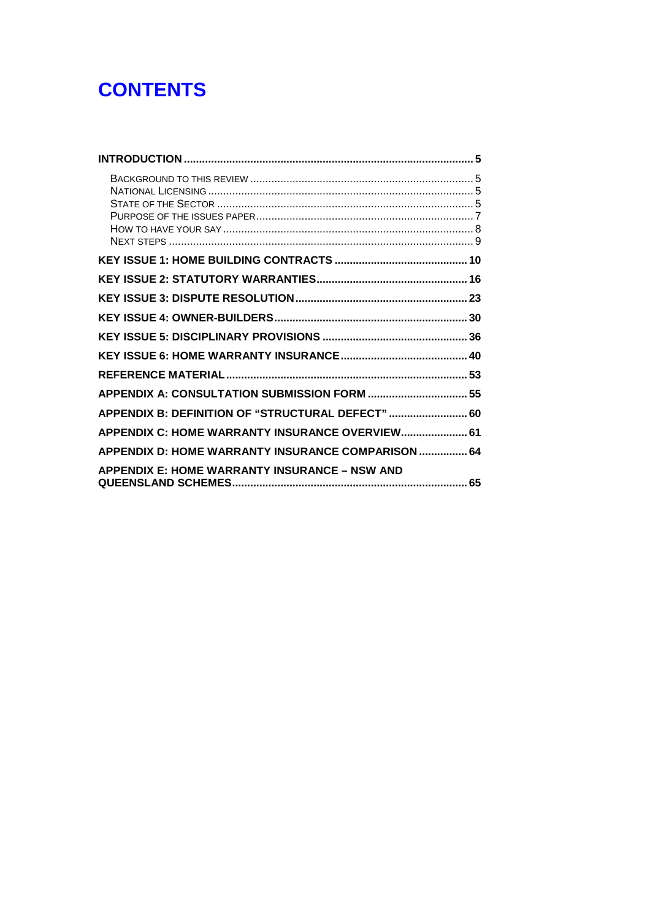# CONTENTS

**INTRODUCTION** ..... 5

- BACKGROUND TO THIS REVIEW ..... 5
- NATIONAL LICENSING ..... 5
- STATE OF THE SECTOR ..... 5
- PURPOSE OF THE ISSUES PAPER ..... 7
- HOW TO HAVE YOUR SAY ..... 8
- NEXT STEPS ..... 9

**KEY ISSUE 1: HOME BUILDING CONTRACTS** ..... 10

**KEY ISSUE 2: STATUTORY WARRANTIES** ..... 16

**KEY ISSUE 3: DISPUTE RESOLUTION** ..... 23

**KEY ISSUE 4: OWNER-BUILDERS** ..... 30

**KEY ISSUE 5: DISCIPLINARY PROVISIONS** ..... 36

**KEY ISSUE 6: HOME WARRANTY INSURANCE** ..... 40

**REFERENCE MATERIAL** ..... 53

**APPENDIX A: CONSULTATION SUBMISSION FORM** ..... 55

**APPENDIX B: DEFINITION OF "STRUCTURAL DEFECT"** ..... 60

**APPENDIX C: HOME WARRANTY INSURANCE OVERVIEW** ..... 61

**APPENDIX D: HOME WARRANTY INSURANCE COMPARISON** ..... 64

**APPENDIX E: HOME WARRANTY INSURANCE – NSW AND QUEENSLAND SCHEMES** ..... 65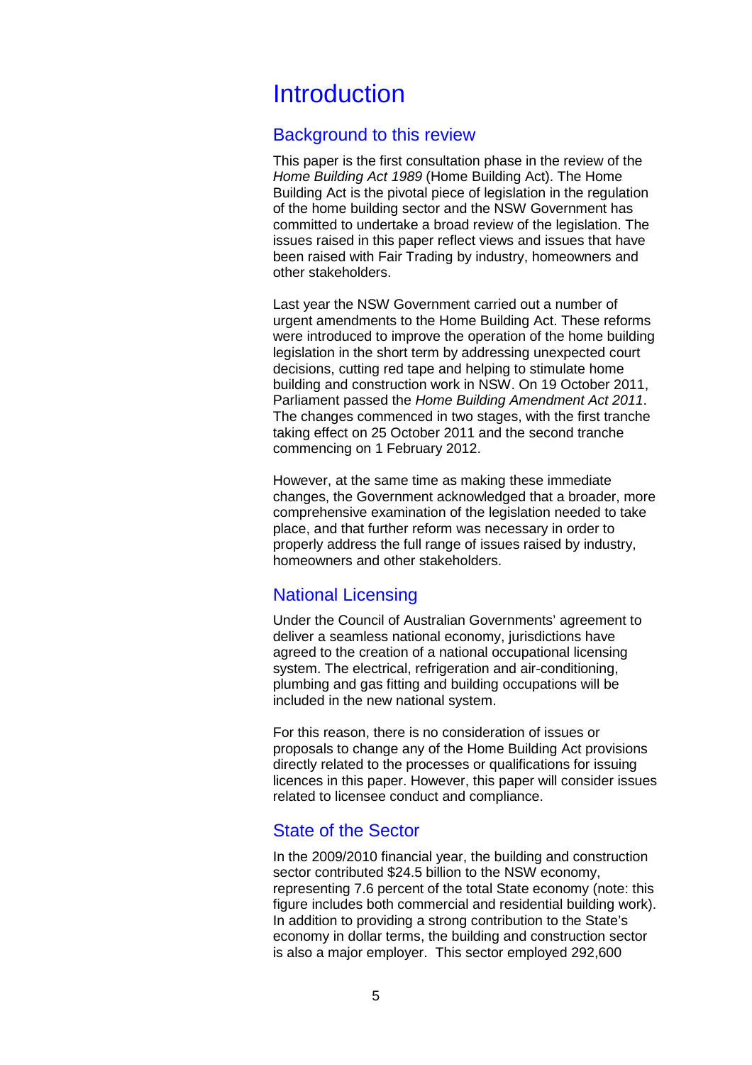# Introduction

## Background to this review

This paper is the first consultation phase in the review of the *Home Building Act 1989* (Home Building Act). The Home Building Act is the pivotal piece of legislation in the regulation of the home building sector and the NSW Government has committed to undertake a broad review of the legislation. The issues raised in this paper reflect views and issues that have been raised with Fair Trading by industry, homeowners and other stakeholders.

Last year the NSW Government carried out a number of urgent amendments to the Home Building Act. These reforms were introduced to improve the operation of the home building legislation in the short term by addressing unexpected court decisions, cutting red tape and helping to stimulate home building and construction work in NSW. On 19 October 2011, Parliament passed the *Home Building Amendment Act 2011*. The changes commenced in two stages, with the first tranche taking effect on 25 October 2011 and the second tranche commencing on 1 February 2012.

However, at the same time as making these immediate changes, the Government acknowledged that a broader, more comprehensive examination of the legislation needed to take place, and that further reform was necessary in order to properly address the full range of issues raised by industry, homeowners and other stakeholders.

## National Licensing

Under the Council of Australian Governments' agreement to deliver a seamless national economy, jurisdictions have agreed to the creation of a national occupational licensing system. The electrical, refrigeration and air-conditioning, plumbing and gas fitting and building occupations will be included in the new national system.

For this reason, there is no consideration of issues or proposals to change any of the Home Building Act provisions directly related to the processes or qualifications for issuing licences in this paper. However, this paper will consider issues related to licensee conduct and compliance.

## State of the Sector

In the 2009/2010 financial year, the building and construction sector contributed $24.5 billion to the NSW economy, representing 7.6 percent of the total State economy (note: this figure includes both commercial and residential building work). In addition to providing a strong contribution to the State's economy in dollar terms, the building and construction sector is also a major employer. This sector employed 292,600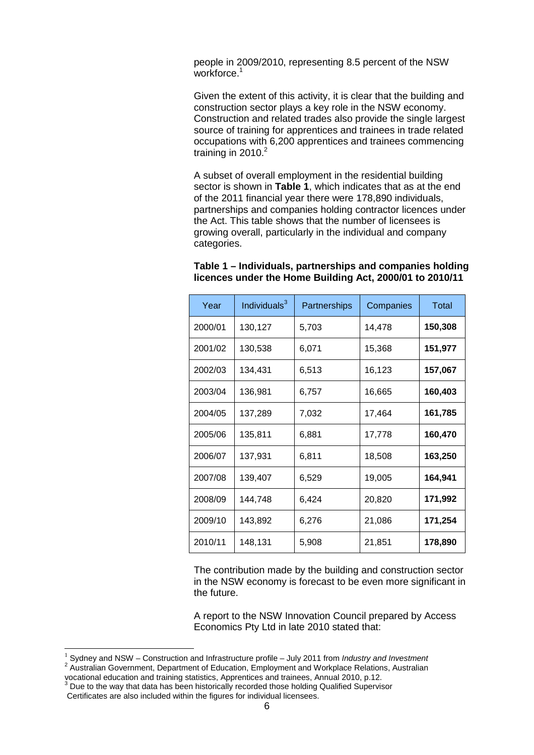people in 2009/2010, representing 8.5 percent of the NSW workforce.[1]

Given the extent of this activity, it is clear that the building and construction sector plays a key role in the NSW economy. Construction and related trades also provide the single largest source of training for apprentices and trainees in trade related occupations with 6,200 apprentices and trainees commencing training in 2010.[2]

A subset of overall employment in the residential building sector is shown in **Table 1**, which indicates that as at the end of the 2011 financial year there were 178,890 individuals, partnerships and companies holding contractor licences under the Act. This table shows that the number of licensees is growing overall, particularly in the individual and company categories.

**Table 1 – Individuals, partnerships and companies holding licences under the Home Building Act, 2000/01 to 2010/11**

| Year | Individuals[3] | Partnerships | Companies | Total |
|---|---|---|---|---|
| 2000/01 | 130,127 | 5,703 | 14,478 | **150,308** |
| 2001/02 | 130,538 | 6,071 | 15,368 | **151,977** |
| 2002/03 | 134,431 | 6,513 | 16,123 | **157,067** |
| 2003/04 | 136,981 | 6,757 | 16,665 | **160,403** |
| 2004/05 | 137,289 | 7,032 | 17,464 | **161,785** |
| 2005/06 | 135,811 | 6,881 | 17,778 | **160,470** |
| 2006/07 | 137,931 | 6,811 | 18,508 | **163,250** |
| 2007/08 | 139,407 | 6,529 | 19,005 | **164,941** |
| 2008/09 | 144,748 | 6,424 | 20,820 | **171,992** |
| 2009/10 | 143,892 | 6,276 | 21,086 | **171,254** |
| 2010/11 | 148,131 | 5,908 | 21,851 | **178,890** |

The contribution made by the building and construction sector in the NSW economy is forecast to be even more significant in the future.

A report to the NSW Innovation Council prepared by Access Economics Pty Ltd in late 2010 stated that:

---

[1] Sydney and NSW – Construction and Infrastructure profile – July 2011 from *Industry and Investment*

[2] Australian Government, Department of Education, Employment and Workplace Relations, Australian vocational education and training statistics, Apprentices and trainees, Annual 2010, p.12.

[3] Due to the way that data has been historically recorded those holding Qualified Supervisor Certificates are also included within the figures for individual licensees.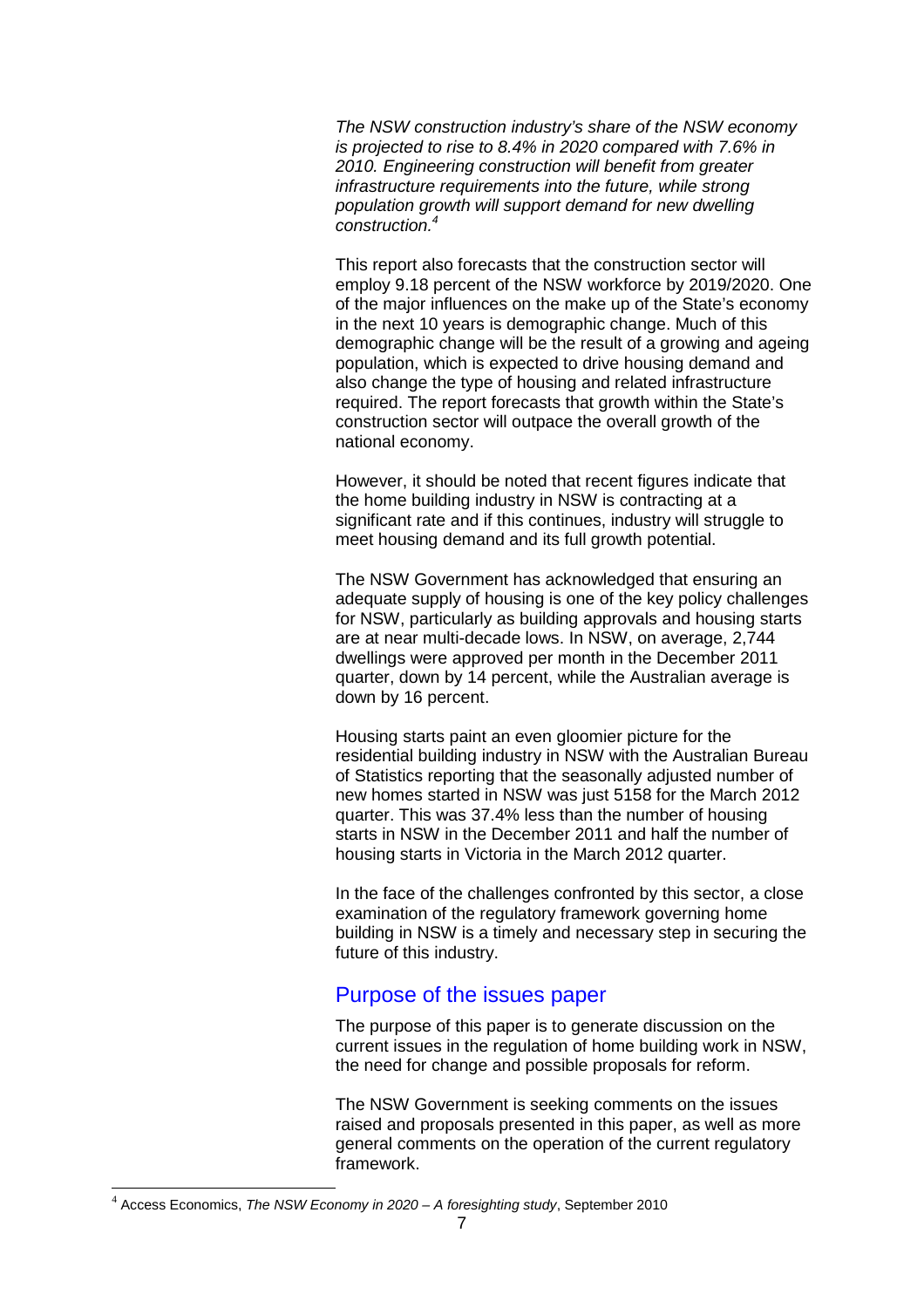*The NSW construction industry's share of the NSW economy is projected to rise to 8.4% in 2020 compared with 7.6% in 2010. Engineering construction will benefit from greater infrastructure requirements into the future, while strong population growth will support demand for new dwelling construction.*[4]

This report also forecasts that the construction sector will employ 9.18 percent of the NSW workforce by 2019/2020. One of the major influences on the make up of the State's economy in the next 10 years is demographic change. Much of this demographic change will be the result of a growing and ageing population, which is expected to drive housing demand and also change the type of housing and related infrastructure required. The report forecasts that growth within the State's construction sector will outpace the overall growth of the national economy.

However, it should be noted that recent figures indicate that the home building industry in NSW is contracting at a significant rate and if this continues, industry will struggle to meet housing demand and its full growth potential.

The NSW Government has acknowledged that ensuring an adequate supply of housing is one of the key policy challenges for NSW, particularly as building approvals and housing starts are at near multi-decade lows. In NSW, on average, 2,744 dwellings were approved per month in the December 2011 quarter, down by 14 percent, while the Australian average is down by 16 percent.

Housing starts paint an even gloomier picture for the residential building industry in NSW with the Australian Bureau of Statistics reporting that the seasonally adjusted number of new homes started in NSW was just 5158 for the March 2012 quarter. This was 37.4% less than the number of housing starts in NSW in the December 2011 and half the number of housing starts in Victoria in the March 2012 quarter.

In the face of the challenges confronted by this sector, a close examination of the regulatory framework governing home building in NSW is a timely and necessary step in securing the future of this industry.

## Purpose of the issues paper

The purpose of this paper is to generate discussion on the current issues in the regulation of home building work in NSW, the need for change and possible proposals for reform.

The NSW Government is seeking comments on the issues raised and proposals presented in this paper, as well as more general comments on the operation of the current regulatory framework.

---

[4] Access Economics, *The NSW Economy in 2020 – A foresighting study*, September 2010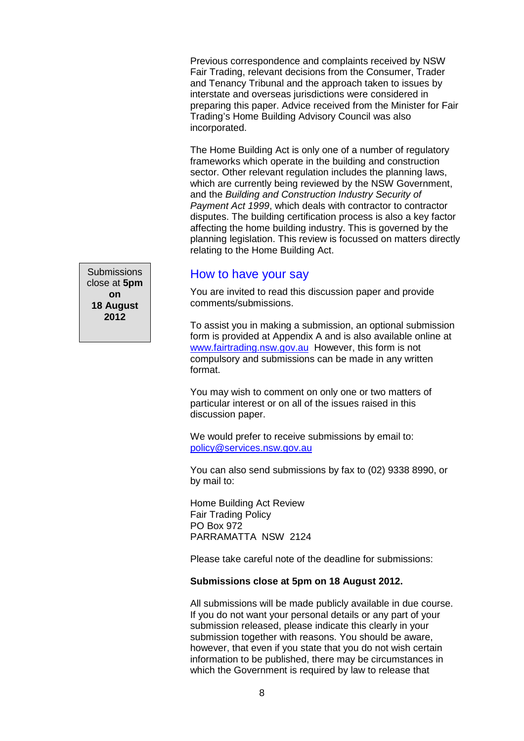Previous correspondence and complaints received by NSW Fair Trading, relevant decisions from the Consumer, Trader and Tenancy Tribunal and the approach taken to issues by interstate and overseas jurisdictions were considered in preparing this paper. Advice received from the Minister for Fair Trading's Home Building Advisory Council was also incorporated.

The Home Building Act is only one of a number of regulatory frameworks which operate in the building and construction sector. Other relevant regulation includes the planning laws, which are currently being reviewed by the NSW Government, and the *Building and Construction Industry Security of Payment Act 1999*, which deals with contractor to contractor disputes. The building certification process is also a key factor affecting the home building industry. This is governed by the planning legislation. This review is focussed on matters directly relating to the Home Building Act.

## How to have your say

Submissions close at **5pm on 18 August 2012**

You are invited to read this discussion paper and provide comments/submissions.

To assist you in making a submission, an optional submission form is provided at Appendix A and is also available online at www.fairtrading.nsw.gov.au However, this form is not compulsory and submissions can be made in any written format.

You may wish to comment on only one or two matters of particular interest or on all of the issues raised in this discussion paper.

We would prefer to receive submissions by email to: policy@services.nsw.gov.au

You can also send submissions by fax to (02) 9338 8990, or by mail to:

Home Building Act Review
Fair Trading Policy
PO Box 972
PARRAMATTA NSW 2124

Please take careful note of the deadline for submissions:

**Submissions close at 5pm on 18 August 2012.**

All submissions will be made publicly available in due course. If you do not want your personal details or any part of your submission released, please indicate this clearly in your submission together with reasons. You should be aware, however, that even if you state that you do not wish certain information to be published, there may be circumstances in which the Government is required by law to release that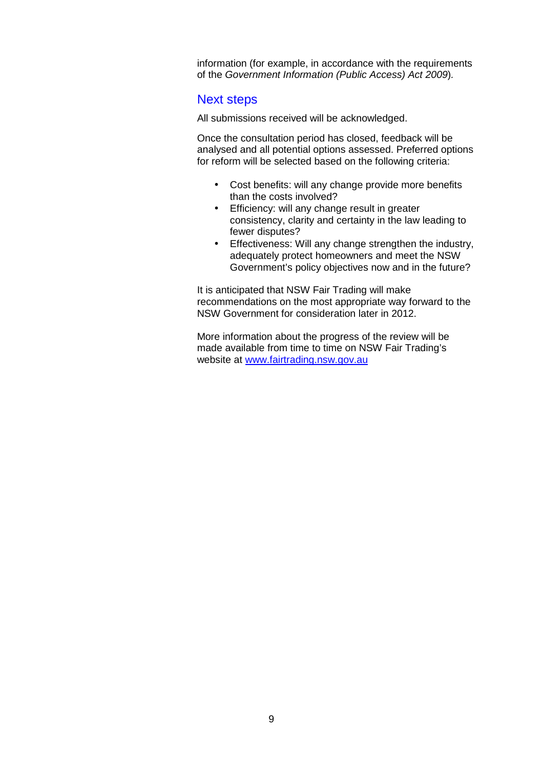information (for example, in accordance with the requirements of the *Government Information (Public Access) Act 2009*).

## Next steps

All submissions received will be acknowledged.

Once the consultation period has closed, feedback will be analysed and all potential options assessed. Preferred options for reform will be selected based on the following criteria:

- Cost benefits: will any change provide more benefits than the costs involved?
- Efficiency: will any change result in greater consistency, clarity and certainty in the law leading to fewer disputes?
- Effectiveness: Will any change strengthen the industry, adequately protect homeowners and meet the NSW Government's policy objectives now and in the future?

It is anticipated that NSW Fair Trading will make recommendations on the most appropriate way forward to the NSW Government for consideration later in 2012.

More information about the progress of the review will be made available from time to time on NSW Fair Trading's website at [www.fairtrading.nsw.gov.au](http://www.fairtrading.nsw.gov.au)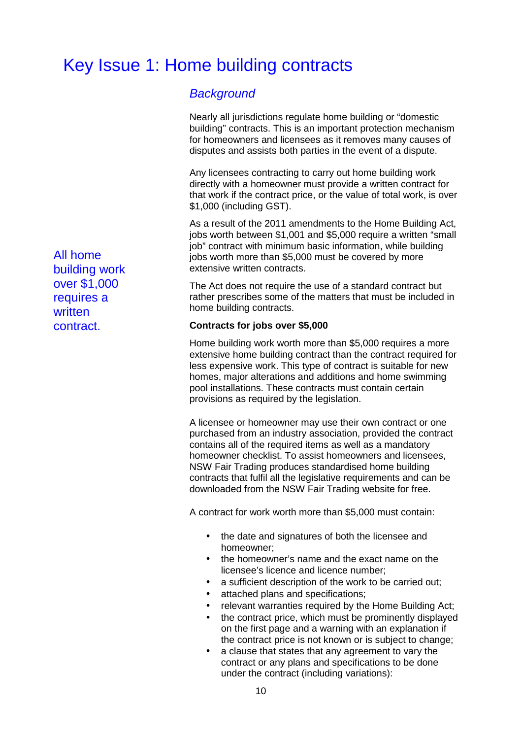# Key Issue 1: Home building contracts

## *Background*

Nearly all jurisdictions regulate home building or "domestic building" contracts. This is an important protection mechanism for homeowners and licensees as it removes many causes of disputes and assists both parties in the event of a dispute.

Any licensees contracting to carry out home building work directly with a homeowner must provide a written contract for that work if the contract price, or the value of total work, is over $1,000 (including GST).

As a result of the 2011 amendments to the Home Building Act, jobs worth between $1,001 and $5,000 require a written "small job" contract with minimum basic information, while building jobs worth more than $5,000 must be covered by more extensive written contracts.

All home building work over $1,000 requires a written contract.

The Act does not require the use of a standard contract but rather prescribes some of the matters that must be included in home building contracts.

**Contracts for jobs over $5,000**

Home building work worth more than $5,000 requires a more extensive home building contract than the contract required for less expensive work. This type of contract is suitable for new homes, major alterations and additions and home swimming pool installations. These contracts must contain certain provisions as required by the legislation.

A licensee or homeowner may use their own contract or one purchased from an industry association, provided the contract contains all of the required items as well as a mandatory homeowner checklist. To assist homeowners and licensees, NSW Fair Trading produces standardised home building contracts that fulfil all the legislative requirements and can be downloaded from the NSW Fair Trading website for free.

A contract for work worth more than $5,000 must contain:

- the date and signatures of both the licensee and homeowner;
- the homeowner's name and the exact name on the licensee's licence and licence number;
- a sufficient description of the work to be carried out;
- attached plans and specifications;
- relevant warranties required by the Home Building Act;
- the contract price, which must be prominently displayed on the first page and a warning with an explanation if the contract price is not known or is subject to change;
- a clause that states that any agreement to vary the contract or any plans and specifications to be done under the contract (including variations):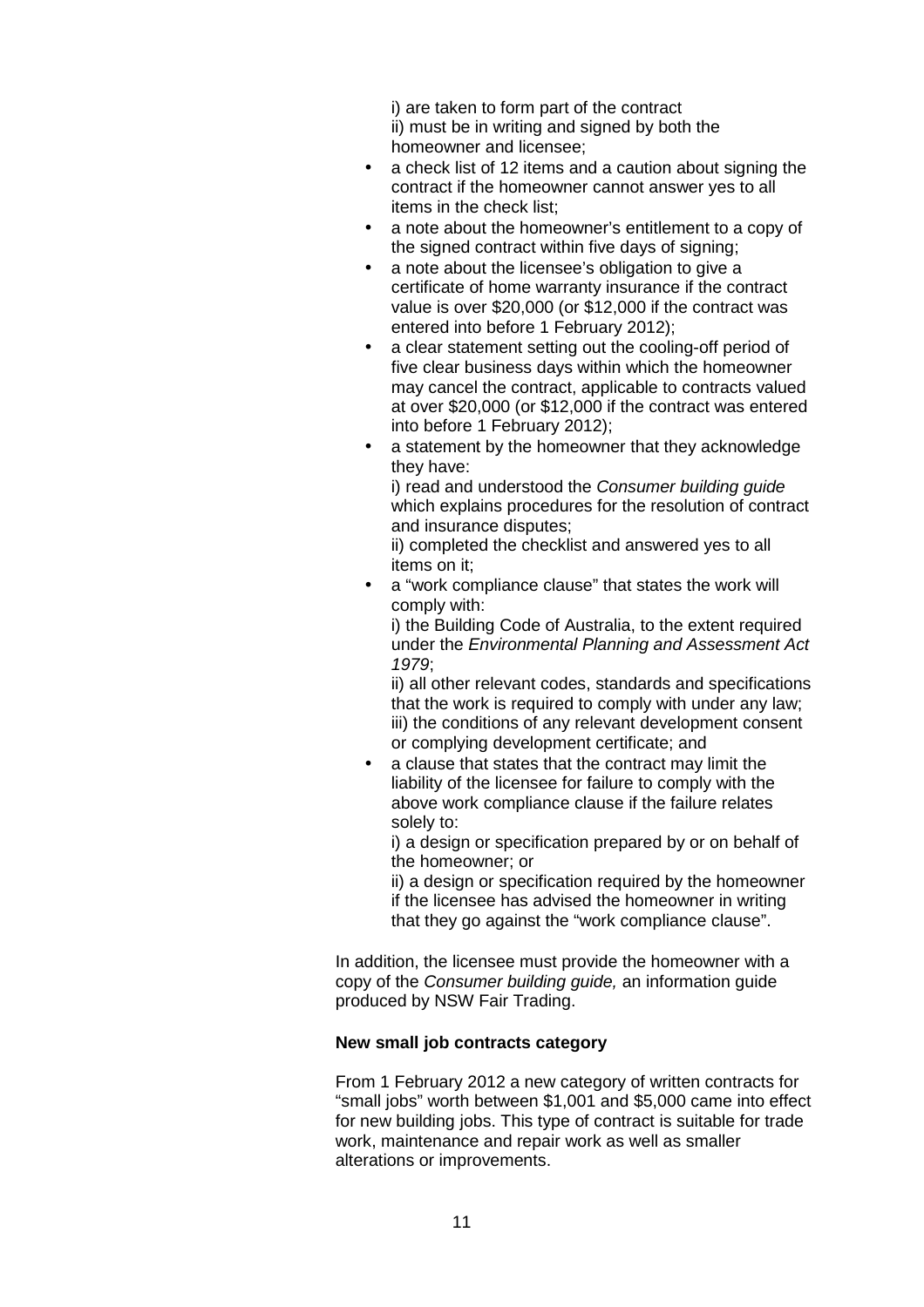i) are taken to form part of the contract
ii) must be in writing and signed by both the homeowner and licensee;

- a check list of 12 items and a caution about signing the contract if the homeowner cannot answer yes to all items in the check list;
- a note about the homeowner's entitlement to a copy of the signed contract within five days of signing;
- a note about the licensee's obligation to give a certificate of home warranty insurance if the contract value is over $20,000 (or $12,000 if the contract was entered into before 1 February 2012);
- a clear statement setting out the cooling-off period of five clear business days within which the homeowner may cancel the contract, applicable to contracts valued at over $20,000 (or $12,000 if the contract was entered into before 1 February 2012);
- a statement by the homeowner that they acknowledge they have:
  i) read and understood the *Consumer building guide* which explains procedures for the resolution of contract and insurance disputes;
  ii) completed the checklist and answered yes to all items on it;
- a "work compliance clause" that states the work will comply with:
  i) the Building Code of Australia, to the extent required under the *Environmental Planning and Assessment Act 1979*;
  ii) all other relevant codes, standards and specifications that the work is required to comply with under any law;
  iii) the conditions of any relevant development consent or complying development certificate; and
- a clause that states that the contract may limit the liability of the licensee for failure to comply with the above work compliance clause if the failure relates solely to:
  i) a design or specification prepared by or on behalf of the homeowner; or
  ii) a design or specification required by the homeowner if the licensee has advised the homeowner in writing that they go against the "work compliance clause".

In addition, the licensee must provide the homeowner with a copy of the *Consumer building guide,* an information guide produced by NSW Fair Trading.

**New small job contracts category**

From 1 February 2012 a new category of written contracts for "small jobs" worth between $1,001 and $5,000 came into effect for new building jobs. This type of contract is suitable for trade work, maintenance and repair work as well as smaller alterations or improvements.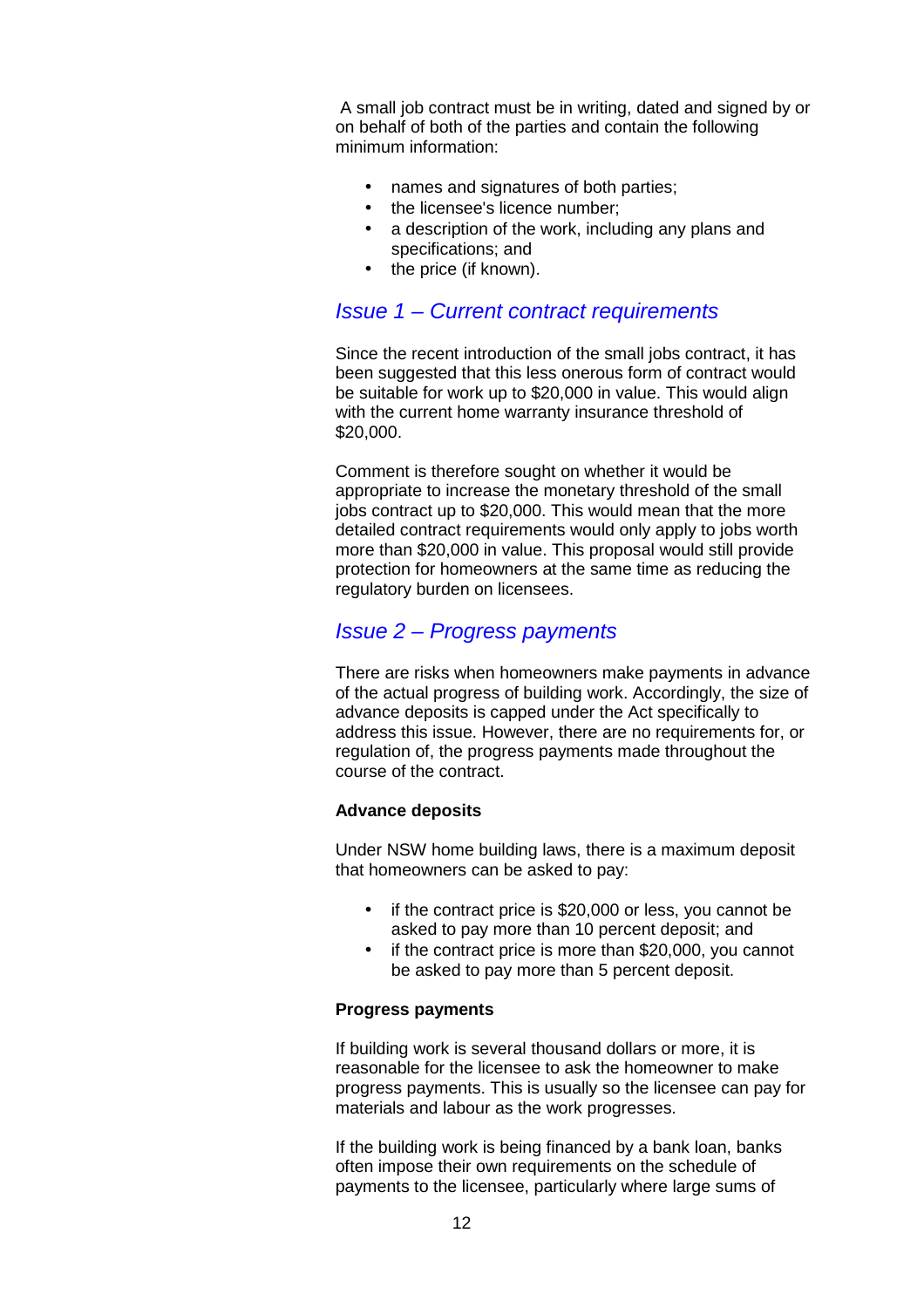A small job contract must be in writing, dated and signed by or on behalf of both of the parties and contain the following minimum information:

- names and signatures of both parties;
- the licensee's licence number;
- a description of the work, including any plans and specifications; and
- the price (if known).

## *Issue 1 – Current contract requirements*

Since the recent introduction of the small jobs contract, it has been suggested that this less onerous form of contract would be suitable for work up to $20,000 in value. This would align with the current home warranty insurance threshold of $20,000.

Comment is therefore sought on whether it would be appropriate to increase the monetary threshold of the small jobs contract up to $20,000. This would mean that the more detailed contract requirements would only apply to jobs worth more than $20,000 in value. This proposal would still provide protection for homeowners at the same time as reducing the regulatory burden on licensees.

## *Issue 2 – Progress payments*

There are risks when homeowners make payments in advance of the actual progress of building work. Accordingly, the size of advance deposits is capped under the Act specifically to address this issue. However, there are no requirements for, or regulation of, the progress payments made throughout the course of the contract.

**Advance deposits**

Under NSW home building laws, there is a maximum deposit that homeowners can be asked to pay:

- if the contract price is $20,000 or less, you cannot be asked to pay more than 10 percent deposit; and
- if the contract price is more than $20,000, you cannot be asked to pay more than 5 percent deposit.

**Progress payments**

If building work is several thousand dollars or more, it is reasonable for the licensee to ask the homeowner to make progress payments. This is usually so the licensee can pay for materials and labour as the work progresses.

If the building work is being financed by a bank loan, banks often impose their own requirements on the schedule of payments to the licensee, particularly where large sums of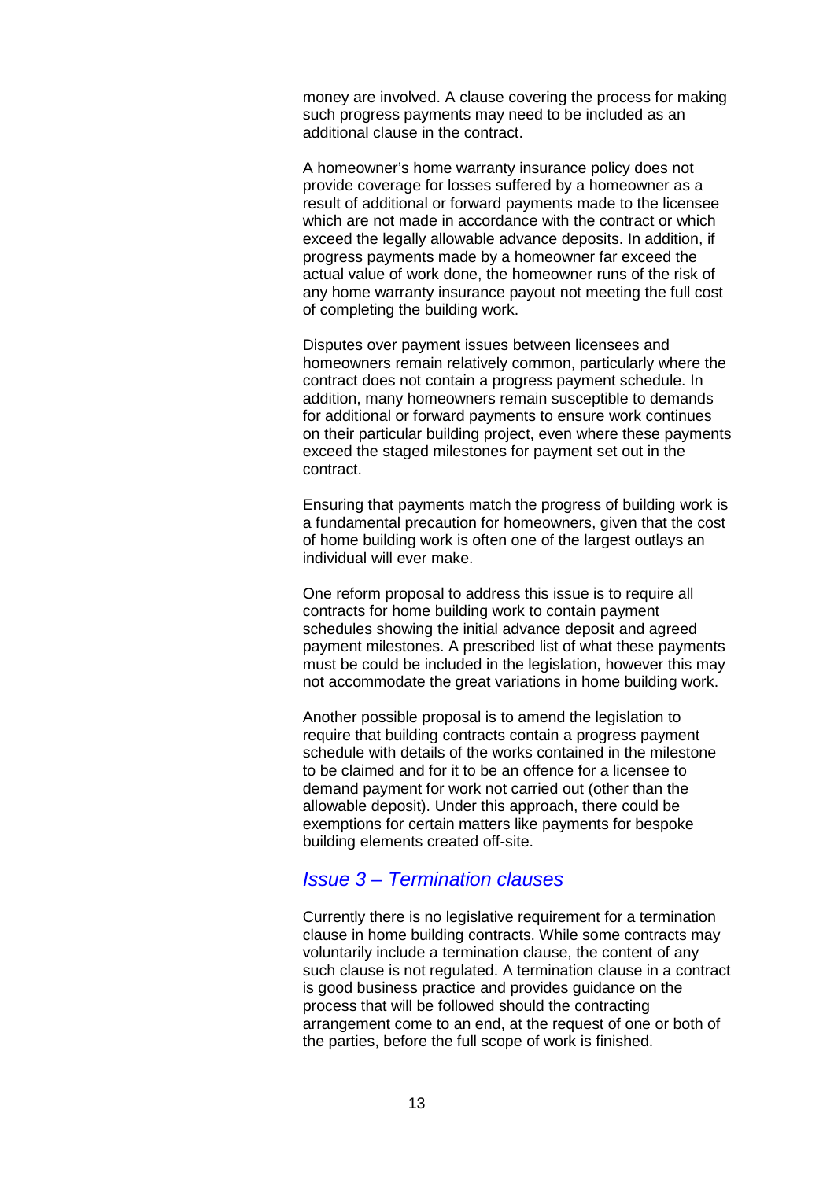money are involved. A clause covering the process for making such progress payments may need to be included as an additional clause in the contract.

A homeowner's home warranty insurance policy does not provide coverage for losses suffered by a homeowner as a result of additional or forward payments made to the licensee which are not made in accordance with the contract or which exceed the legally allowable advance deposits. In addition, if progress payments made by a homeowner far exceed the actual value of work done, the homeowner runs of the risk of any home warranty insurance payout not meeting the full cost of completing the building work.

Disputes over payment issues between licensees and homeowners remain relatively common, particularly where the contract does not contain a progress payment schedule. In addition, many homeowners remain susceptible to demands for additional or forward payments to ensure work continues on their particular building project, even where these payments exceed the staged milestones for payment set out in the contract.

Ensuring that payments match the progress of building work is a fundamental precaution for homeowners, given that the cost of home building work is often one of the largest outlays an individual will ever make.

One reform proposal to address this issue is to require all contracts for home building work to contain payment schedules showing the initial advance deposit and agreed payment milestones. A prescribed list of what these payments must be could be included in the legislation, however this may not accommodate the great variations in home building work.

Another possible proposal is to amend the legislation to require that building contracts contain a progress payment schedule with details of the works contained in the milestone to be claimed and for it to be an offence for a licensee to demand payment for work not carried out (other than the allowable deposit). Under this approach, there could be exemptions for certain matters like payments for bespoke building elements created off-site.

## *Issue 3 – Termination clauses*

Currently there is no legislative requirement for a termination clause in home building contracts. While some contracts may voluntarily include a termination clause, the content of any such clause is not regulated. A termination clause in a contract is good business practice and provides guidance on the process that will be followed should the contracting arrangement come to an end, at the request of one or both of the parties, before the full scope of work is finished.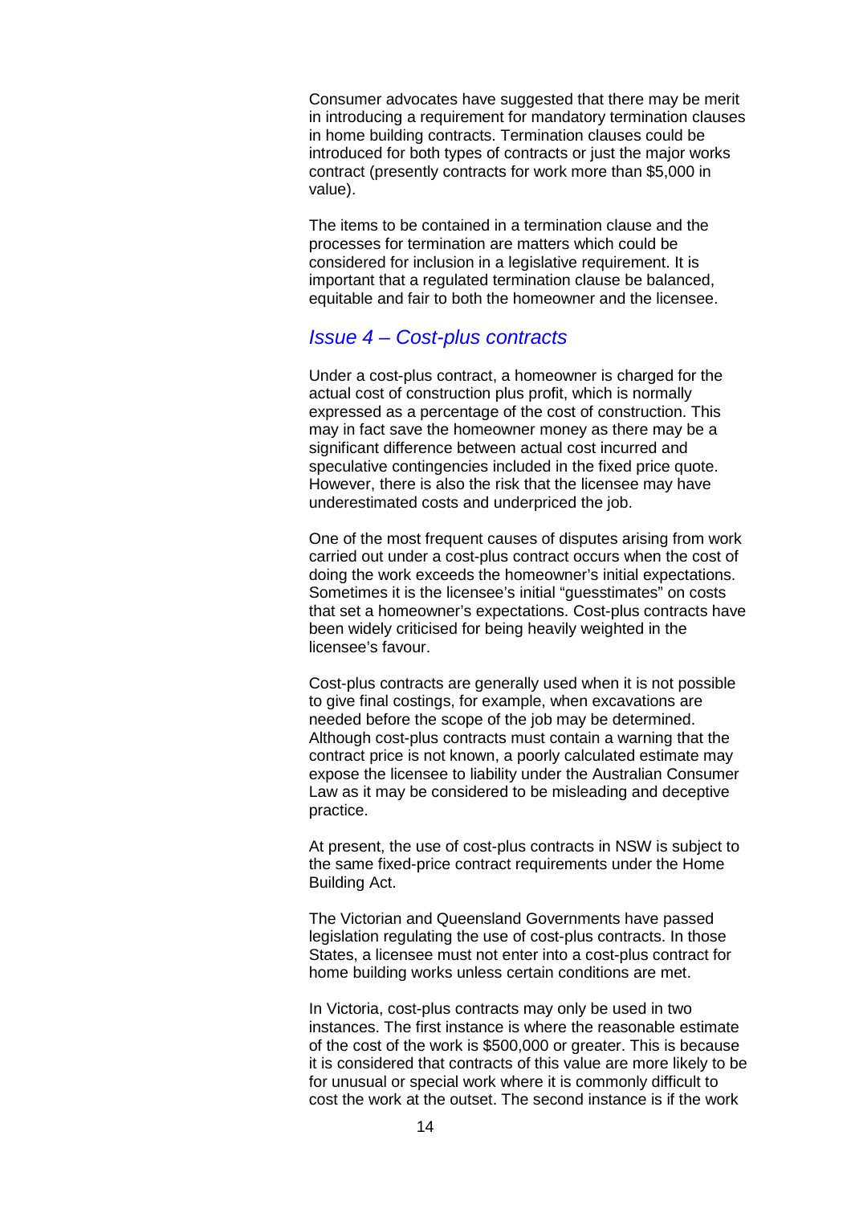Consumer advocates have suggested that there may be merit in introducing a requirement for mandatory termination clauses in home building contracts. Termination clauses could be introduced for both types of contracts or just the major works contract (presently contracts for work more than $5,000 in value).

The items to be contained in a termination clause and the processes for termination are matters which could be considered for inclusion in a legislative requirement. It is important that a regulated termination clause be balanced, equitable and fair to both the homeowner and the licensee.

## *Issue 4 – Cost-plus contracts*

Under a cost-plus contract, a homeowner is charged for the actual cost of construction plus profit, which is normally expressed as a percentage of the cost of construction. This may in fact save the homeowner money as there may be a significant difference between actual cost incurred and speculative contingencies included in the fixed price quote. However, there is also the risk that the licensee may have underestimated costs and underpriced the job.

One of the most frequent causes of disputes arising from work carried out under a cost-plus contract occurs when the cost of doing the work exceeds the homeowner's initial expectations. Sometimes it is the licensee's initial "guesstimates" on costs that set a homeowner's expectations. Cost-plus contracts have been widely criticised for being heavily weighted in the licensee's favour.

Cost-plus contracts are generally used when it is not possible to give final costings, for example, when excavations are needed before the scope of the job may be determined. Although cost-plus contracts must contain a warning that the contract price is not known, a poorly calculated estimate may expose the licensee to liability under the Australian Consumer Law as it may be considered to be misleading and deceptive practice.

At present, the use of cost-plus contracts in NSW is subject to the same fixed-price contract requirements under the Home Building Act.

The Victorian and Queensland Governments have passed legislation regulating the use of cost-plus contracts. In those States, a licensee must not enter into a cost-plus contract for home building works unless certain conditions are met.

In Victoria, cost-plus contracts may only be used in two instances. The first instance is where the reasonable estimate of the cost of the work is $500,000 or greater. This is because it is considered that contracts of this value are more likely to be for unusual or special work where it is commonly difficult to cost the work at the outset. The second instance is if the work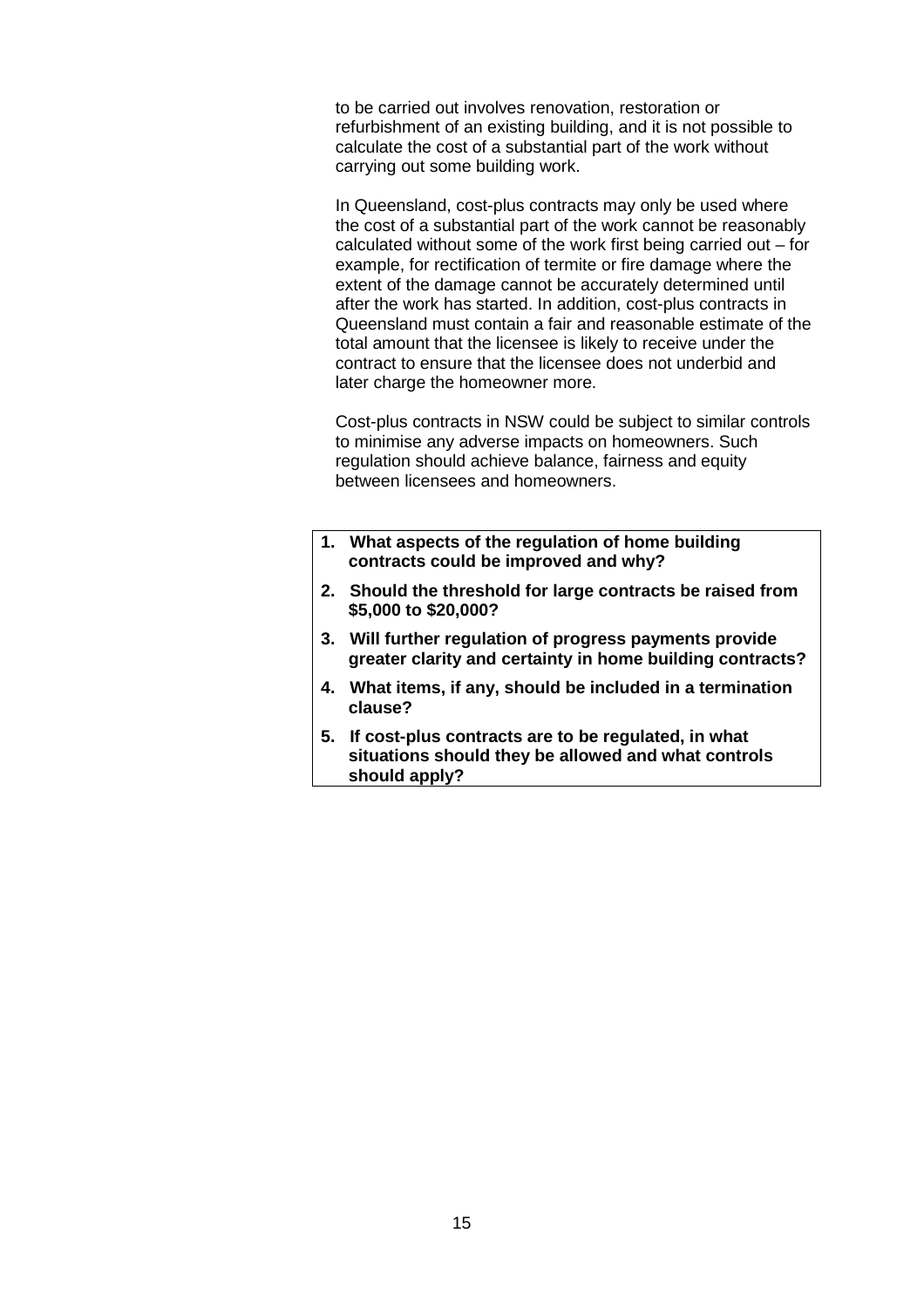to be carried out involves renovation, restoration or refurbishment of an existing building, and it is not possible to calculate the cost of a substantial part of the work without carrying out some building work.

In Queensland, cost-plus contracts may only be used where the cost of a substantial part of the work cannot be reasonably calculated without some of the work first being carried out – for example, for rectification of termite or fire damage where the extent of the damage cannot be accurately determined until after the work has started. In addition, cost-plus contracts in Queensland must contain a fair and reasonable estimate of the total amount that the licensee is likely to receive under the contract to ensure that the licensee does not underbid and later charge the homeowner more.

Cost-plus contracts in NSW could be subject to similar controls to minimise any adverse impacts on homeowners. Such regulation should achieve balance, fairness and equity between licensees and homeowners.

1. **What aspects of the regulation of home building contracts could be improved and why?**
2. **Should the threshold for large contracts be raised from $5,000 to $20,000?**
3. **Will further regulation of progress payments provide greater clarity and certainty in home building contracts?**
4. **What items, if any, should be included in a termination clause?**
5. **If cost-plus contracts are to be regulated, in what situations should they be allowed and what controls should apply?**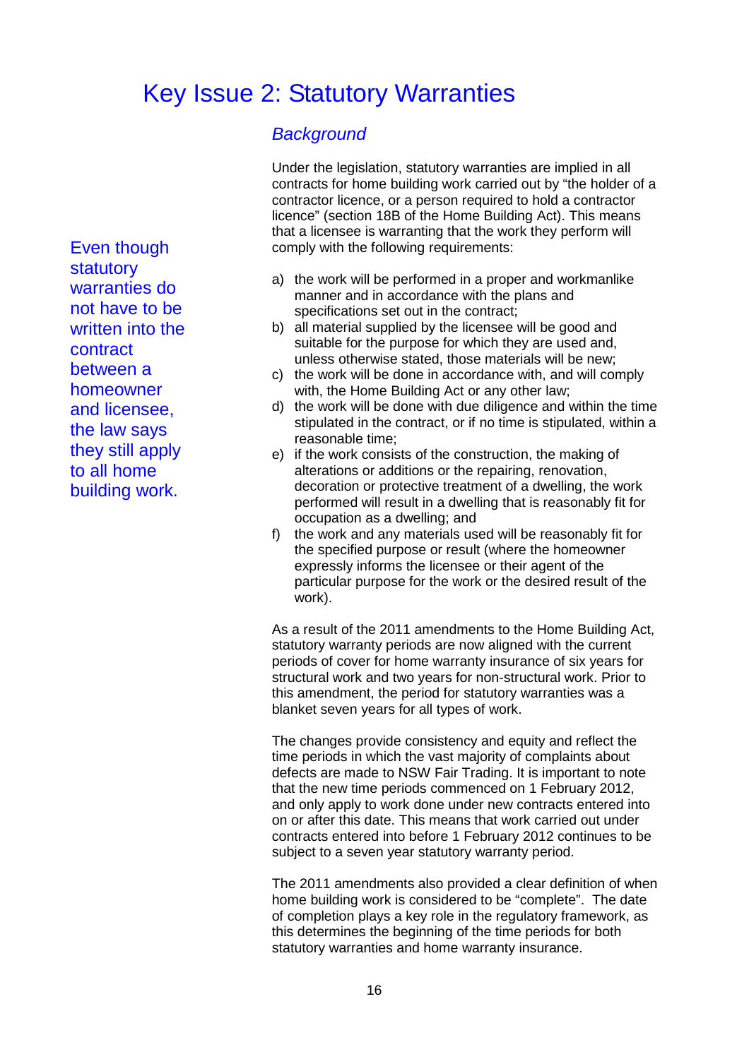# Key Issue 2: Statutory Warranties

### *Background*

Under the legislation, statutory warranties are implied in all contracts for home building work carried out by "the holder of a contractor licence, or a person required to hold a contractor licence" (section 18B of the Home Building Act). This means that a licensee is warranting that the work they perform will comply with the following requirements:

Even though statutory warranties do not have to be written into the contract between a homeowner and licensee, the law says they still apply to all home building work.

a) the work will be performed in a proper and workmanlike manner and in accordance with the plans and specifications set out in the contract;
b) all material supplied by the licensee will be good and suitable for the purpose for which they are used and, unless otherwise stated, those materials will be new;
c) the work will be done in accordance with, and will comply with, the Home Building Act or any other law;
d) the work will be done with due diligence and within the time stipulated in the contract, or if no time is stipulated, within a reasonable time;
e) if the work consists of the construction, the making of alterations or additions or the repairing, renovation, decoration or protective treatment of a dwelling, the work performed will result in a dwelling that is reasonably fit for occupation as a dwelling; and
f) the work and any materials used will be reasonably fit for the specified purpose or result (where the homeowner expressly informs the licensee or their agent of the particular purpose for the work or the desired result of the work).

As a result of the 2011 amendments to the Home Building Act, statutory warranty periods are now aligned with the current periods of cover for home warranty insurance of six years for structural work and two years for non-structural work. Prior to this amendment, the period for statutory warranties was a blanket seven years for all types of work.

The changes provide consistency and equity and reflect the time periods in which the vast majority of complaints about defects are made to NSW Fair Trading. It is important to note that the new time periods commenced on 1 February 2012, and only apply to work done under new contracts entered into on or after this date. This means that work carried out under contracts entered into before 1 February 2012 continues to be subject to a seven year statutory warranty period.

The 2011 amendments also provided a clear definition of when home building work is considered to be "complete". The date of completion plays a key role in the regulatory framework, as this determines the beginning of the time periods for both statutory warranties and home warranty insurance.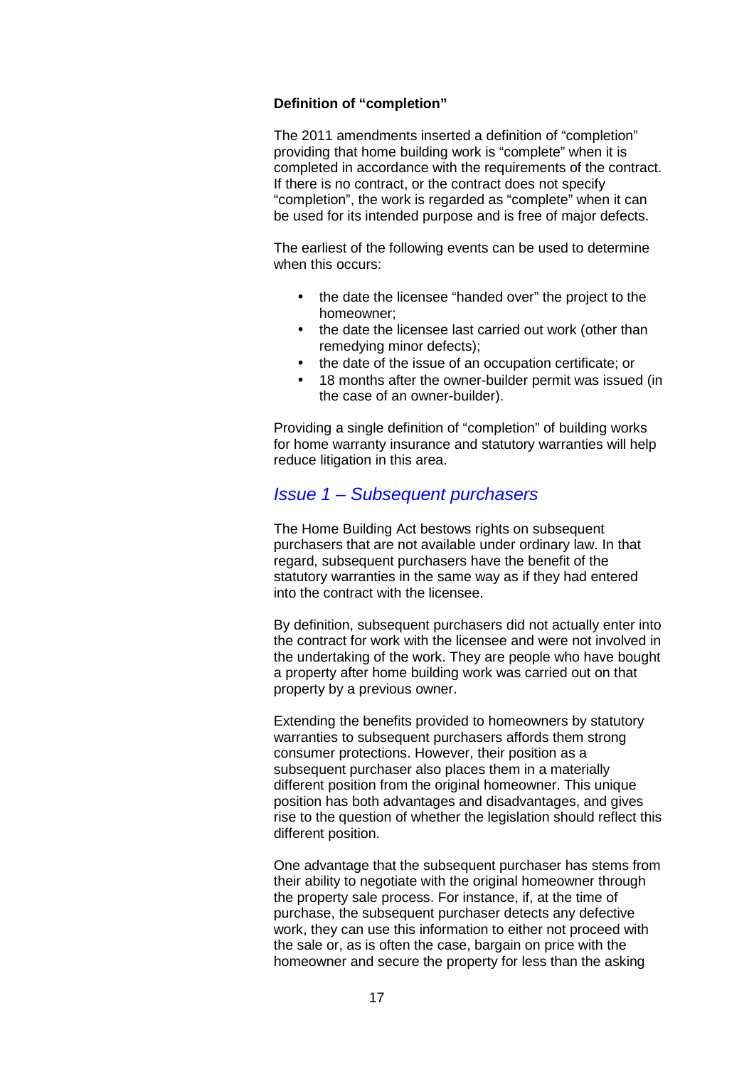**Definition of "completion"**

The 2011 amendments inserted a definition of "completion" providing that home building work is "complete" when it is completed in accordance with the requirements of the contract. If there is no contract, or the contract does not specify "completion", the work is regarded as "complete" when it can be used for its intended purpose and is free of major defects.

The earliest of the following events can be used to determine when this occurs:

- the date the licensee "handed over" the project to the homeowner;
- the date the licensee last carried out work (other than remedying minor defects);
- the date of the issue of an occupation certificate; or
- 18 months after the owner-builder permit was issued (in the case of an owner-builder).

Providing a single definition of "completion" of building works for home warranty insurance and statutory warranties will help reduce litigation in this area.

## *Issue 1 – Subsequent purchasers*

The Home Building Act bestows rights on subsequent purchasers that are not available under ordinary law. In that regard, subsequent purchasers have the benefit of the statutory warranties in the same way as if they had entered into the contract with the licensee.

By definition, subsequent purchasers did not actually enter into the contract for work with the licensee and were not involved in the undertaking of the work. They are people who have bought a property after home building work was carried out on that property by a previous owner.

Extending the benefits provided to homeowners by statutory warranties to subsequent purchasers affords them strong consumer protections. However, their position as a subsequent purchaser also places them in a materially different position from the original homeowner. This unique position has both advantages and disadvantages, and gives rise to the question of whether the legislation should reflect this different position.

One advantage that the subsequent purchaser has stems from their ability to negotiate with the original homeowner through the property sale process. For instance, if, at the time of purchase, the subsequent purchaser detects any defective work, they can use this information to either not proceed with the sale or, as is often the case, bargain on price with the homeowner and secure the property for less than the asking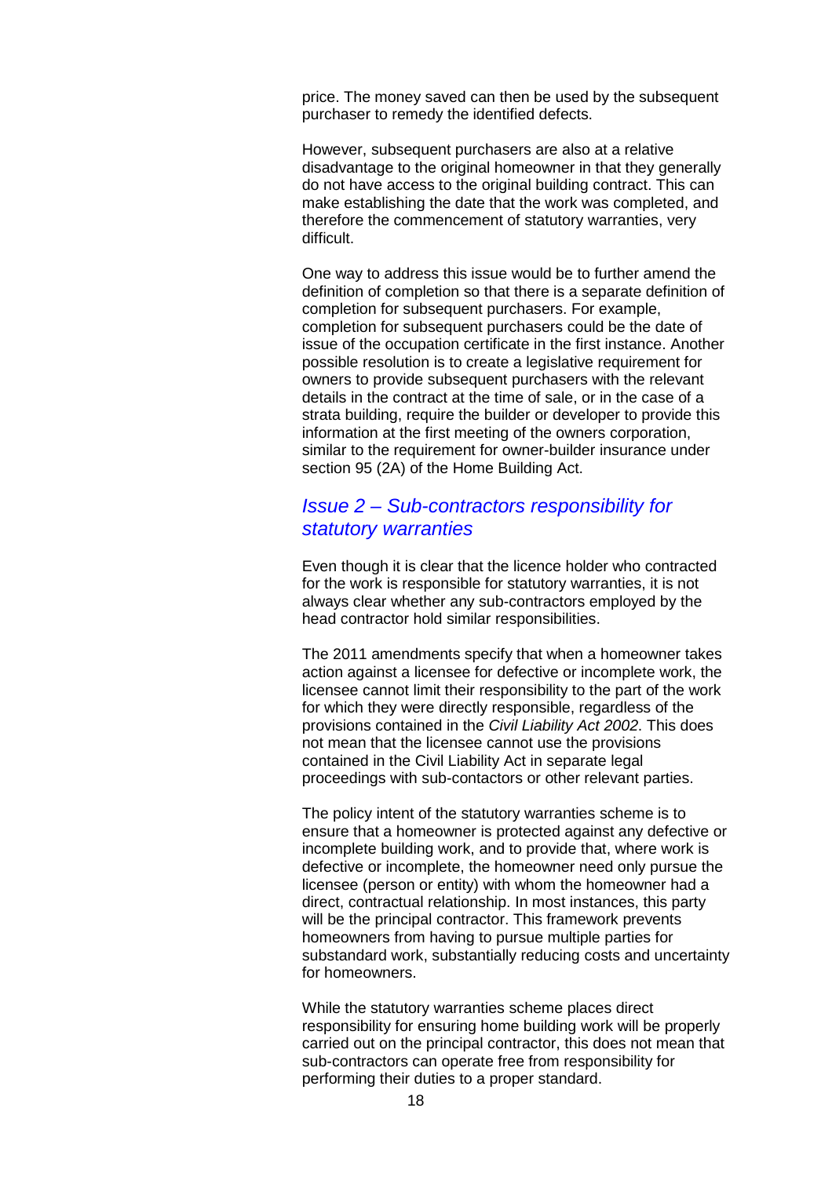price. The money saved can then be used by the subsequent purchaser to remedy the identified defects.

However, subsequent purchasers are also at a relative disadvantage to the original homeowner in that they generally do not have access to the original building contract. This can make establishing the date that the work was completed, and therefore the commencement of statutory warranties, very difficult.

One way to address this issue would be to further amend the definition of completion so that there is a separate definition of completion for subsequent purchasers. For example, completion for subsequent purchasers could be the date of issue of the occupation certificate in the first instance. Another possible resolution is to create a legislative requirement for owners to provide subsequent purchasers with the relevant details in the contract at the time of sale, or in the case of a strata building, require the builder or developer to provide this information at the first meeting of the owners corporation, similar to the requirement for owner-builder insurance under section 95 (2A) of the Home Building Act.

## *Issue 2 – Sub-contractors responsibility for statutory warranties*

Even though it is clear that the licence holder who contracted for the work is responsible for statutory warranties, it is not always clear whether any sub-contractors employed by the head contractor hold similar responsibilities.

The 2011 amendments specify that when a homeowner takes action against a licensee for defective or incomplete work, the licensee cannot limit their responsibility to the part of the work for which they were directly responsible, regardless of the provisions contained in the *Civil Liability Act 2002*. This does not mean that the licensee cannot use the provisions contained in the Civil Liability Act in separate legal proceedings with sub-contactors or other relevant parties.

The policy intent of the statutory warranties scheme is to ensure that a homeowner is protected against any defective or incomplete building work, and to provide that, where work is defective or incomplete, the homeowner need only pursue the licensee (person or entity) with whom the homeowner had a direct, contractual relationship. In most instances, this party will be the principal contractor. This framework prevents homeowners from having to pursue multiple parties for substandard work, substantially reducing costs and uncertainty for homeowners.

While the statutory warranties scheme places direct responsibility for ensuring home building work will be properly carried out on the principal contractor, this does not mean that sub-contractors can operate free from responsibility for performing their duties to a proper standard.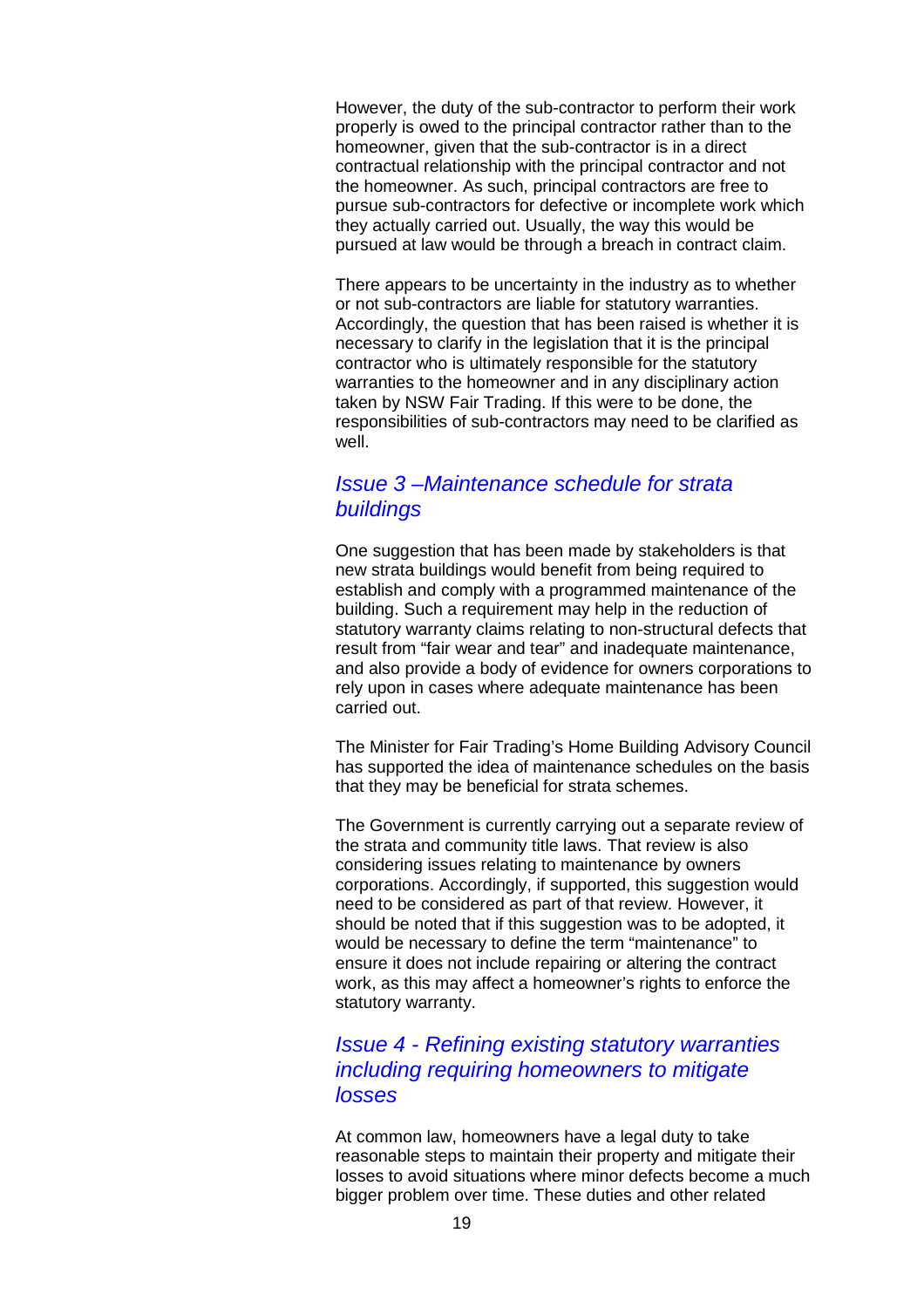However, the duty of the sub-contractor to perform their work properly is owed to the principal contractor rather than to the homeowner, given that the sub-contractor is in a direct contractual relationship with the principal contractor and not the homeowner. As such, principal contractors are free to pursue sub-contractors for defective or incomplete work which they actually carried out. Usually, the way this would be pursued at law would be through a breach in contract claim.

There appears to be uncertainty in the industry as to whether or not sub-contractors are liable for statutory warranties. Accordingly, the question that has been raised is whether it is necessary to clarify in the legislation that it is the principal contractor who is ultimately responsible for the statutory warranties to the homeowner and in any disciplinary action taken by NSW Fair Trading. If this were to be done, the responsibilities of sub-contractors may need to be clarified as well.

## *Issue 3 –Maintenance schedule for strata buildings*

One suggestion that has been made by stakeholders is that new strata buildings would benefit from being required to establish and comply with a programmed maintenance of the building. Such a requirement may help in the reduction of statutory warranty claims relating to non-structural defects that result from "fair wear and tear" and inadequate maintenance, and also provide a body of evidence for owners corporations to rely upon in cases where adequate maintenance has been carried out.

The Minister for Fair Trading's Home Building Advisory Council has supported the idea of maintenance schedules on the basis that they may be beneficial for strata schemes.

The Government is currently carrying out a separate review of the strata and community title laws. That review is also considering issues relating to maintenance by owners corporations. Accordingly, if supported, this suggestion would need to be considered as part of that review. However, it should be noted that if this suggestion was to be adopted, it would be necessary to define the term "maintenance" to ensure it does not include repairing or altering the contract work, as this may affect a homeowner's rights to enforce the statutory warranty.

## *Issue 4 - Refining existing statutory warranties including requiring homeowners to mitigate losses*

At common law, homeowners have a legal duty to take reasonable steps to maintain their property and mitigate their losses to avoid situations where minor defects become a much bigger problem over time. These duties and other related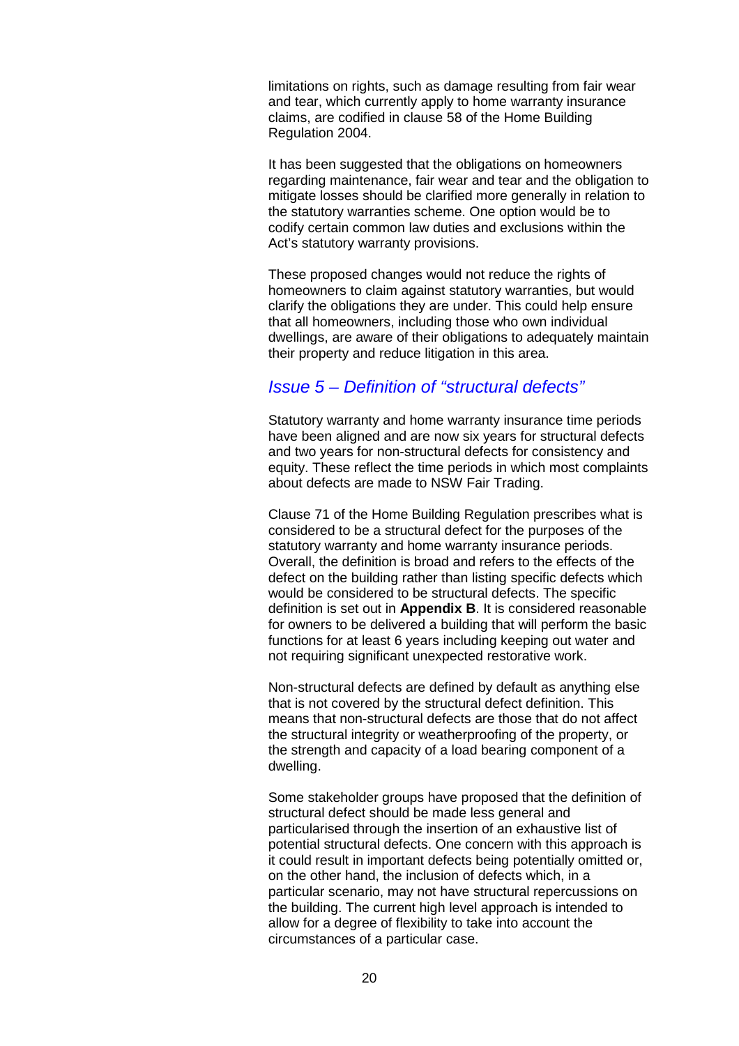limitations on rights, such as damage resulting from fair wear and tear, which currently apply to home warranty insurance claims, are codified in clause 58 of the Home Building Regulation 2004.

It has been suggested that the obligations on homeowners regarding maintenance, fair wear and tear and the obligation to mitigate losses should be clarified more generally in relation to the statutory warranties scheme. One option would be to codify certain common law duties and exclusions within the Act's statutory warranty provisions.

These proposed changes would not reduce the rights of homeowners to claim against statutory warranties, but would clarify the obligations they are under. This could help ensure that all homeowners, including those who own individual dwellings, are aware of their obligations to adequately maintain their property and reduce litigation in this area.

## *Issue 5 – Definition of "structural defects"*

Statutory warranty and home warranty insurance time periods have been aligned and are now six years for structural defects and two years for non-structural defects for consistency and equity. These reflect the time periods in which most complaints about defects are made to NSW Fair Trading.

Clause 71 of the Home Building Regulation prescribes what is considered to be a structural defect for the purposes of the statutory warranty and home warranty insurance periods. Overall, the definition is broad and refers to the effects of the defect on the building rather than listing specific defects which would be considered to be structural defects. The specific definition is set out in **Appendix B**. It is considered reasonable for owners to be delivered a building that will perform the basic functions for at least 6 years including keeping out water and not requiring significant unexpected restorative work.

Non-structural defects are defined by default as anything else that is not covered by the structural defect definition. This means that non-structural defects are those that do not affect the structural integrity or weatherproofing of the property, or the strength and capacity of a load bearing component of a dwelling.

Some stakeholder groups have proposed that the definition of structural defect should be made less general and particularised through the insertion of an exhaustive list of potential structural defects. One concern with this approach is it could result in important defects being potentially omitted or, on the other hand, the inclusion of defects which, in a particular scenario, may not have structural repercussions on the building. The current high level approach is intended to allow for a degree of flexibility to take into account the circumstances of a particular case.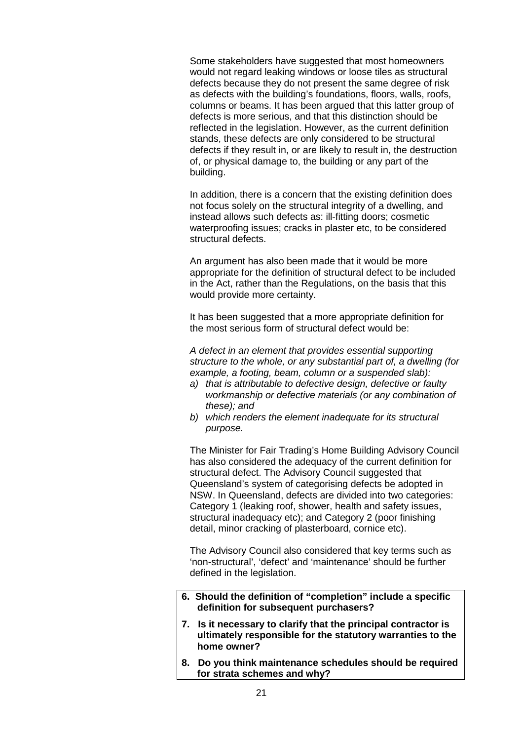Some stakeholders have suggested that most homeowners would not regard leaking windows or loose tiles as structural defects because they do not present the same degree of risk as defects with the building's foundations, floors, walls, roofs, columns or beams. It has been argued that this latter group of defects is more serious, and that this distinction should be reflected in the legislation. However, as the current definition stands, these defects are only considered to be structural defects if they result in, or are likely to result in, the destruction of, or physical damage to, the building or any part of the building.

In addition, there is a concern that the existing definition does not focus solely on the structural integrity of a dwelling, and instead allows such defects as: ill-fitting doors; cosmetic waterproofing issues; cracks in plaster etc, to be considered structural defects.

An argument has also been made that it would be more appropriate for the definition of structural defect to be included in the Act, rather than the Regulations, on the basis that this would provide more certainty.

It has been suggested that a more appropriate definition for the most serious form of structural defect would be:

*A defect in an element that provides essential supporting structure to the whole, or any substantial part of, a dwelling (for example, a footing, beam, column or a suspended slab):*

a) *that is attributable to defective design, defective or faulty workmanship or defective materials (or any combination of these); and*
b) *which renders the element inadequate for its structural purpose.*

The Minister for Fair Trading's Home Building Advisory Council has also considered the adequacy of the current definition for structural defect. The Advisory Council suggested that Queensland's system of categorising defects be adopted in NSW. In Queensland, defects are divided into two categories: Category 1 (leaking roof, shower, health and safety issues, structural inadequacy etc); and Category 2 (poor finishing detail, minor cracking of plasterboard, cornice etc).

The Advisory Council also considered that key terms such as 'non-structural', 'defect' and 'maintenance' should be further defined in the legislation.

**6. Should the definition of "completion" include a specific definition for subsequent purchasers?**

**7. Is it necessary to clarify that the principal contractor is ultimately responsible for the statutory warranties to the home owner?**

**8. Do you think maintenance schedules should be required for strata schemes and why?**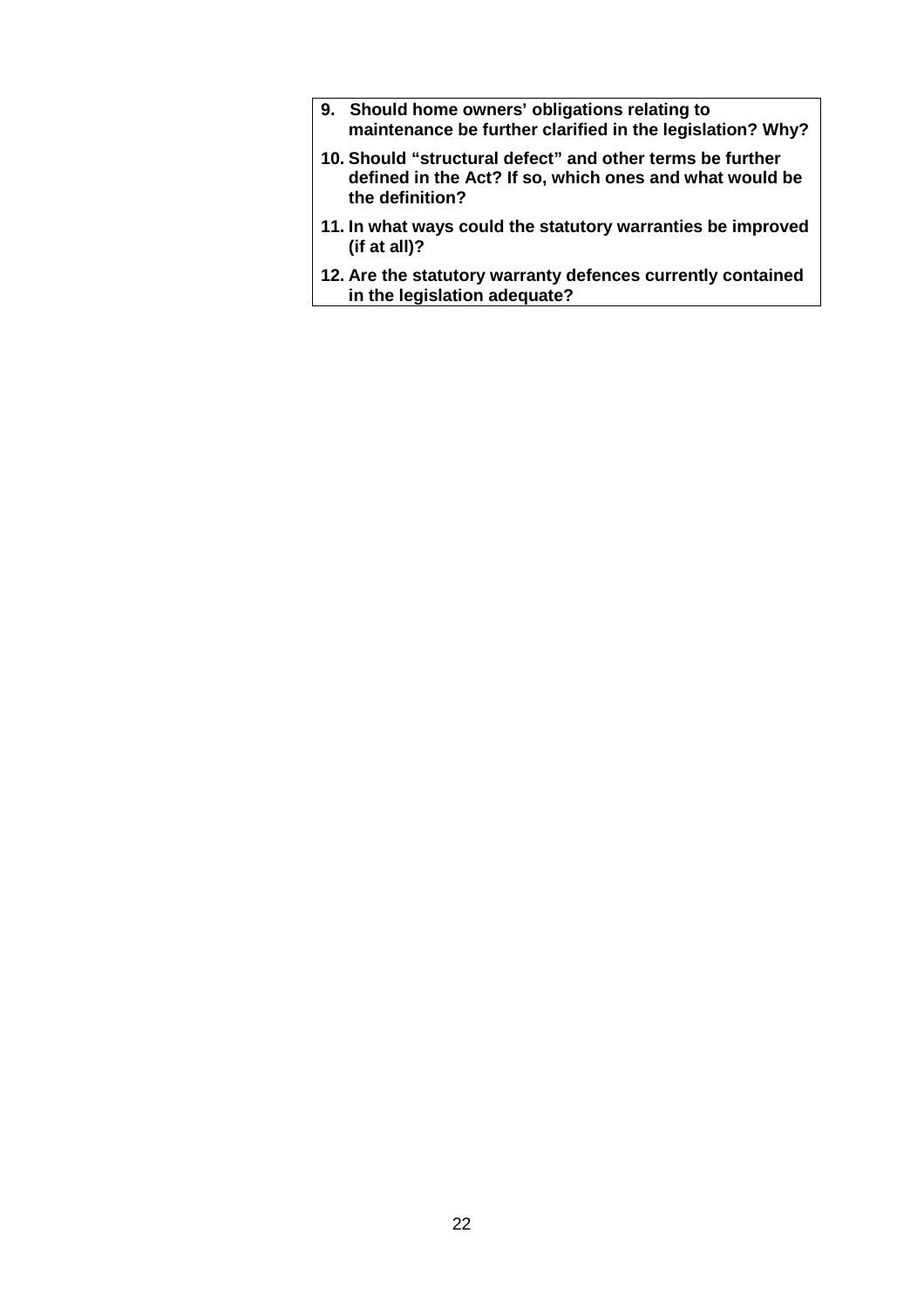**9. Should home owners' obligations relating to maintenance be further clarified in the legislation? Why?**

**10. Should "structural defect" and other terms be further defined in the Act? If so, which ones and what would be the definition?**

**11. In what ways could the statutory warranties be improved (if at all)?**

**12. Are the statutory warranty defences currently contained in the legislation adequate?**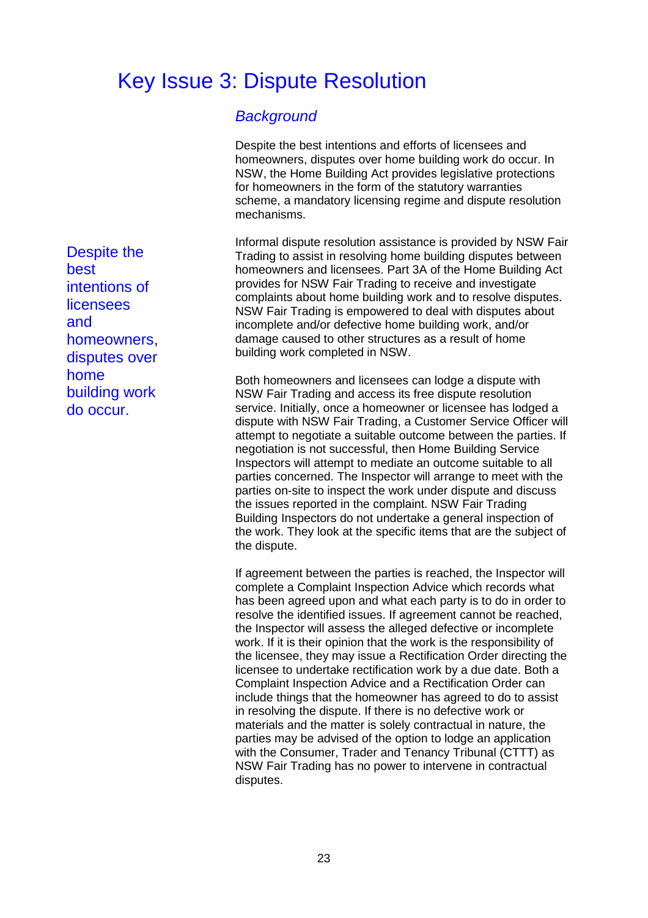# Key Issue 3: Dispute Resolution

## *Background*

Despite the best intentions and efforts of licensees and homeowners, disputes over home building work do occur. In NSW, the Home Building Act provides legislative protections for homeowners in the form of the statutory warranties scheme, a mandatory licensing regime and dispute resolution mechanisms.

> Despite the best intentions of licensees and homeowners, disputes over home building work do occur.

Informal dispute resolution assistance is provided by NSW Fair Trading to assist in resolving home building disputes between homeowners and licensees. Part 3A of the Home Building Act provides for NSW Fair Trading to receive and investigate complaints about home building work and to resolve disputes. NSW Fair Trading is empowered to deal with disputes about incomplete and/or defective home building work, and/or damage caused to other structures as a result of home building work completed in NSW.

Both homeowners and licensees can lodge a dispute with NSW Fair Trading and access its free dispute resolution service. Initially, once a homeowner or licensee has lodged a dispute with NSW Fair Trading, a Customer Service Officer will attempt to negotiate a suitable outcome between the parties. If negotiation is not successful, then Home Building Service Inspectors will attempt to mediate an outcome suitable to all parties concerned. The Inspector will arrange to meet with the parties on-site to inspect the work under dispute and discuss the issues reported in the complaint. NSW Fair Trading Building Inspectors do not undertake a general inspection of the work. They look at the specific items that are the subject of the dispute.

If agreement between the parties is reached, the Inspector will complete a Complaint Inspection Advice which records what has been agreed upon and what each party is to do in order to resolve the identified issues. If agreement cannot be reached, the Inspector will assess the alleged defective or incomplete work. If it is their opinion that the work is the responsibility of the licensee, they may issue a Rectification Order directing the licensee to undertake rectification work by a due date. Both a Complaint Inspection Advice and a Rectification Order can include things that the homeowner has agreed to do to assist in resolving the dispute. If there is no defective work or materials and the matter is solely contractual in nature, the parties may be advised of the option to lodge an application with the Consumer, Trader and Tenancy Tribunal (CTTT) as NSW Fair Trading has no power to intervene in contractual disputes.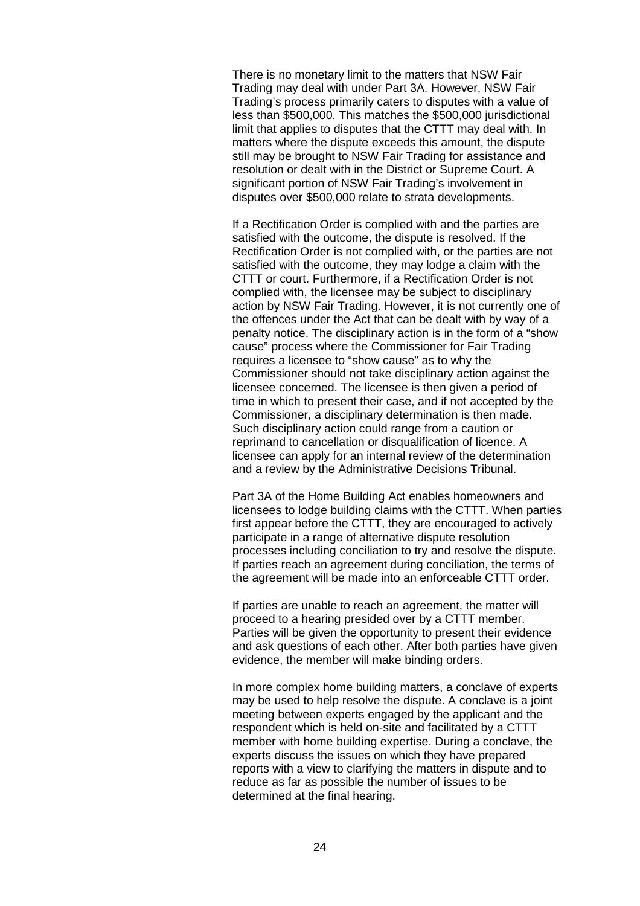There is no monetary limit to the matters that NSW Fair Trading may deal with under Part 3A. However, NSW Fair Trading's process primarily caters to disputes with a value of less than $500,000. This matches the $500,000 jurisdictional limit that applies to disputes that the CTTT may deal with. In matters where the dispute exceeds this amount, the dispute still may be brought to NSW Fair Trading for assistance and resolution or dealt with in the District or Supreme Court. A significant portion of NSW Fair Trading's involvement in disputes over $500,000 relate to strata developments.

If a Rectification Order is complied with and the parties are satisfied with the outcome, the dispute is resolved. If the Rectification Order is not complied with, or the parties are not satisfied with the outcome, they may lodge a claim with the CTTT or court. Furthermore, if a Rectification Order is not complied with, the licensee may be subject to disciplinary action by NSW Fair Trading. However, it is not currently one of the offences under the Act that can be dealt with by way of a penalty notice. The disciplinary action is in the form of a "show cause" process where the Commissioner for Fair Trading requires a licensee to "show cause" as to why the Commissioner should not take disciplinary action against the licensee concerned. The licensee is then given a period of time in which to present their case, and if not accepted by the Commissioner, a disciplinary determination is then made. Such disciplinary action could range from a caution or reprimand to cancellation or disqualification of licence. A licensee can apply for an internal review of the determination and a review by the Administrative Decisions Tribunal.

Part 3A of the Home Building Act enables homeowners and licensees to lodge building claims with the CTTT. When parties first appear before the CTTT, they are encouraged to actively participate in a range of alternative dispute resolution processes including conciliation to try and resolve the dispute. If parties reach an agreement during conciliation, the terms of the agreement will be made into an enforceable CTTT order.

If parties are unable to reach an agreement, the matter will proceed to a hearing presided over by a CTTT member. Parties will be given the opportunity to present their evidence and ask questions of each other. After both parties have given evidence, the member will make binding orders.

In more complex home building matters, a conclave of experts may be used to help resolve the dispute. A conclave is a joint meeting between experts engaged by the applicant and the respondent which is held on-site and facilitated by a CTTT member with home building expertise. During a conclave, the experts discuss the issues on which they have prepared reports with a view to clarifying the matters in dispute and to reduce as far as possible the number of issues to be determined at the final hearing.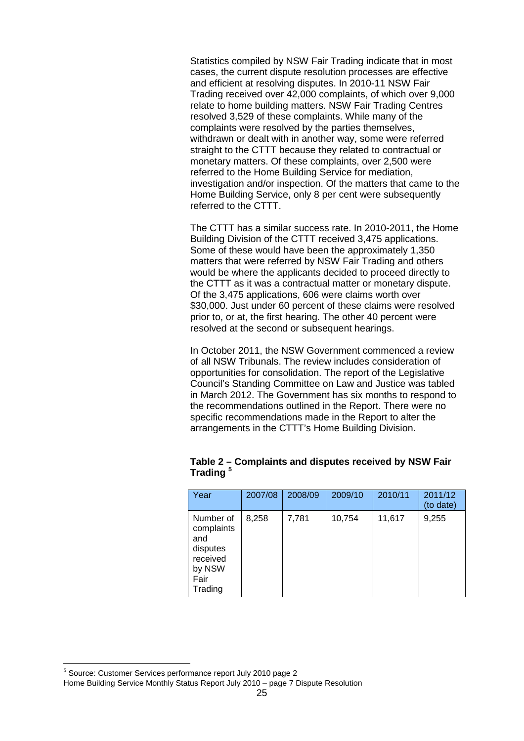Statistics compiled by NSW Fair Trading indicate that in most cases, the current dispute resolution processes are effective and efficient at resolving disputes. In 2010-11 NSW Fair Trading received over 42,000 complaints, of which over 9,000 relate to home building matters. NSW Fair Trading Centres resolved 3,529 of these complaints. While many of the complaints were resolved by the parties themselves, withdrawn or dealt with in another way, some were referred straight to the CTTT because they related to contractual or monetary matters. Of these complaints, over 2,500 were referred to the Home Building Service for mediation, investigation and/or inspection. Of the matters that came to the Home Building Service, only 8 per cent were subsequently referred to the CTTT.

The CTTT has a similar success rate. In 2010-2011, the Home Building Division of the CTTT received 3,475 applications. Some of these would have been the approximately 1,350 matters that were referred by NSW Fair Trading and others would be where the applicants decided to proceed directly to the CTTT as it was a contractual matter or monetary dispute. Of the 3,475 applications, 606 were claims worth over $30,000. Just under 60 percent of these claims were resolved prior to, or at, the first hearing. The other 40 percent were resolved at the second or subsequent hearings.

In October 2011, the NSW Government commenced a review of all NSW Tribunals. The review includes consideration of opportunities for consolidation. The report of the Legislative Council's Standing Committee on Law and Justice was tabled in March 2012. The Government has six months to respond to the recommendations outlined in the Report. There were no specific recommendations made in the Report to alter the arrangements in the CTTT's Home Building Division.

**Table 2 – Complaints and disputes received by NSW Fair Trading [5]**

| Year | 2007/08 | 2008/09 | 2009/10 | 2010/11 | 2011/12 (to date) |
|---|---|---|---|---|---|
| Number of complaints and disputes received by NSW Fair Trading | 8,258 | 7,781 | 10,754 | 11,617 | 9,255 |

[5] Source: Customer Services performance report July 2010 page 2
Home Building Service Monthly Status Report July 2010 – page 7 Dispute Resolution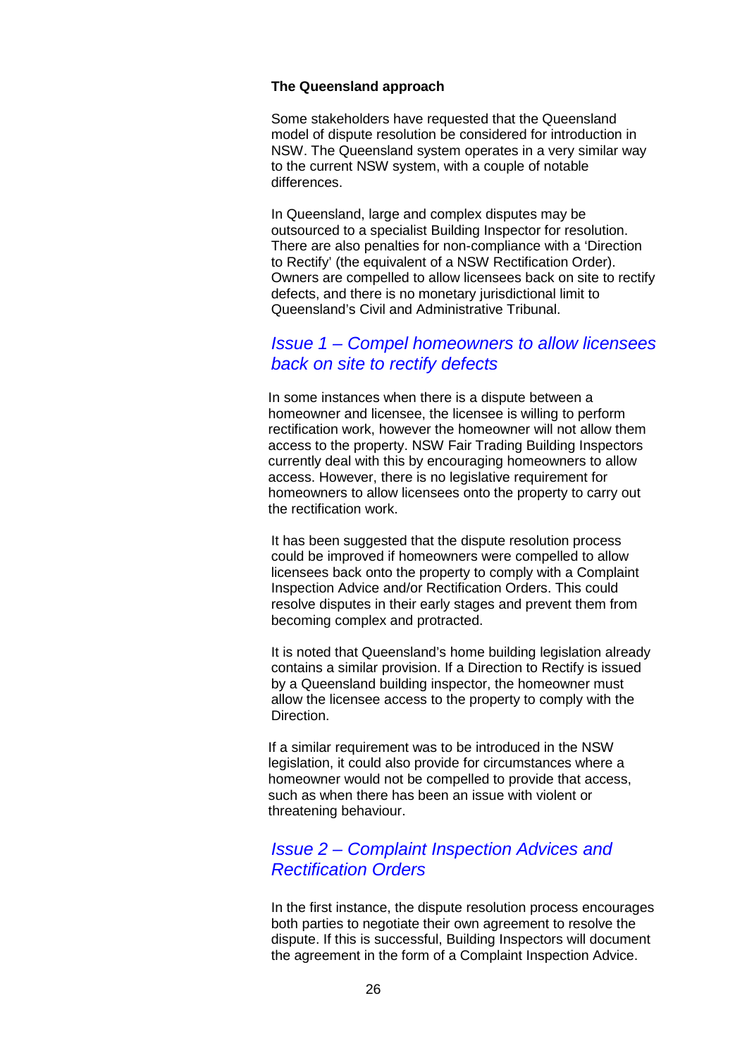**The Queensland approach**

Some stakeholders have requested that the Queensland model of dispute resolution be considered for introduction in NSW. The Queensland system operates in a very similar way to the current NSW system, with a couple of notable differences.

In Queensland, large and complex disputes may be outsourced to a specialist Building Inspector for resolution. There are also penalties for non-compliance with a 'Direction to Rectify' (the equivalent of a NSW Rectification Order). Owners are compelled to allow licensees back on site to rectify defects, and there is no monetary jurisdictional limit to Queensland's Civil and Administrative Tribunal.

## *Issue 1 – Compel homeowners to allow licensees back on site to rectify defects*

In some instances when there is a dispute between a homeowner and licensee, the licensee is willing to perform rectification work, however the homeowner will not allow them access to the property. NSW Fair Trading Building Inspectors currently deal with this by encouraging homeowners to allow access. However, there is no legislative requirement for homeowners to allow licensees onto the property to carry out the rectification work.

It has been suggested that the dispute resolution process could be improved if homeowners were compelled to allow licensees back onto the property to comply with a Complaint Inspection Advice and/or Rectification Orders. This could resolve disputes in their early stages and prevent them from becoming complex and protracted.

It is noted that Queensland's home building legislation already contains a similar provision. If a Direction to Rectify is issued by a Queensland building inspector, the homeowner must allow the licensee access to the property to comply with the Direction.

If a similar requirement was to be introduced in the NSW legislation, it could also provide for circumstances where a homeowner would not be compelled to provide that access, such as when there has been an issue with violent or threatening behaviour.

## *Issue 2 – Complaint Inspection Advices and Rectification Orders*

In the first instance, the dispute resolution process encourages both parties to negotiate their own agreement to resolve the dispute. If this is successful, Building Inspectors will document the agreement in the form of a Complaint Inspection Advice.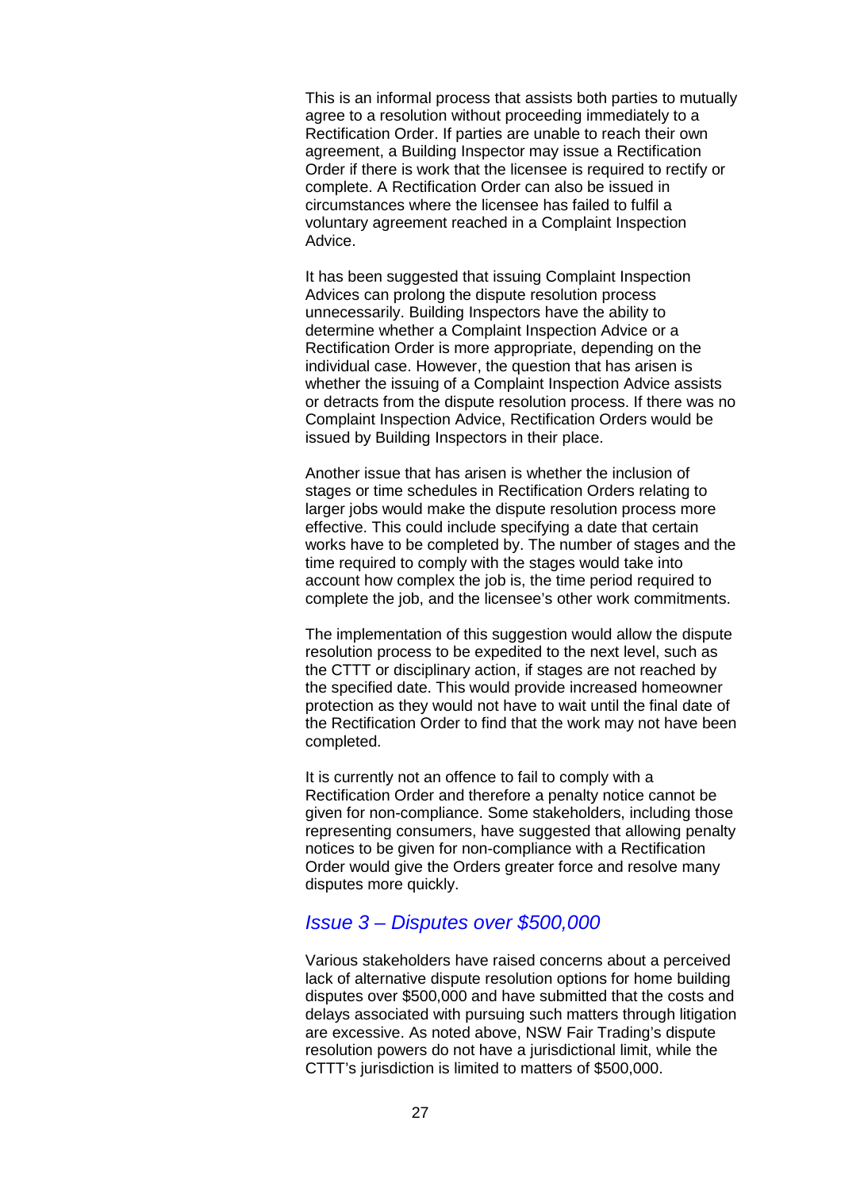This is an informal process that assists both parties to mutually agree to a resolution without proceeding immediately to a Rectification Order. If parties are unable to reach their own agreement, a Building Inspector may issue a Rectification Order if there is work that the licensee is required to rectify or complete. A Rectification Order can also be issued in circumstances where the licensee has failed to fulfil a voluntary agreement reached in a Complaint Inspection Advice.

It has been suggested that issuing Complaint Inspection Advices can prolong the dispute resolution process unnecessarily. Building Inspectors have the ability to determine whether a Complaint Inspection Advice or a Rectification Order is more appropriate, depending on the individual case. However, the question that has arisen is whether the issuing of a Complaint Inspection Advice assists or detracts from the dispute resolution process. If there was no Complaint Inspection Advice, Rectification Orders would be issued by Building Inspectors in their place.

Another issue that has arisen is whether the inclusion of stages or time schedules in Rectification Orders relating to larger jobs would make the dispute resolution process more effective. This could include specifying a date that certain works have to be completed by. The number of stages and the time required to comply with the stages would take into account how complex the job is, the time period required to complete the job, and the licensee's other work commitments.

The implementation of this suggestion would allow the dispute resolution process to be expedited to the next level, such as the CTTT or disciplinary action, if stages are not reached by the specified date. This would provide increased homeowner protection as they would not have to wait until the final date of the Rectification Order to find that the work may not have been completed.

It is currently not an offence to fail to comply with a Rectification Order and therefore a penalty notice cannot be given for non-compliance. Some stakeholders, including those representing consumers, have suggested that allowing penalty notices to be given for non-compliance with a Rectification Order would give the Orders greater force and resolve many disputes more quickly.

### *Issue 3 – Disputes over $500,000*

Various stakeholders have raised concerns about a perceived lack of alternative dispute resolution options for home building disputes over $500,000 and have submitted that the costs and delays associated with pursuing such matters through litigation are excessive. As noted above, NSW Fair Trading's dispute resolution powers do not have a jurisdictional limit, while the CTTT's jurisdiction is limited to matters of $500,000.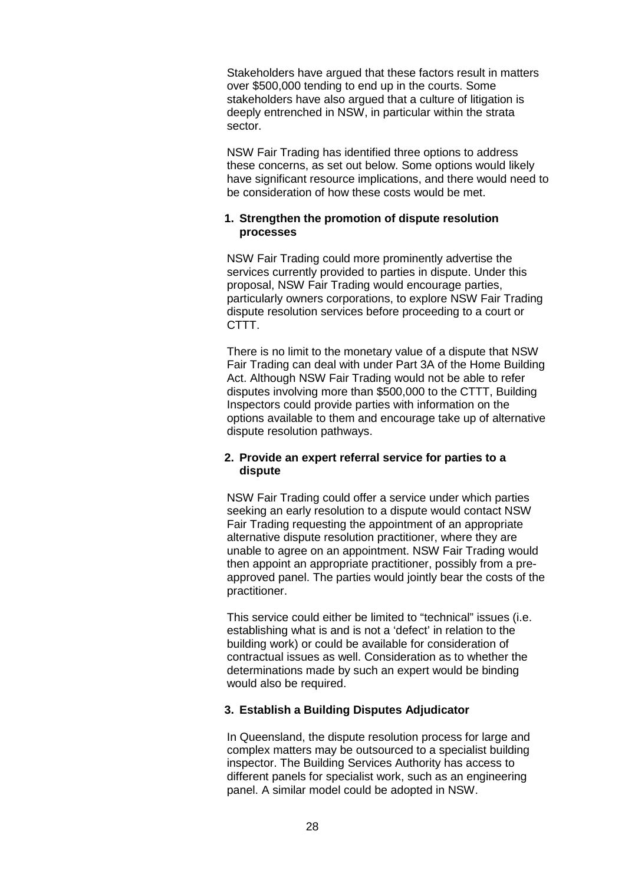Stakeholders have argued that these factors result in matters over $500,000 tending to end up in the courts. Some stakeholders have also argued that a culture of litigation is deeply entrenched in NSW, in particular within the strata sector.

NSW Fair Trading has identified three options to address these concerns, as set out below. Some options would likely have significant resource implications, and there would need to be consideration of how these costs would be met.

1. **Strengthen the promotion of dispute resolution processes**

NSW Fair Trading could more prominently advertise the services currently provided to parties in dispute. Under this proposal, NSW Fair Trading would encourage parties, particularly owners corporations, to explore NSW Fair Trading dispute resolution services before proceeding to a court or CTTT.

There is no limit to the monetary value of a dispute that NSW Fair Trading can deal with under Part 3A of the Home Building Act. Although NSW Fair Trading would not be able to refer disputes involving more than $500,000 to the CTTT, Building Inspectors could provide parties with information on the options available to them and encourage take up of alternative dispute resolution pathways.

2. **Provide an expert referral service for parties to a dispute**

NSW Fair Trading could offer a service under which parties seeking an early resolution to a dispute would contact NSW Fair Trading requesting the appointment of an appropriate alternative dispute resolution practitioner, where they are unable to agree on an appointment. NSW Fair Trading would then appoint an appropriate practitioner, possibly from a pre-approved panel. The parties would jointly bear the costs of the practitioner.

This service could either be limited to "technical" issues (i.e. establishing what is and is not a 'defect' in relation to the building work) or could be available for consideration of contractual issues as well. Consideration as to whether the determinations made by such an expert would be binding would also be required.

3. **Establish a Building Disputes Adjudicator**

In Queensland, the dispute resolution process for large and complex matters may be outsourced to a specialist building inspector. The Building Services Authority has access to different panels for specialist work, such as an engineering panel. A similar model could be adopted in NSW.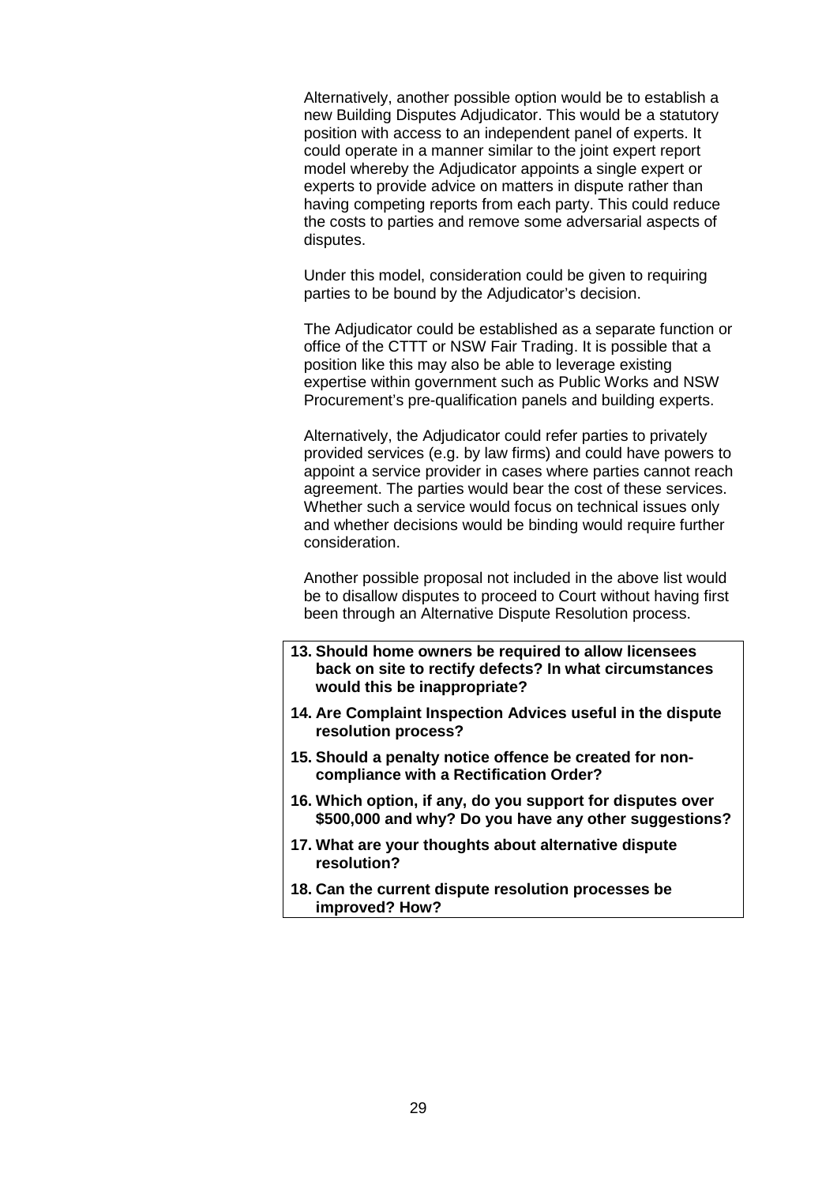Alternatively, another possible option would be to establish a new Building Disputes Adjudicator. This would be a statutory position with access to an independent panel of experts. It could operate in a manner similar to the joint expert report model whereby the Adjudicator appoints a single expert or experts to provide advice on matters in dispute rather than having competing reports from each party. This could reduce the costs to parties and remove some adversarial aspects of disputes.

Under this model, consideration could be given to requiring parties to be bound by the Adjudicator's decision.

The Adjudicator could be established as a separate function or office of the CTTT or NSW Fair Trading. It is possible that a position like this may also be able to leverage existing expertise within government such as Public Works and NSW Procurement's pre-qualification panels and building experts.

Alternatively, the Adjudicator could refer parties to privately provided services (e.g. by law firms) and could have powers to appoint a service provider in cases where parties cannot reach agreement. The parties would bear the cost of these services. Whether such a service would focus on technical issues only and whether decisions would be binding would require further consideration.

Another possible proposal not included in the above list would be to disallow disputes to proceed to Court without having first been through an Alternative Dispute Resolution process.

**13. Should home owners be required to allow licensees back on site to rectify defects? In what circumstances would this be inappropriate?**

**14. Are Complaint Inspection Advices useful in the dispute resolution process?**

**15. Should a penalty notice offence be created for non-compliance with a Rectification Order?**

**16. Which option, if any, do you support for disputes over $500,000 and why? Do you have any other suggestions?**

**17. What are your thoughts about alternative dispute resolution?**

**18. Can the current dispute resolution processes be improved? How?**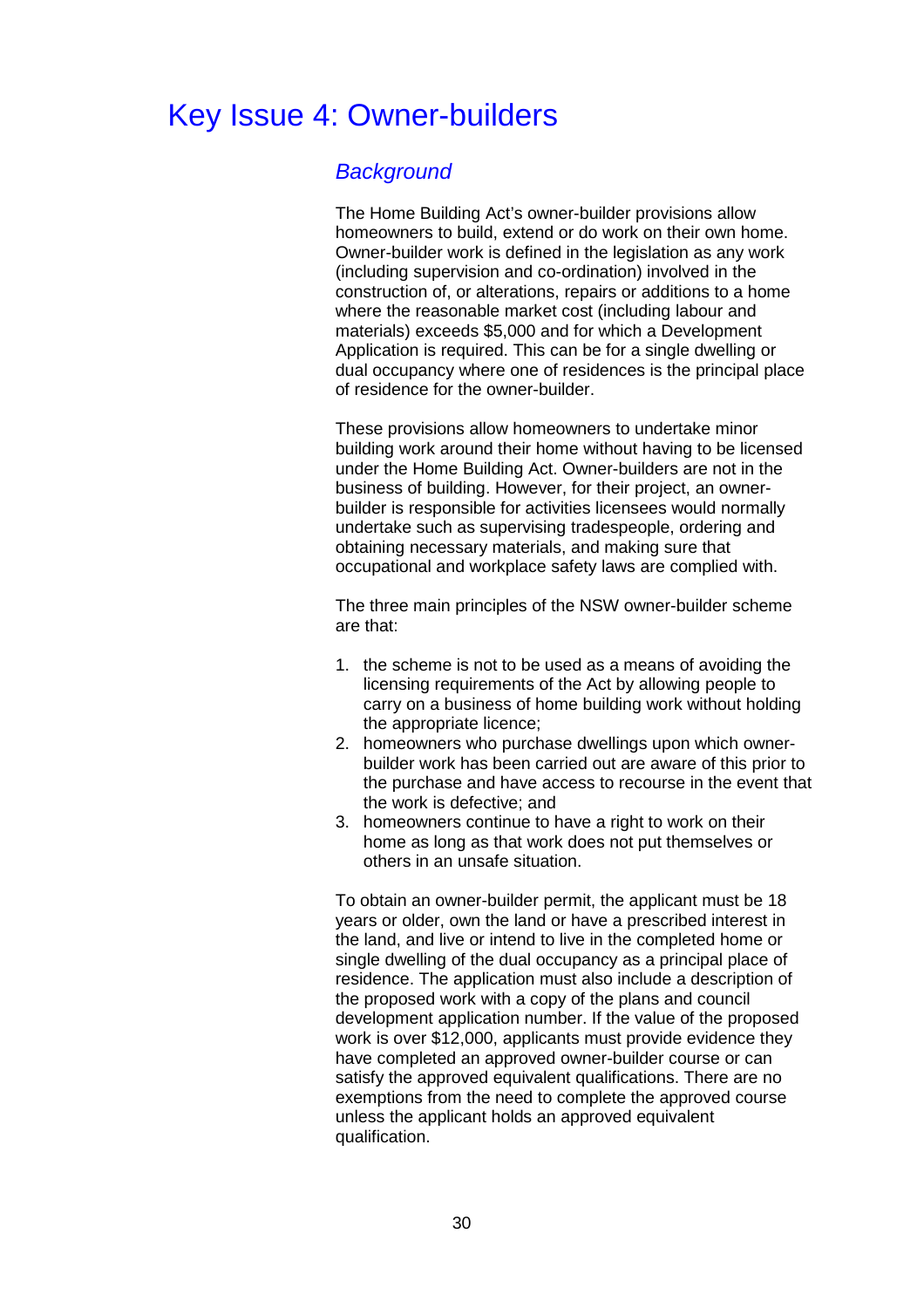# Key Issue 4: Owner-builders

## *Background*

The Home Building Act's owner-builder provisions allow homeowners to build, extend or do work on their own home. Owner-builder work is defined in the legislation as any work (including supervision and co-ordination) involved in the construction of, or alterations, repairs or additions to a home where the reasonable market cost (including labour and materials) exceeds $5,000 and for which a Development Application is required. This can be for a single dwelling or dual occupancy where one of residences is the principal place of residence for the owner-builder.

These provisions allow homeowners to undertake minor building work around their home without having to be licensed under the Home Building Act. Owner-builders are not in the business of building. However, for their project, an owner-builder is responsible for activities licensees would normally undertake such as supervising tradespeople, ordering and obtaining necessary materials, and making sure that occupational and workplace safety laws are complied with.

The three main principles of the NSW owner-builder scheme are that:

1. the scheme is not to be used as a means of avoiding the licensing requirements of the Act by allowing people to carry on a business of home building work without holding the appropriate licence;
2. homeowners who purchase dwellings upon which owner-builder work has been carried out are aware of this prior to the purchase and have access to recourse in the event that the work is defective; and
3. homeowners continue to have a right to work on their home as long as that work does not put themselves or others in an unsafe situation.

To obtain an owner-builder permit, the applicant must be 18 years or older, own the land or have a prescribed interest in the land, and live or intend to live in the completed home or single dwelling of the dual occupancy as a principal place of residence. The application must also include a description of the proposed work with a copy of the plans and council development application number. If the value of the proposed work is over $12,000, applicants must provide evidence they have completed an approved owner-builder course or can satisfy the approved equivalent qualifications. There are no exemptions from the need to complete the approved course unless the applicant holds an approved equivalent qualification.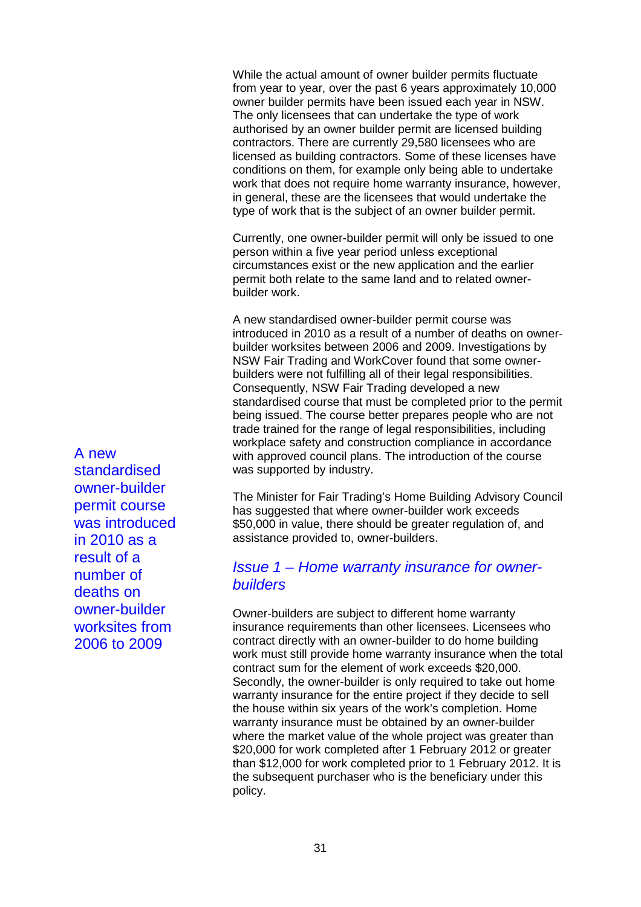While the actual amount of owner builder permits fluctuate from year to year, over the past 6 years approximately 10,000 owner builder permits have been issued each year in NSW. The only licensees that can undertake the type of work authorised by an owner builder permit are licensed building contractors. There are currently 29,580 licensees who are licensed as building contractors. Some of these licenses have conditions on them, for example only being able to undertake work that does not require home warranty insurance, however, in general, these are the licensees that would undertake the type of work that is the subject of an owner builder permit.

Currently, one owner-builder permit will only be issued to one person within a five year period unless exceptional circumstances exist or the new application and the earlier permit both relate to the same land and to related owner-builder work.

A new standardised owner-builder permit course was introduced in 2010 as a result of a number of deaths on owner-builder worksites between 2006 and 2009. Investigations by NSW Fair Trading and WorkCover found that some owner-builders were not fulfilling all of their legal responsibilities. Consequently, NSW Fair Trading developed a new standardised course that must be completed prior to the permit being issued. The course better prepares people who are not trade trained for the range of legal responsibilities, including workplace safety and construction compliance in accordance with approved council plans. The introduction of the course was supported by industry.

A new standardised owner-builder permit course was introduced in 2010 as a result of a number of deaths on owner-builder worksites from 2006 to 2009

The Minister for Fair Trading's Home Building Advisory Council has suggested that where owner-builder work exceeds $50,000 in value, there should be greater regulation of, and assistance provided to, owner-builders.

### *Issue 1 – Home warranty insurance for owner-builders*

Owner-builders are subject to different home warranty insurance requirements than other licensees. Licensees who contract directly with an owner-builder to do home building work must still provide home warranty insurance when the total contract sum for the element of work exceeds $20,000. Secondly, the owner-builder is only required to take out home warranty insurance for the entire project if they decide to sell the house within six years of the work's completion. Home warranty insurance must be obtained by an owner-builder where the market value of the whole project was greater than $20,000 for work completed after 1 February 2012 or greater than $12,000 for work completed prior to 1 February 2012. It is the subsequent purchaser who is the beneficiary under this policy.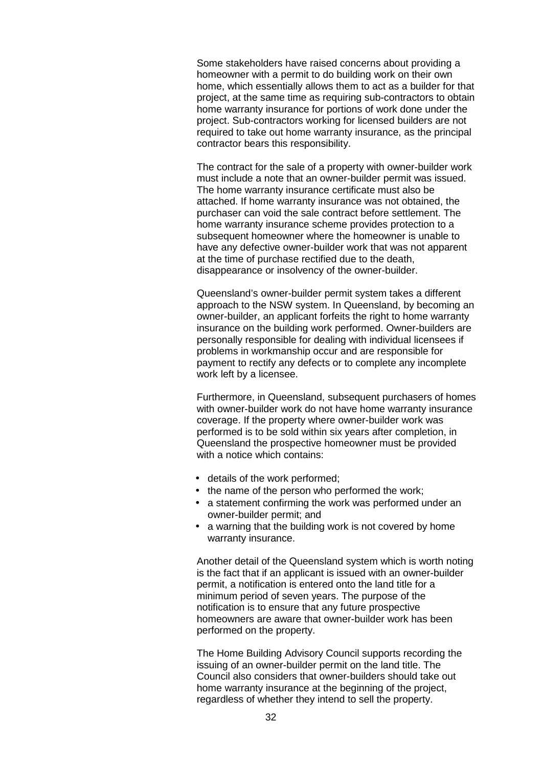Some stakeholders have raised concerns about providing a homeowner with a permit to do building work on their own home, which essentially allows them to act as a builder for that project, at the same time as requiring sub-contractors to obtain home warranty insurance for portions of work done under the project. Sub-contractors working for licensed builders are not required to take out home warranty insurance, as the principal contractor bears this responsibility.

The contract for the sale of a property with owner-builder work must include a note that an owner-builder permit was issued. The home warranty insurance certificate must also be attached. If home warranty insurance was not obtained, the purchaser can void the sale contract before settlement. The home warranty insurance scheme provides protection to a subsequent homeowner where the homeowner is unable to have any defective owner-builder work that was not apparent at the time of purchase rectified due to the death, disappearance or insolvency of the owner-builder.

Queensland's owner-builder permit system takes a different approach to the NSW system. In Queensland, by becoming an owner-builder, an applicant forfeits the right to home warranty insurance on the building work performed. Owner-builders are personally responsible for dealing with individual licensees if problems in workmanship occur and are responsible for payment to rectify any defects or to complete any incomplete work left by a licensee.

Furthermore, in Queensland, subsequent purchasers of homes with owner-builder work do not have home warranty insurance coverage. If the property where owner-builder work was performed is to be sold within six years after completion, in Queensland the prospective homeowner must be provided with a notice which contains:

- details of the work performed;
- the name of the person who performed the work;
- a statement confirming the work was performed under an owner-builder permit; and
- a warning that the building work is not covered by home warranty insurance.

Another detail of the Queensland system which is worth noting is the fact that if an applicant is issued with an owner-builder permit, a notification is entered onto the land title for a minimum period of seven years. The purpose of the notification is to ensure that any future prospective homeowners are aware that owner-builder work has been performed on the property.

The Home Building Advisory Council supports recording the issuing of an owner-builder permit on the land title. The Council also considers that owner-builders should take out home warranty insurance at the beginning of the project, regardless of whether they intend to sell the property.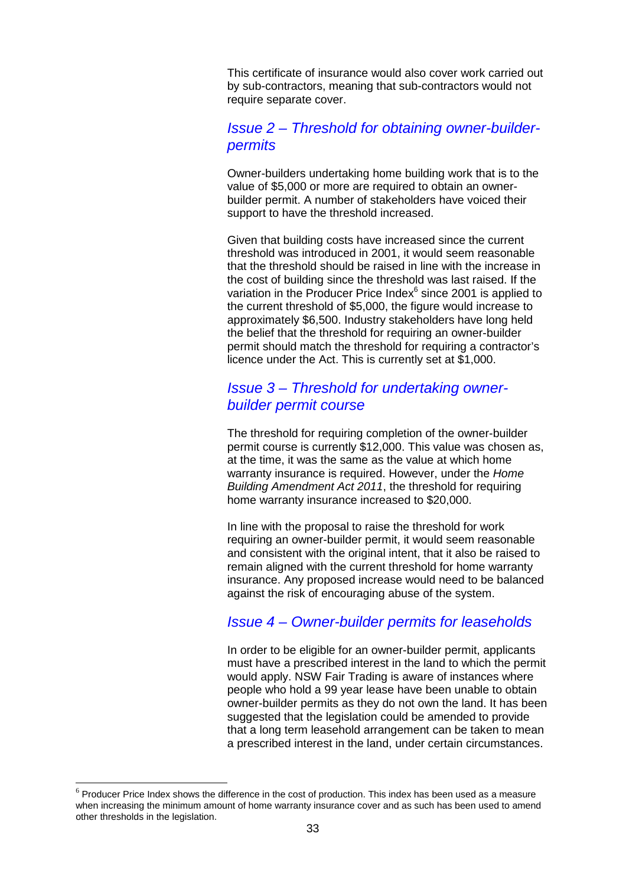This certificate of insurance would also cover work carried out by sub-contractors, meaning that sub-contractors would not require separate cover.

### *Issue 2 – Threshold for obtaining owner-builder-permits*

Owner-builders undertaking home building work that is to the value of $5,000 or more are required to obtain an owner-builder permit. A number of stakeholders have voiced their support to have the threshold increased.

Given that building costs have increased since the current threshold was introduced in 2001, it would seem reasonable that the threshold should be raised in line with the increase in the cost of building since the threshold was last raised. If the variation in the Producer Price Index[6] since 2001 is applied to the current threshold of $5,000, the figure would increase to approximately $6,500. Industry stakeholders have long held the belief that the threshold for requiring an owner-builder permit should match the threshold for requiring a contractor's licence under the Act. This is currently set at $1,000.

### *Issue 3 – Threshold for undertaking owner-builder permit course*

The threshold for requiring completion of the owner-builder permit course is currently $12,000. This value was chosen as, at the time, it was the same as the value at which home warranty insurance is required. However, under the *Home Building Amendment Act 2011*, the threshold for requiring home warranty insurance increased to $20,000.

In line with the proposal to raise the threshold for work requiring an owner-builder permit, it would seem reasonable and consistent with the original intent, that it also be raised to remain aligned with the current threshold for home warranty insurance. Any proposed increase would need to be balanced against the risk of encouraging abuse of the system.

### *Issue 4 – Owner-builder permits for leaseholds*

In order to be eligible for an owner-builder permit, applicants must have a prescribed interest in the land to which the permit would apply. NSW Fair Trading is aware of instances where people who hold a 99 year lease have been unable to obtain owner-builder permits as they do not own the land. It has been suggested that the legislation could be amended to provide that a long term leasehold arrangement can be taken to mean a prescribed interest in the land, under certain circumstances.

---

[6] Producer Price Index shows the difference in the cost of production. This index has been used as a measure when increasing the minimum amount of home warranty insurance cover and as such has been used to amend other thresholds in the legislation.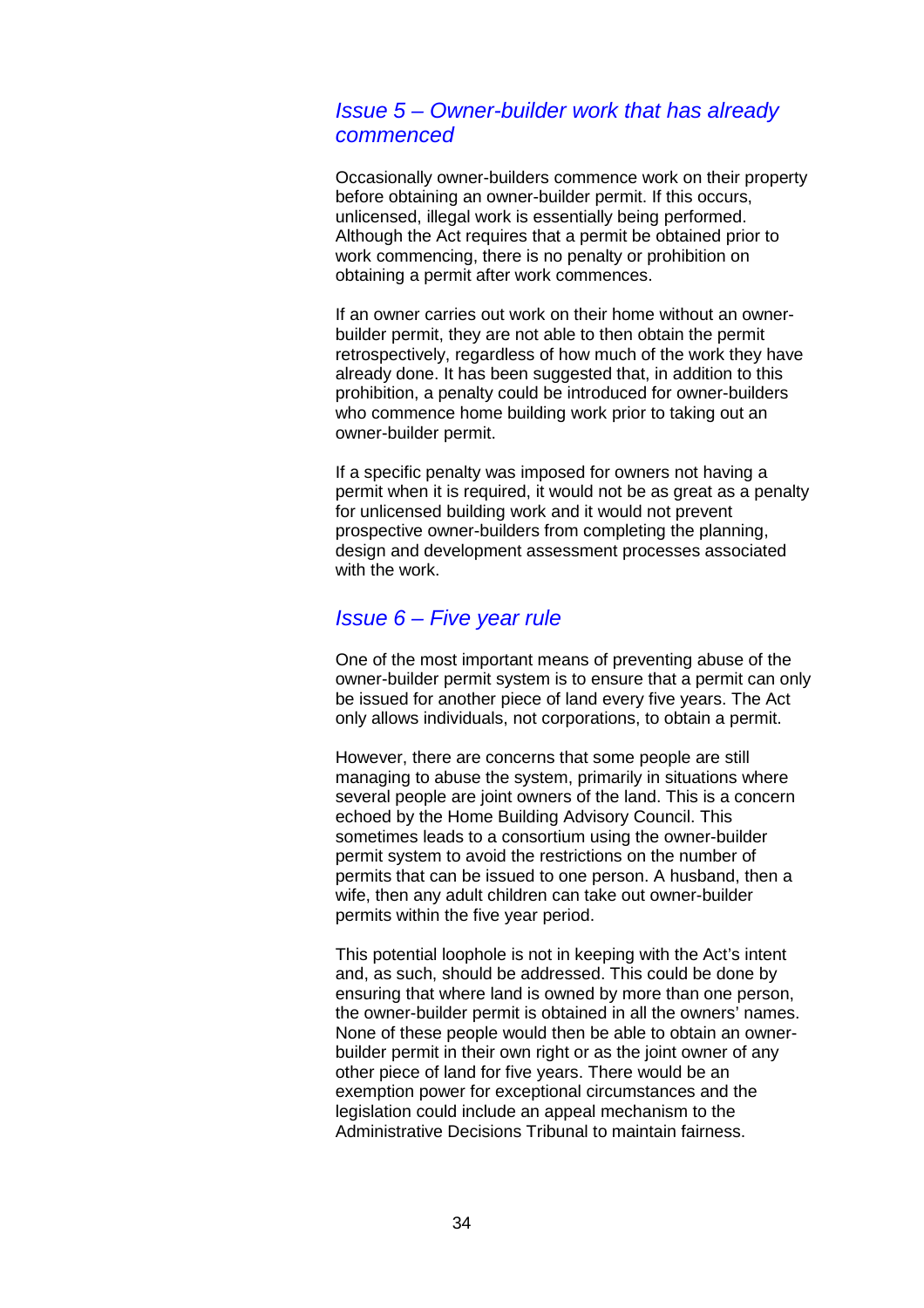### *Issue 5 – Owner-builder work that has already commenced*

Occasionally owner-builders commence work on their property before obtaining an owner-builder permit. If this occurs, unlicensed, illegal work is essentially being performed. Although the Act requires that a permit be obtained prior to work commencing, there is no penalty or prohibition on obtaining a permit after work commences.

If an owner carries out work on their home without an owner-builder permit, they are not able to then obtain the permit retrospectively, regardless of how much of the work they have already done. It has been suggested that, in addition to this prohibition, a penalty could be introduced for owner-builders who commence home building work prior to taking out an owner-builder permit.

If a specific penalty was imposed for owners not having a permit when it is required, it would not be as great as a penalty for unlicensed building work and it would not prevent prospective owner-builders from completing the planning, design and development assessment processes associated with the work.

### *Issue 6 – Five year rule*

One of the most important means of preventing abuse of the owner-builder permit system is to ensure that a permit can only be issued for another piece of land every five years. The Act only allows individuals, not corporations, to obtain a permit.

However, there are concerns that some people are still managing to abuse the system, primarily in situations where several people are joint owners of the land. This is a concern echoed by the Home Building Advisory Council. This sometimes leads to a consortium using the owner-builder permit system to avoid the restrictions on the number of permits that can be issued to one person. A husband, then a wife, then any adult children can take out owner-builder permits within the five year period.

This potential loophole is not in keeping with the Act's intent and, as such, should be addressed. This could be done by ensuring that where land is owned by more than one person, the owner-builder permit is obtained in all the owners' names. None of these people would then be able to obtain an owner-builder permit in their own right or as the joint owner of any other piece of land for five years. There would be an exemption power for exceptional circumstances and the legislation could include an appeal mechanism to the Administrative Decisions Tribunal to maintain fairness.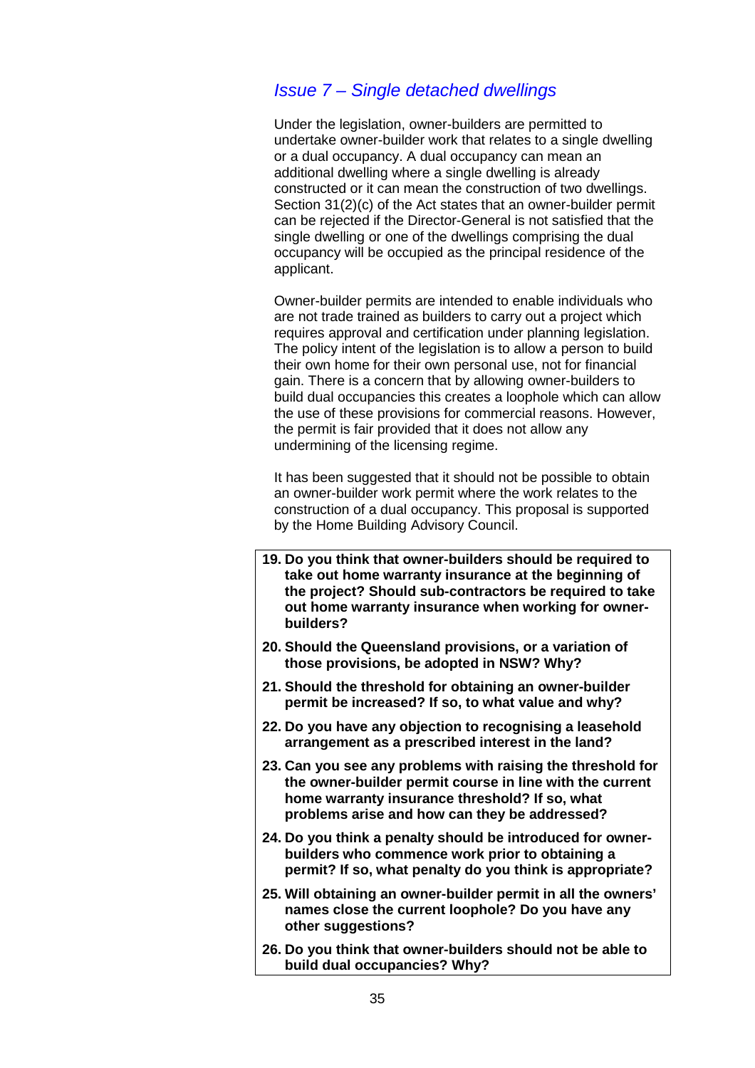### *Issue 7 – Single detached dwellings*

Under the legislation, owner-builders are permitted to undertake owner-builder work that relates to a single dwelling or a dual occupancy. A dual occupancy can mean an additional dwelling where a single dwelling is already constructed or it can mean the construction of two dwellings. Section 31(2)(c) of the Act states that an owner-builder permit can be rejected if the Director-General is not satisfied that the single dwelling or one of the dwellings comprising the dual occupancy will be occupied as the principal residence of the applicant.

Owner-builder permits are intended to enable individuals who are not trade trained as builders to carry out a project which requires approval and certification under planning legislation. The policy intent of the legislation is to allow a person to build their own home for their own personal use, not for financial gain. There is a concern that by allowing owner-builders to build dual occupancies this creates a loophole which can allow the use of these provisions for commercial reasons. However, the permit is fair provided that it does not allow any undermining of the licensing regime.

It has been suggested that it should not be possible to obtain an owner-builder work permit where the work relates to the construction of a dual occupancy. This proposal is supported by the Home Building Advisory Council.

19. **Do you think that owner-builders should be required to take out home warranty insurance at the beginning of the project? Should sub-contractors be required to take out home warranty insurance when working for owner-builders?**
20. **Should the Queensland provisions, or a variation of those provisions, be adopted in NSW? Why?**
21. **Should the threshold for obtaining an owner-builder permit be increased? If so, to what value and why?**
22. **Do you have any objection to recognising a leasehold arrangement as a prescribed interest in the land?**
23. **Can you see any problems with raising the threshold for the owner-builder permit course in line with the current home warranty insurance threshold? If so, what problems arise and how can they be addressed?**
24. **Do you think a penalty should be introduced for owner-builders who commence work prior to obtaining a permit? If so, what penalty do you think is appropriate?**
25. **Will obtaining an owner-builder permit in all the owners' names close the current loophole? Do you have any other suggestions?**
26. **Do you think that owner-builders should not be able to build dual occupancies? Why?**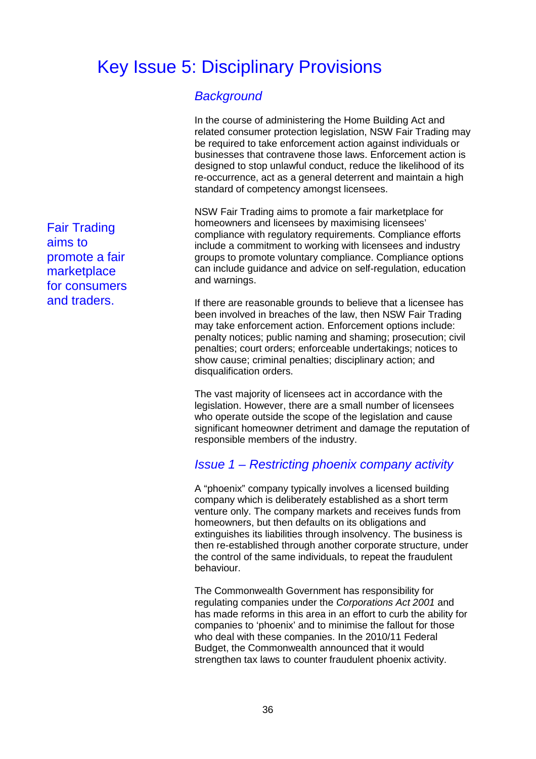# Key Issue 5: Disciplinary Provisions

## *Background*

In the course of administering the Home Building Act and related consumer protection legislation, NSW Fair Trading may be required to take enforcement action against individuals or businesses that contravene those laws. Enforcement action is designed to stop unlawful conduct, reduce the likelihood of its re-occurrence, act as a general deterrent and maintain a high standard of competency amongst licensees.

Fair Trading aims to promote a fair marketplace for consumers and traders.

NSW Fair Trading aims to promote a fair marketplace for homeowners and licensees by maximising licensees' compliance with regulatory requirements. Compliance efforts include a commitment to working with licensees and industry groups to promote voluntary compliance. Compliance options can include guidance and advice on self-regulation, education and warnings.

If there are reasonable grounds to believe that a licensee has been involved in breaches of the law, then NSW Fair Trading may take enforcement action. Enforcement options include: penalty notices; public naming and shaming; prosecution; civil penalties; court orders; enforceable undertakings; notices to show cause; criminal penalties; disciplinary action; and disqualification orders.

The vast majority of licensees act in accordance with the legislation. However, there are a small number of licensees who operate outside the scope of the legislation and cause significant homeowner detriment and damage the reputation of responsible members of the industry.

## *Issue 1 – Restricting phoenix company activity*

A "phoenix" company typically involves a licensed building company which is deliberately established as a short term venture only. The company markets and receives funds from homeowners, but then defaults on its obligations and extinguishes its liabilities through insolvency. The business is then re-established through another corporate structure, under the control of the same individuals, to repeat the fraudulent behaviour.

The Commonwealth Government has responsibility for regulating companies under the *Corporations Act 2001* and has made reforms in this area in an effort to curb the ability for companies to 'phoenix' and to minimise the fallout for those who deal with these companies. In the 2010/11 Federal Budget, the Commonwealth announced that it would strengthen tax laws to counter fraudulent phoenix activity.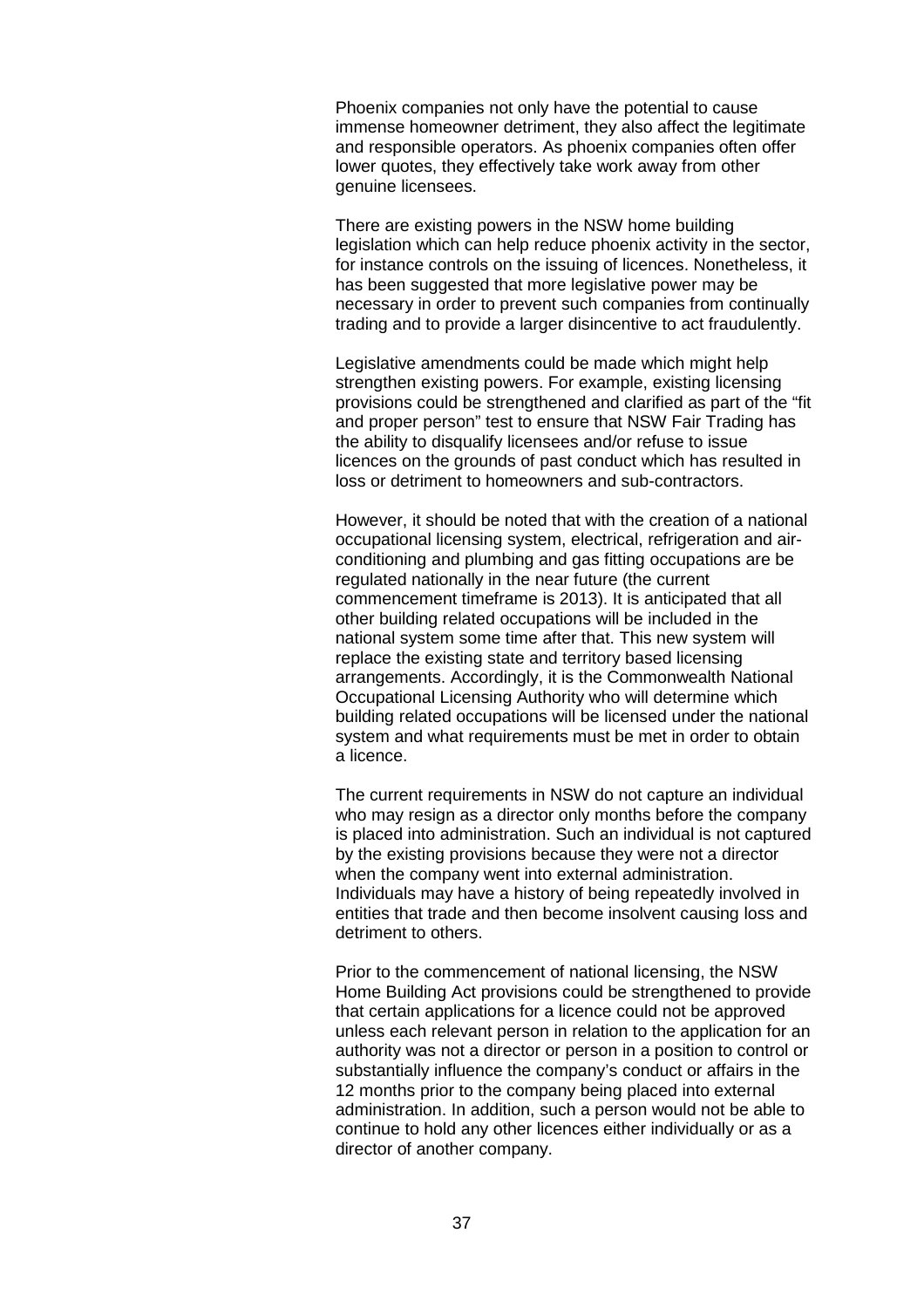Phoenix companies not only have the potential to cause immense homeowner detriment, they also affect the legitimate and responsible operators. As phoenix companies often offer lower quotes, they effectively take work away from other genuine licensees.

There are existing powers in the NSW home building legislation which can help reduce phoenix activity in the sector, for instance controls on the issuing of licences. Nonetheless, it has been suggested that more legislative power may be necessary in order to prevent such companies from continually trading and to provide a larger disincentive to act fraudulently.

Legislative amendments could be made which might help strengthen existing powers. For example, existing licensing provisions could be strengthened and clarified as part of the "fit and proper person" test to ensure that NSW Fair Trading has the ability to disqualify licensees and/or refuse to issue licences on the grounds of past conduct which has resulted in loss or detriment to homeowners and sub-contractors.

However, it should be noted that with the creation of a national occupational licensing system, electrical, refrigeration and air-conditioning and plumbing and gas fitting occupations are be regulated nationally in the near future (the current commencement timeframe is 2013). It is anticipated that all other building related occupations will be included in the national system some time after that. This new system will replace the existing state and territory based licensing arrangements. Accordingly, it is the Commonwealth National Occupational Licensing Authority who will determine which building related occupations will be licensed under the national system and what requirements must be met in order to obtain a licence.

The current requirements in NSW do not capture an individual who may resign as a director only months before the company is placed into administration. Such an individual is not captured by the existing provisions because they were not a director when the company went into external administration. Individuals may have a history of being repeatedly involved in entities that trade and then become insolvent causing loss and detriment to others.

Prior to the commencement of national licensing, the NSW Home Building Act provisions could be strengthened to provide that certain applications for a licence could not be approved unless each relevant person in relation to the application for an authority was not a director or person in a position to control or substantially influence the company's conduct or affairs in the 12 months prior to the company being placed into external administration. In addition, such a person would not be able to continue to hold any other licences either individually or as a director of another company.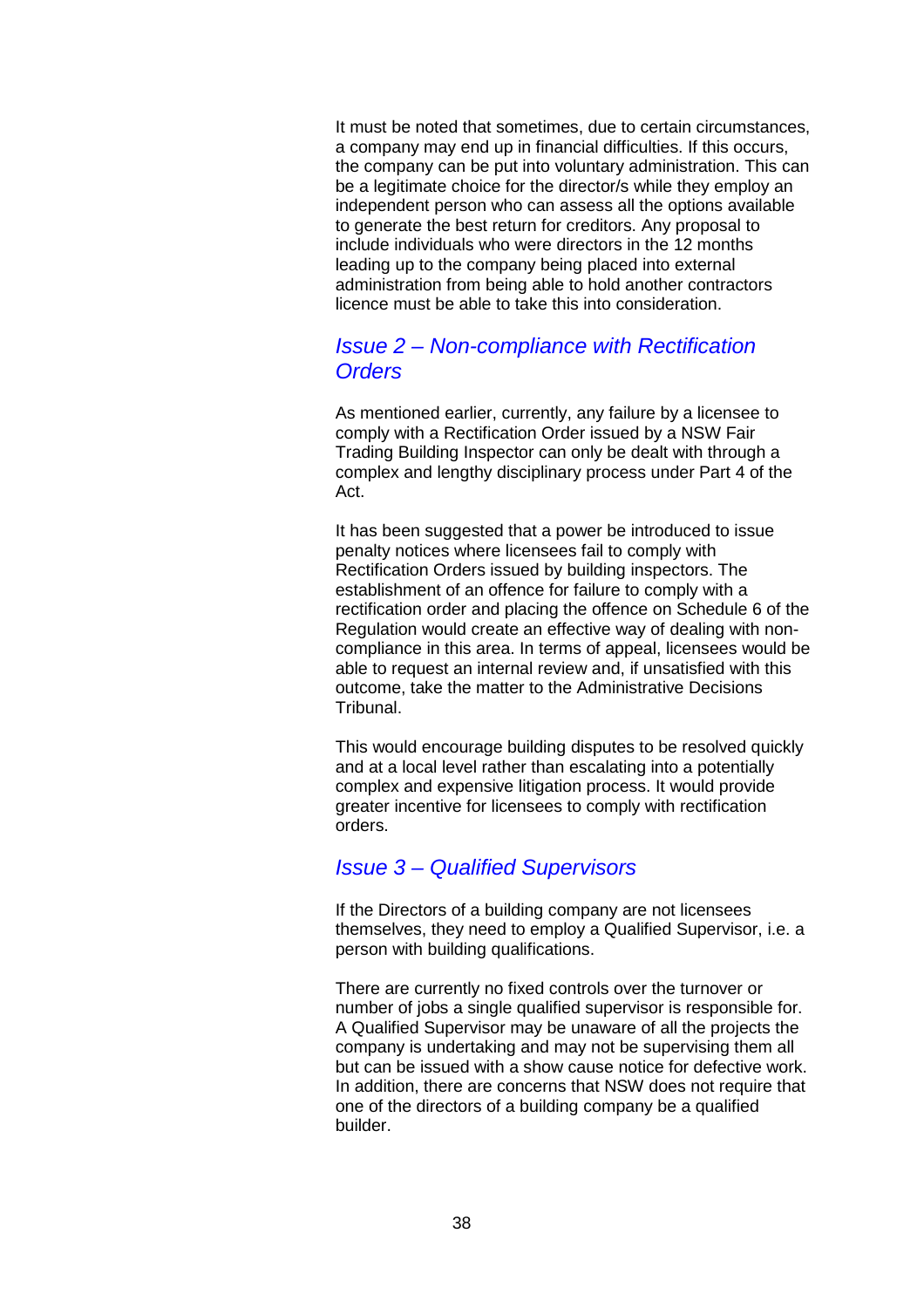It must be noted that sometimes, due to certain circumstances, a company may end up in financial difficulties. If this occurs, the company can be put into voluntary administration. This can be a legitimate choice for the director/s while they employ an independent person who can assess all the options available to generate the best return for creditors. Any proposal to include individuals who were directors in the 12 months leading up to the company being placed into external administration from being able to hold another contractors licence must be able to take this into consideration.

## *Issue 2 – Non-compliance with Rectification Orders*

As mentioned earlier, currently, any failure by a licensee to comply with a Rectification Order issued by a NSW Fair Trading Building Inspector can only be dealt with through a complex and lengthy disciplinary process under Part 4 of the Act.

It has been suggested that a power be introduced to issue penalty notices where licensees fail to comply with Rectification Orders issued by building inspectors. The establishment of an offence for failure to comply with a rectification order and placing the offence on Schedule 6 of the Regulation would create an effective way of dealing with non-compliance in this area. In terms of appeal, licensees would be able to request an internal review and, if unsatisfied with this outcome, take the matter to the Administrative Decisions Tribunal.

This would encourage building disputes to be resolved quickly and at a local level rather than escalating into a potentially complex and expensive litigation process. It would provide greater incentive for licensees to comply with rectification orders.

## *Issue 3 – Qualified Supervisors*

If the Directors of a building company are not licensees themselves, they need to employ a Qualified Supervisor, i.e. a person with building qualifications.

There are currently no fixed controls over the turnover or number of jobs a single qualified supervisor is responsible for. A Qualified Supervisor may be unaware of all the projects the company is undertaking and may not be supervising them all but can be issued with a show cause notice for defective work. In addition, there are concerns that NSW does not require that one of the directors of a building company be a qualified builder.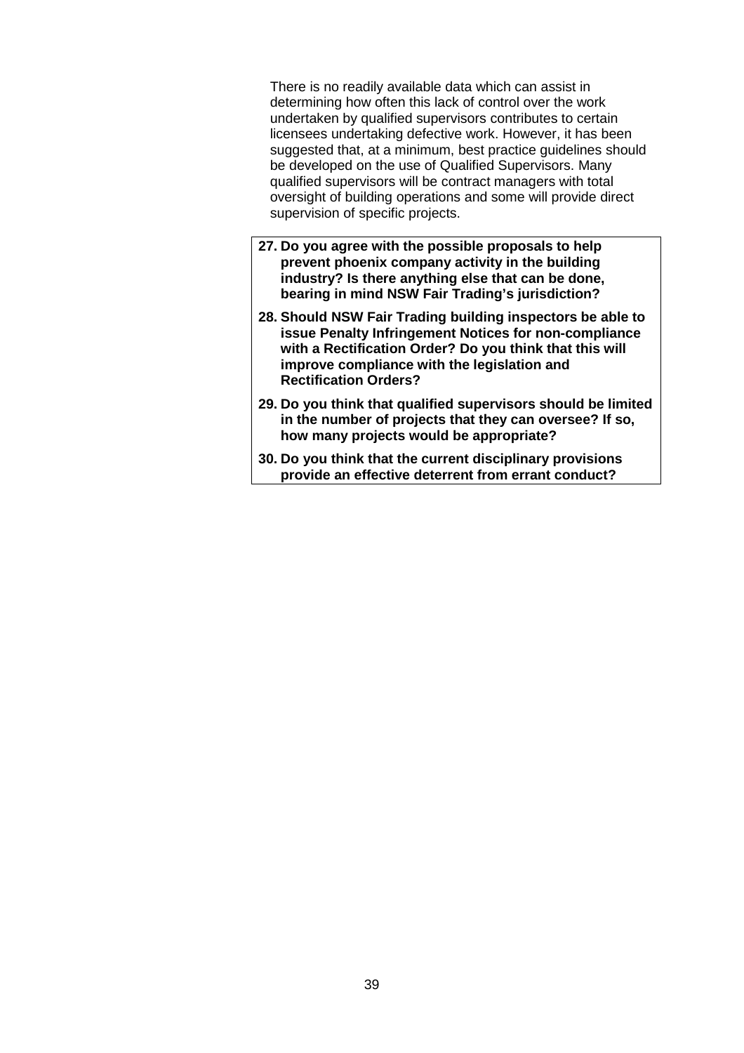There is no readily available data which can assist in determining how often this lack of control over the work undertaken by qualified supervisors contributes to certain licensees undertaking defective work. However, it has been suggested that, at a minimum, best practice guidelines should be developed on the use of Qualified Supervisors. Many qualified supervisors will be contract managers with total oversight of building operations and some will provide direct supervision of specific projects.

> **27. Do you agree with the possible proposals to help prevent phoenix company activity in the building industry? Is there anything else that can be done, bearing in mind NSW Fair Trading's jurisdiction?**
>
> **28. Should NSW Fair Trading building inspectors be able to issue Penalty Infringement Notices for non-compliance with a Rectification Order? Do you think that this will improve compliance with the legislation and Rectification Orders?**
>
> **29. Do you think that qualified supervisors should be limited in the number of projects that they can oversee? If so, how many projects would be appropriate?**
>
> **30. Do you think that the current disciplinary provisions provide an effective deterrent from errant conduct?**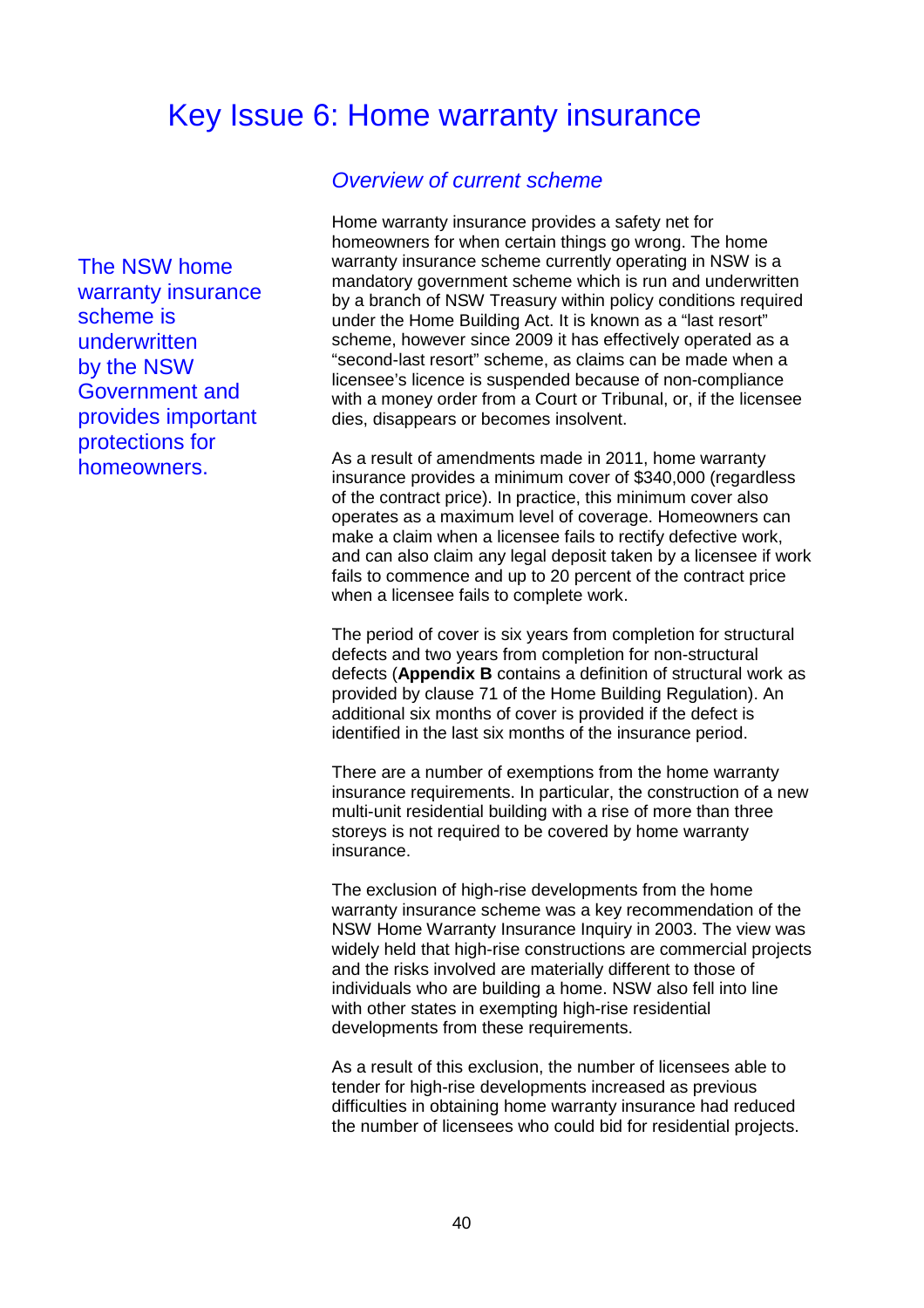# Key Issue 6: Home warranty insurance

## *Overview of current scheme*

The NSW home warranty insurance scheme is underwritten by the NSW Government and provides important protections for homeowners.

Home warranty insurance provides a safety net for homeowners for when certain things go wrong. The home warranty insurance scheme currently operating in NSW is a mandatory government scheme which is run and underwritten by a branch of NSW Treasury within policy conditions required under the Home Building Act. It is known as a "last resort" scheme, however since 2009 it has effectively operated as a "second-last resort" scheme, as claims can be made when a licensee's licence is suspended because of non-compliance with a money order from a Court or Tribunal, or, if the licensee dies, disappears or becomes insolvent.

As a result of amendments made in 2011, home warranty insurance provides a minimum cover of $340,000 (regardless of the contract price). In practice, this minimum cover also operates as a maximum level of coverage. Homeowners can make a claim when a licensee fails to rectify defective work, and can also claim any legal deposit taken by a licensee if work fails to commence and up to 20 percent of the contract price when a licensee fails to complete work.

The period of cover is six years from completion for structural defects and two years from completion for non-structural defects (**Appendix B** contains a definition of structural work as provided by clause 71 of the Home Building Regulation). An additional six months of cover is provided if the defect is identified in the last six months of the insurance period.

There are a number of exemptions from the home warranty insurance requirements. In particular, the construction of a new multi-unit residential building with a rise of more than three storeys is not required to be covered by home warranty insurance.

The exclusion of high-rise developments from the home warranty insurance scheme was a key recommendation of the NSW Home Warranty Insurance Inquiry in 2003. The view was widely held that high-rise constructions are commercial projects and the risks involved are materially different to those of individuals who are building a home. NSW also fell into line with other states in exempting high-rise residential developments from these requirements.

As a result of this exclusion, the number of licensees able to tender for high-rise developments increased as previous difficulties in obtaining home warranty insurance had reduced the number of licensees who could bid for residential projects.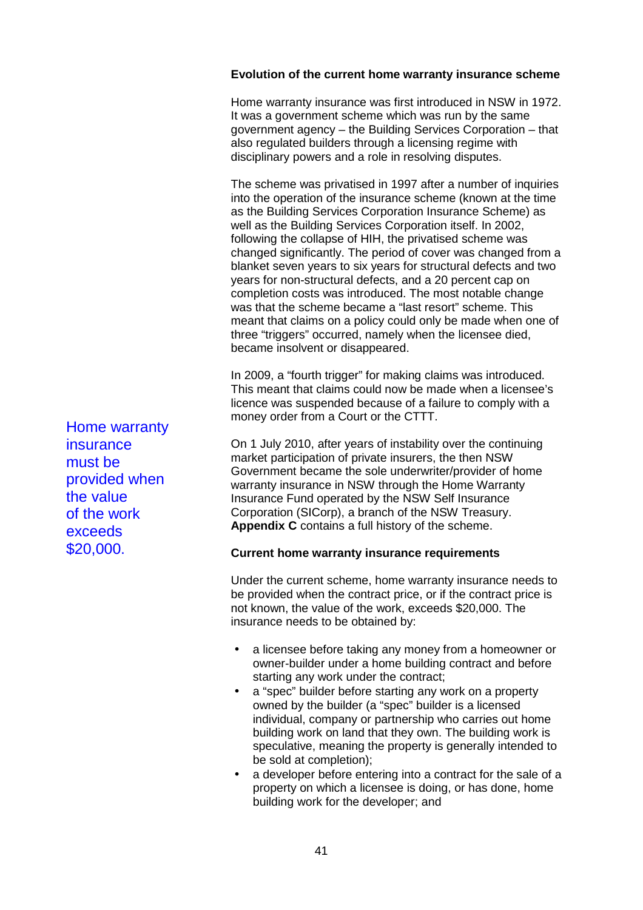**Evolution of the current home warranty insurance scheme**

Home warranty insurance was first introduced in NSW in 1972. It was a government scheme which was run by the same government agency – the Building Services Corporation – that also regulated builders through a licensing regime with disciplinary powers and a role in resolving disputes.

The scheme was privatised in 1997 after a number of inquiries into the operation of the insurance scheme (known at the time as the Building Services Corporation Insurance Scheme) as well as the Building Services Corporation itself. In 2002, following the collapse of HIH, the privatised scheme was changed significantly. The period of cover was changed from a blanket seven years to six years for structural defects and two years for non-structural defects, and a 20 percent cap on completion costs was introduced. The most notable change was that the scheme became a "last resort" scheme. This meant that claims on a policy could only be made when one of three "triggers" occurred, namely when the licensee died, became insolvent or disappeared.

In 2009, a "fourth trigger" for making claims was introduced. This meant that claims could now be made when a licensee's licence was suspended because of a failure to comply with a money order from a Court or the CTTT.

Home warranty insurance must be provided when the value of the work exceeds $20,000.

On 1 July 2010, after years of instability over the continuing market participation of private insurers, the then NSW Government became the sole underwriter/provider of home warranty insurance in NSW through the Home Warranty Insurance Fund operated by the NSW Self Insurance Corporation (SICorp), a branch of the NSW Treasury. **Appendix C** contains a full history of the scheme.

**Current home warranty insurance requirements**

Under the current scheme, home warranty insurance needs to be provided when the contract price, or if the contract price is not known, the value of the work, exceeds $20,000. The insurance needs to be obtained by:

- a licensee before taking any money from a homeowner or owner-builder under a home building contract and before starting any work under the contract;
- a "spec" builder before starting any work on a property owned by the builder (a "spec" builder is a licensed individual, company or partnership who carries out home building work on land that they own. The building work is speculative, meaning the property is generally intended to be sold at completion);
- a developer before entering into a contract for the sale of a property on which a licensee is doing, or has done, home building work for the developer; and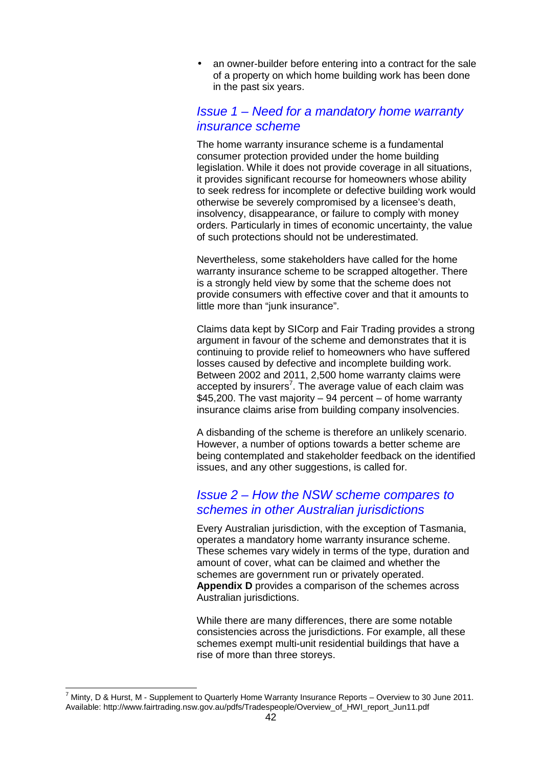- an owner-builder before entering into a contract for the sale of a property on which home building work has been done in the past six years.

## *Issue 1 – Need for a mandatory home warranty insurance scheme*

The home warranty insurance scheme is a fundamental consumer protection provided under the home building legislation. While it does not provide coverage in all situations, it provides significant recourse for homeowners whose ability to seek redress for incomplete or defective building work would otherwise be severely compromised by a licensee's death, insolvency, disappearance, or failure to comply with money orders. Particularly in times of economic uncertainty, the value of such protections should not be underestimated.

Nevertheless, some stakeholders have called for the home warranty insurance scheme to be scrapped altogether. There is a strongly held view by some that the scheme does not provide consumers with effective cover and that it amounts to little more than "junk insurance".

Claims data kept by SICorp and Fair Trading provides a strong argument in favour of the scheme and demonstrates that it is continuing to provide relief to homeowners who have suffered losses caused by defective and incomplete building work. Between 2002 and 2011, 2,500 home warranty claims were accepted by insurers[7]. The average value of each claim was $45,200. The vast majority – 94 percent – of home warranty insurance claims arise from building company insolvencies.

A disbanding of the scheme is therefore an unlikely scenario. However, a number of options towards a better scheme are being contemplated and stakeholder feedback on the identified issues, and any other suggestions, is called for.

## *Issue 2 – How the NSW scheme compares to schemes in other Australian jurisdictions*

Every Australian jurisdiction, with the exception of Tasmania, operates a mandatory home warranty insurance scheme. These schemes vary widely in terms of the type, duration and amount of cover, what can be claimed and whether the schemes are government run or privately operated. **Appendix D** provides a comparison of the schemes across Australian jurisdictions.

While there are many differences, there are some notable consistencies across the jurisdictions. For example, all these schemes exempt multi-unit residential buildings that have a rise of more than three storeys.

[7] Minty, D & Hurst, M - Supplement to Quarterly Home Warranty Insurance Reports – Overview to 30 June 2011. Available: http://www.fairtrading.nsw.gov.au/pdfs/Tradespeople/Overview_of_HWI_report_Jun11.pdf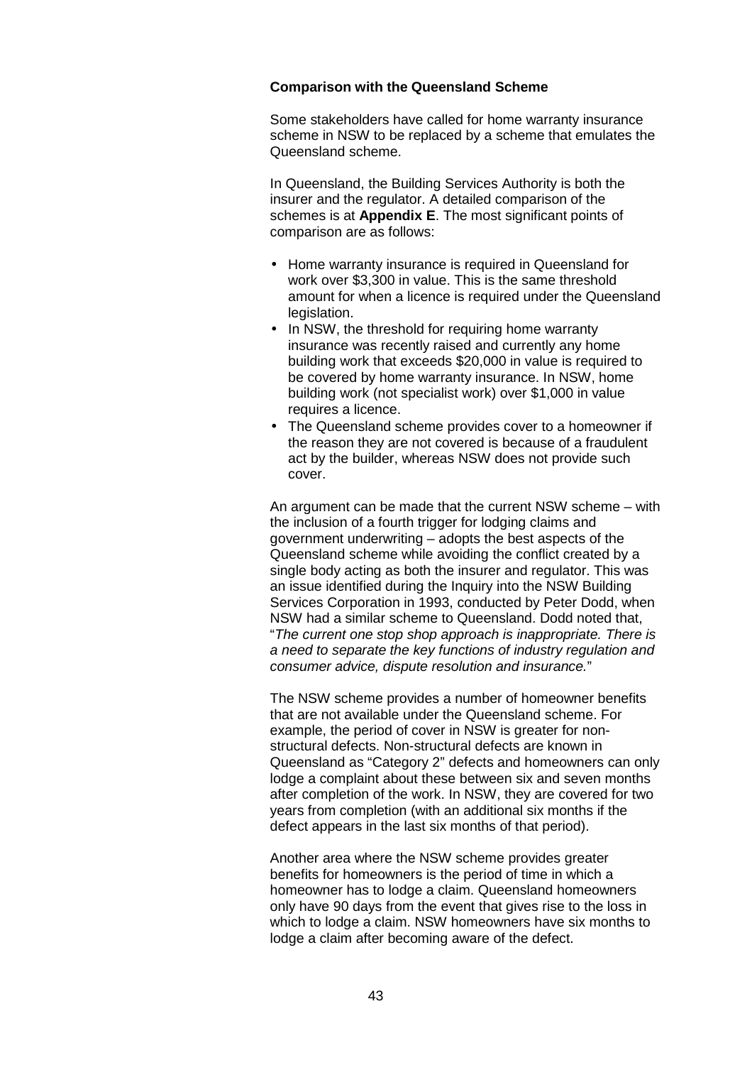**Comparison with the Queensland Scheme**

Some stakeholders have called for home warranty insurance scheme in NSW to be replaced by a scheme that emulates the Queensland scheme.

In Queensland, the Building Services Authority is both the insurer and the regulator. A detailed comparison of the schemes is at **Appendix E**. The most significant points of comparison are as follows:

- Home warranty insurance is required in Queensland for work over $3,300 in value. This is the same threshold amount for when a licence is required under the Queensland legislation.
- In NSW, the threshold for requiring home warranty insurance was recently raised and currently any home building work that exceeds $20,000 in value is required to be covered by home warranty insurance. In NSW, home building work (not specialist work) over $1,000 in value requires a licence.
- The Queensland scheme provides cover to a homeowner if the reason they are not covered is because of a fraudulent act by the builder, whereas NSW does not provide such cover.

An argument can be made that the current NSW scheme – with the inclusion of a fourth trigger for lodging claims and government underwriting – adopts the best aspects of the Queensland scheme while avoiding the conflict created by a single body acting as both the insurer and regulator. This was an issue identified during the Inquiry into the NSW Building Services Corporation in 1993, conducted by Peter Dodd, when NSW had a similar scheme to Queensland. Dodd noted that, "*The current one stop shop approach is inappropriate. There is a need to separate the key functions of industry regulation and consumer advice, dispute resolution and insurance.*"

The NSW scheme provides a number of homeowner benefits that are not available under the Queensland scheme. For example, the period of cover in NSW is greater for non-structural defects. Non-structural defects are known in Queensland as "Category 2" defects and homeowners can only lodge a complaint about these between six and seven months after completion of the work. In NSW, they are covered for two years from completion (with an additional six months if the defect appears in the last six months of that period).

Another area where the NSW scheme provides greater benefits for homeowners is the period of time in which a homeowner has to lodge a claim. Queensland homeowners only have 90 days from the event that gives rise to the loss in which to lodge a claim. NSW homeowners have six months to lodge a claim after becoming aware of the defect.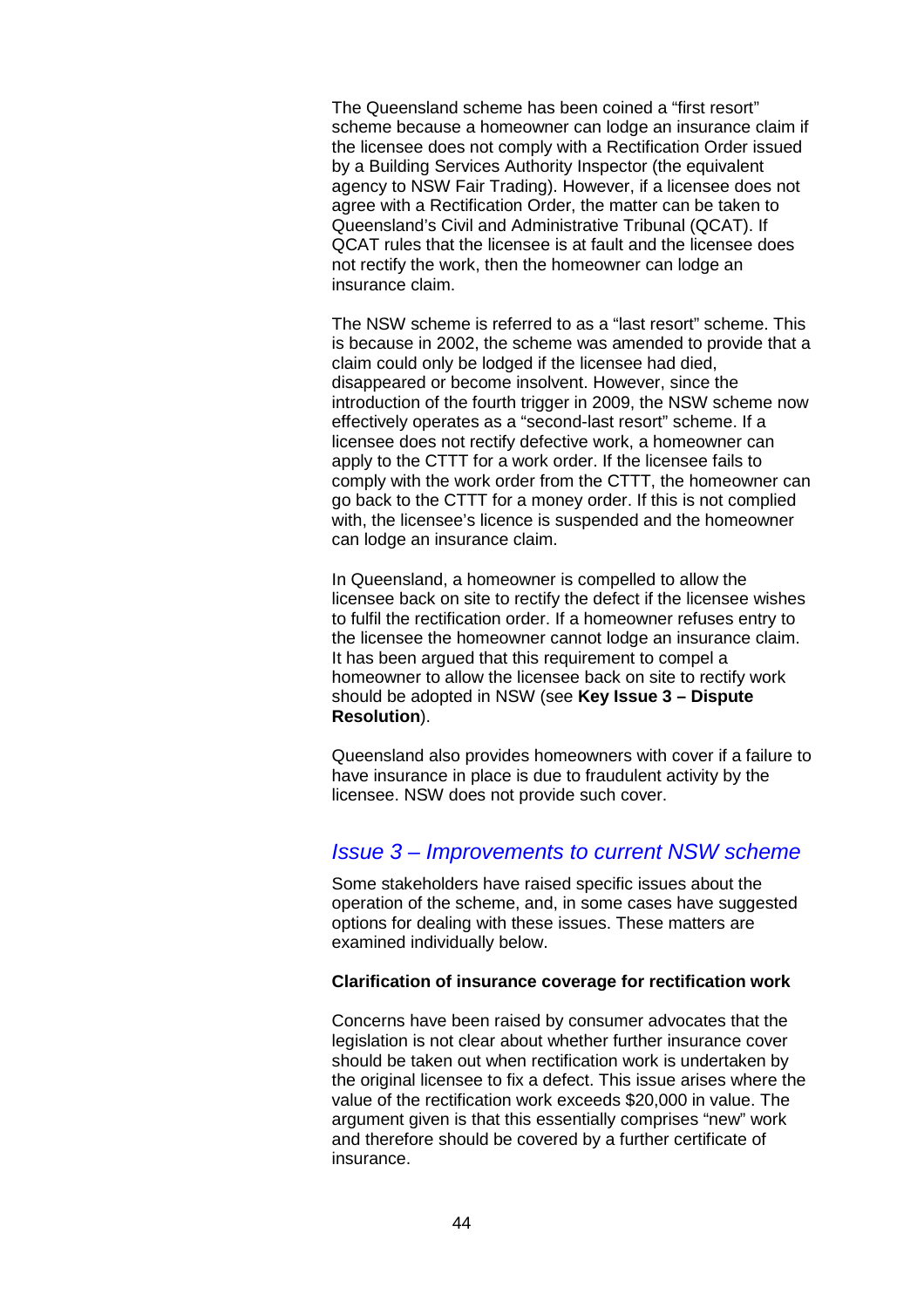The Queensland scheme has been coined a "first resort" scheme because a homeowner can lodge an insurance claim if the licensee does not comply with a Rectification Order issued by a Building Services Authority Inspector (the equivalent agency to NSW Fair Trading). However, if a licensee does not agree with a Rectification Order, the matter can be taken to Queensland's Civil and Administrative Tribunal (QCAT). If QCAT rules that the licensee is at fault and the licensee does not rectify the work, then the homeowner can lodge an insurance claim.

The NSW scheme is referred to as a "last resort" scheme. This is because in 2002, the scheme was amended to provide that a claim could only be lodged if the licensee had died, disappeared or become insolvent. However, since the introduction of the fourth trigger in 2009, the NSW scheme now effectively operates as a "second-last resort" scheme. If a licensee does not rectify defective work, a homeowner can apply to the CTTT for a work order. If the licensee fails to comply with the work order from the CTTT, the homeowner can go back to the CTTT for a money order. If this is not complied with, the licensee's licence is suspended and the homeowner can lodge an insurance claim.

In Queensland, a homeowner is compelled to allow the licensee back on site to rectify the defect if the licensee wishes to fulfil the rectification order. If a homeowner refuses entry to the licensee the homeowner cannot lodge an insurance claim. It has been argued that this requirement to compel a homeowner to allow the licensee back on site to rectify work should be adopted in NSW (see **Key Issue 3 – Dispute Resolution**).

Queensland also provides homeowners with cover if a failure to have insurance in place is due to fraudulent activity by the licensee. NSW does not provide such cover.

## *Issue 3 – Improvements to current NSW scheme*

Some stakeholders have raised specific issues about the operation of the scheme, and, in some cases have suggested options for dealing with these issues. These matters are examined individually below.

**Clarification of insurance coverage for rectification work**

Concerns have been raised by consumer advocates that the legislation is not clear about whether further insurance cover should be taken out when rectification work is undertaken by the original licensee to fix a defect. This issue arises where the value of the rectification work exceeds $20,000 in value. The argument given is that this essentially comprises "new" work and therefore should be covered by a further certificate of insurance.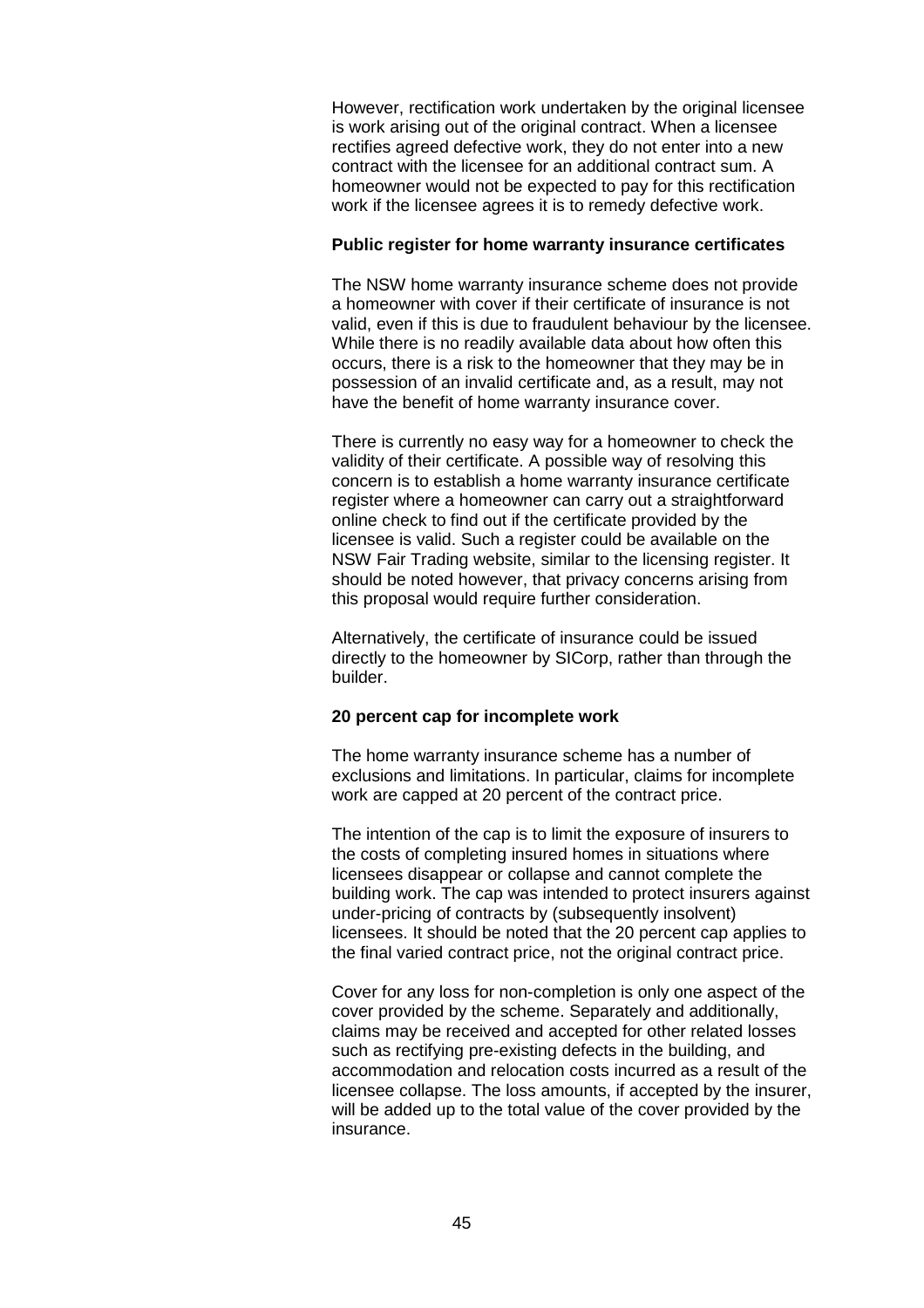However, rectification work undertaken by the original licensee is work arising out of the original contract. When a licensee rectifies agreed defective work, they do not enter into a new contract with the licensee for an additional contract sum. A homeowner would not be expected to pay for this rectification work if the licensee agrees it is to remedy defective work.

**Public register for home warranty insurance certificates**

The NSW home warranty insurance scheme does not provide a homeowner with cover if their certificate of insurance is not valid, even if this is due to fraudulent behaviour by the licensee. While there is no readily available data about how often this occurs, there is a risk to the homeowner that they may be in possession of an invalid certificate and, as a result, may not have the benefit of home warranty insurance cover.

There is currently no easy way for a homeowner to check the validity of their certificate. A possible way of resolving this concern is to establish a home warranty insurance certificate register where a homeowner can carry out a straightforward online check to find out if the certificate provided by the licensee is valid. Such a register could be available on the NSW Fair Trading website, similar to the licensing register. It should be noted however, that privacy concerns arising from this proposal would require further consideration.

Alternatively, the certificate of insurance could be issued directly to the homeowner by SICorp, rather than through the builder.

**20 percent cap for incomplete work**

The home warranty insurance scheme has a number of exclusions and limitations. In particular, claims for incomplete work are capped at 20 percent of the contract price.

The intention of the cap is to limit the exposure of insurers to the costs of completing insured homes in situations where licensees disappear or collapse and cannot complete the building work. The cap was intended to protect insurers against under-pricing of contracts by (subsequently insolvent) licensees. It should be noted that the 20 percent cap applies to the final varied contract price, not the original contract price.

Cover for any loss for non-completion is only one aspect of the cover provided by the scheme. Separately and additionally, claims may be received and accepted for other related losses such as rectifying pre-existing defects in the building, and accommodation and relocation costs incurred as a result of the licensee collapse. The loss amounts, if accepted by the insurer, will be added up to the total value of the cover provided by the insurance.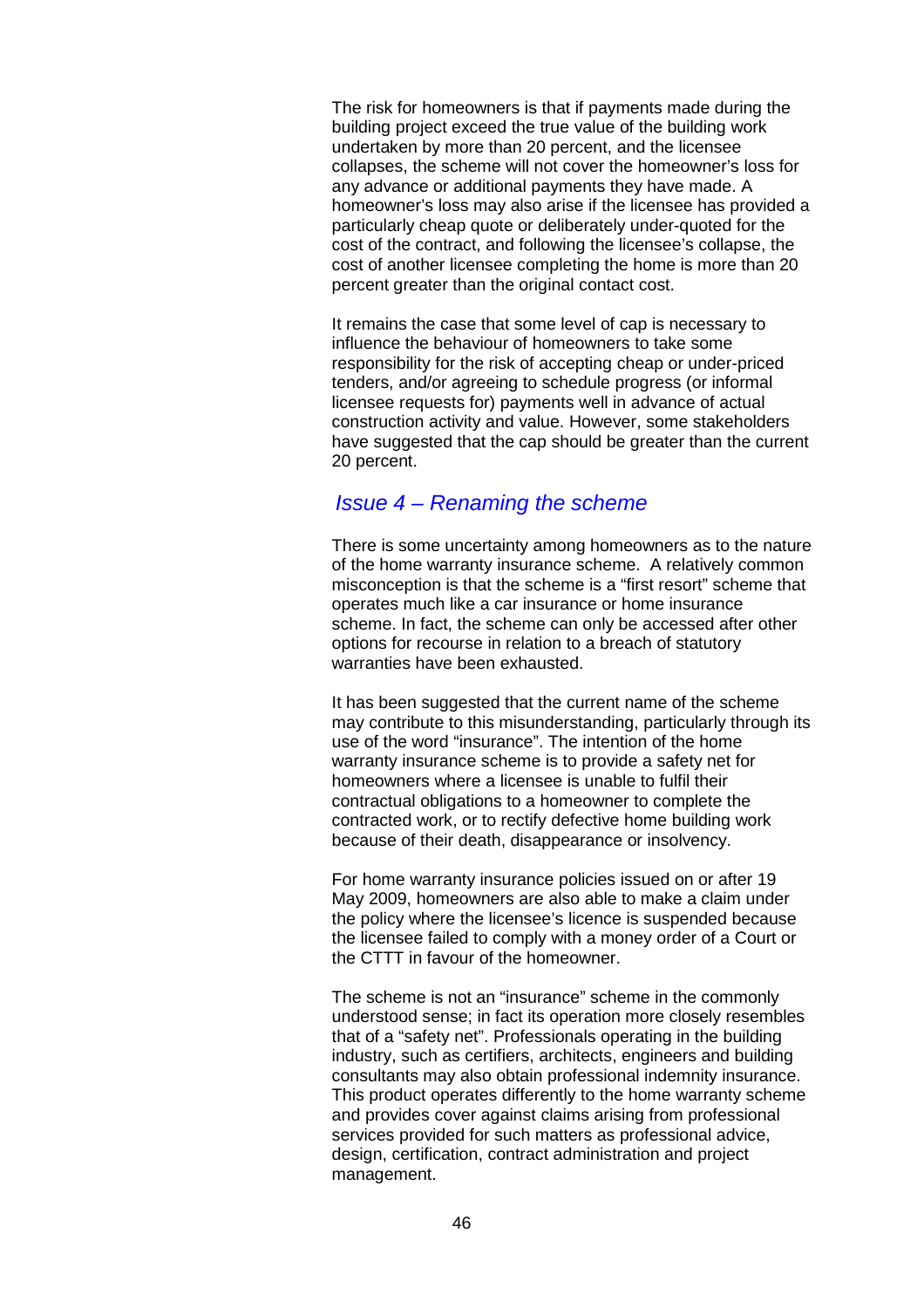The risk for homeowners is that if payments made during the building project exceed the true value of the building work undertaken by more than 20 percent, and the licensee collapses, the scheme will not cover the homeowner's loss for any advance or additional payments they have made. A homeowner's loss may also arise if the licensee has provided a particularly cheap quote or deliberately under-quoted for the cost of the contract, and following the licensee's collapse, the cost of another licensee completing the home is more than 20 percent greater than the original contact cost.

It remains the case that some level of cap is necessary to influence the behaviour of homeowners to take some responsibility for the risk of accepting cheap or under-priced tenders, and/or agreeing to schedule progress (or informal licensee requests for) payments well in advance of actual construction activity and value. However, some stakeholders have suggested that the cap should be greater than the current 20 percent.

## *Issue 4 – Renaming the scheme*

There is some uncertainty among homeowners as to the nature of the home warranty insurance scheme. A relatively common misconception is that the scheme is a "first resort" scheme that operates much like a car insurance or home insurance scheme. In fact, the scheme can only be accessed after other options for recourse in relation to a breach of statutory warranties have been exhausted.

It has been suggested that the current name of the scheme may contribute to this misunderstanding, particularly through its use of the word "insurance". The intention of the home warranty insurance scheme is to provide a safety net for homeowners where a licensee is unable to fulfil their contractual obligations to a homeowner to complete the contracted work, or to rectify defective home building work because of their death, disappearance or insolvency.

For home warranty insurance policies issued on or after 19 May 2009, homeowners are also able to make a claim under the policy where the licensee's licence is suspended because the licensee failed to comply with a money order of a Court or the CTTT in favour of the homeowner.

The scheme is not an "insurance" scheme in the commonly understood sense; in fact its operation more closely resembles that of a "safety net". Professionals operating in the building industry, such as certifiers, architects, engineers and building consultants may also obtain professional indemnity insurance. This product operates differently to the home warranty scheme and provides cover against claims arising from professional services provided for such matters as professional advice, design, certification, contract administration and project management.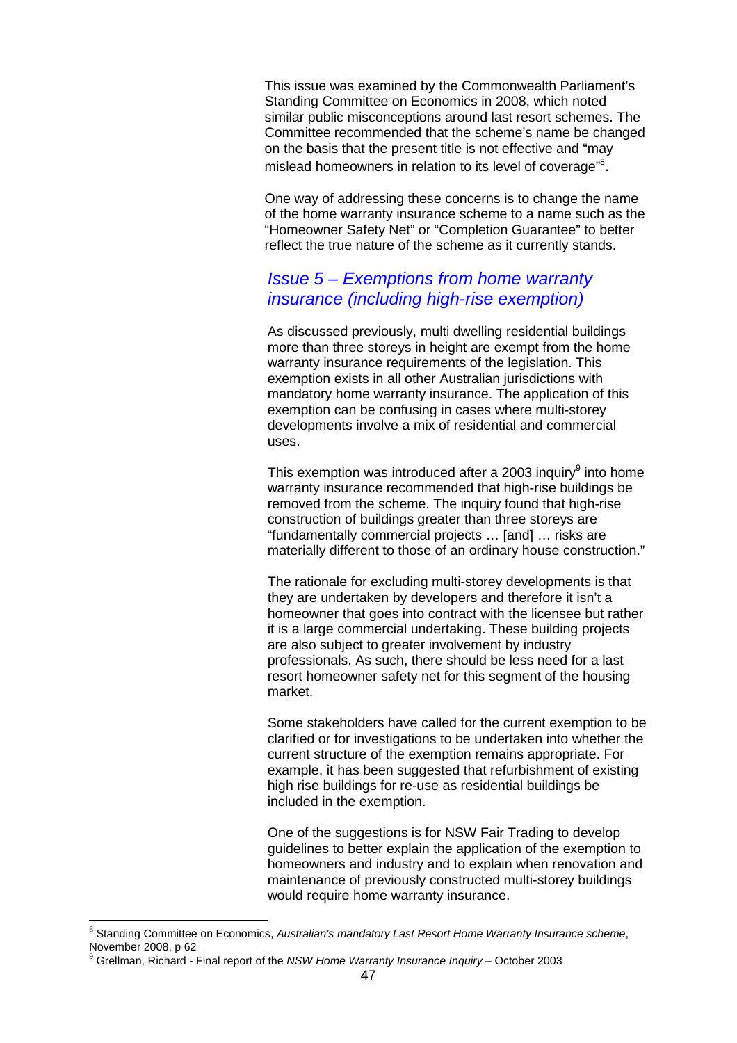This issue was examined by the Commonwealth Parliament's Standing Committee on Economics in 2008, which noted similar public misconceptions around last resort schemes. The Committee recommended that the scheme's name be changed on the basis that the present title is not effective and "may mislead homeowners in relation to its level of coverage"[8].

One way of addressing these concerns is to change the name of the home warranty insurance scheme to a name such as the "Homeowner Safety Net" or "Completion Guarantee" to better reflect the true nature of the scheme as it currently stands.

## *Issue 5 – Exemptions from home warranty insurance (including high-rise exemption)*

As discussed previously, multi dwelling residential buildings more than three storeys in height are exempt from the home warranty insurance requirements of the legislation. This exemption exists in all other Australian jurisdictions with mandatory home warranty insurance. The application of this exemption can be confusing in cases where multi-storey developments involve a mix of residential and commercial uses.

This exemption was introduced after a 2003 inquiry[9] into home warranty insurance recommended that high-rise buildings be removed from the scheme. The inquiry found that high-rise construction of buildings greater than three storeys are "fundamentally commercial projects … [and] … risks are materially different to those of an ordinary house construction."

The rationale for excluding multi-storey developments is that they are undertaken by developers and therefore it isn't a homeowner that goes into contract with the licensee but rather it is a large commercial undertaking. These building projects are also subject to greater involvement by industry professionals. As such, there should be less need for a last resort homeowner safety net for this segment of the housing market.

Some stakeholders have called for the current exemption to be clarified or for investigations to be undertaken into whether the current structure of the exemption remains appropriate. For example, it has been suggested that refurbishment of existing high rise buildings for re-use as residential buildings be included in the exemption.

One of the suggestions is for NSW Fair Trading to develop guidelines to better explain the application of the exemption to homeowners and industry and to explain when renovation and maintenance of previously constructed multi-storey buildings would require home warranty insurance.

---

[8] Standing Committee on Economics, *Australian's mandatory Last Resort Home Warranty Insurance scheme*, November 2008, p 62

[9] Grellman, Richard - Final report of the *NSW Home Warranty Insurance Inquiry* – October 2003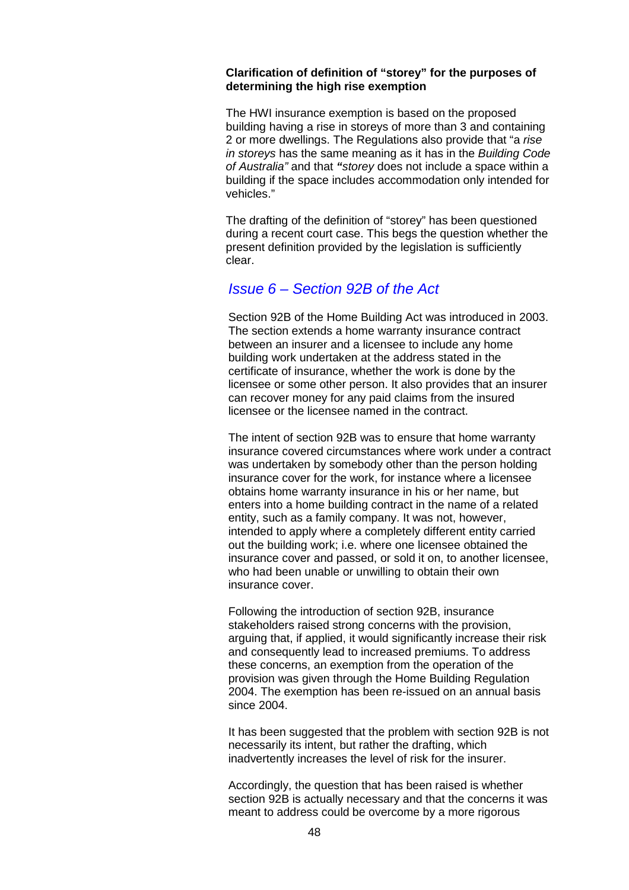**Clarification of definition of "storey" for the purposes of determining the high rise exemption**

The HWI insurance exemption is based on the proposed building having a rise in storeys of more than 3 and containing 2 or more dwellings. The Regulations also provide that "a *rise in storeys* has the same meaning as it has in the *Building Code of Australia"* and that *"storey* does not include a space within a building if the space includes accommodation only intended for vehicles."

The drafting of the definition of "storey" has been questioned during a recent court case. This begs the question whether the present definition provided by the legislation is sufficiently clear.

## *Issue 6 – Section 92B of the Act*

Section 92B of the Home Building Act was introduced in 2003. The section extends a home warranty insurance contract between an insurer and a licensee to include any home building work undertaken at the address stated in the certificate of insurance, whether the work is done by the licensee or some other person. It also provides that an insurer can recover money for any paid claims from the insured licensee or the licensee named in the contract.

The intent of section 92B was to ensure that home warranty insurance covered circumstances where work under a contract was undertaken by somebody other than the person holding insurance cover for the work, for instance where a licensee obtains home warranty insurance in his or her name, but enters into a home building contract in the name of a related entity, such as a family company. It was not, however, intended to apply where a completely different entity carried out the building work; i.e. where one licensee obtained the insurance cover and passed, or sold it on, to another licensee, who had been unable or unwilling to obtain their own insurance cover.

Following the introduction of section 92B, insurance stakeholders raised strong concerns with the provision, arguing that, if applied, it would significantly increase their risk and consequently lead to increased premiums. To address these concerns, an exemption from the operation of the provision was given through the Home Building Regulation 2004. The exemption has been re-issued on an annual basis since 2004.

It has been suggested that the problem with section 92B is not necessarily its intent, but rather the drafting, which inadvertently increases the level of risk for the insurer.

Accordingly, the question that has been raised is whether section 92B is actually necessary and that the concerns it was meant to address could be overcome by a more rigorous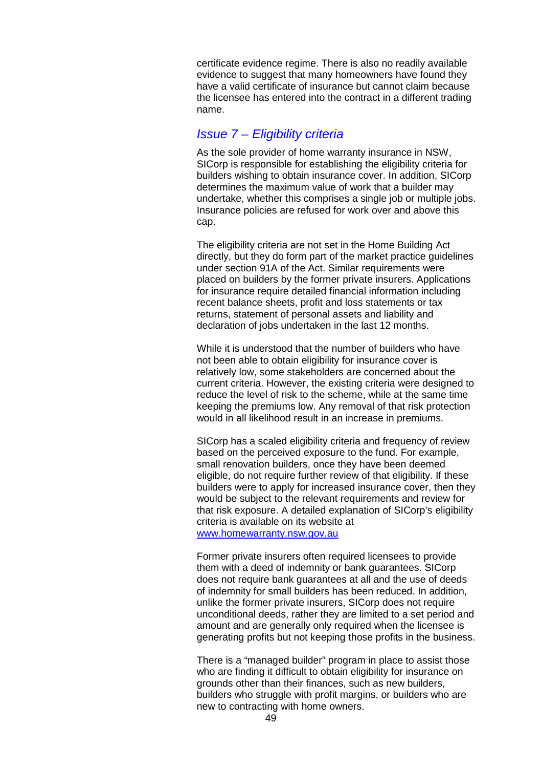certificate evidence regime. There is also no readily available evidence to suggest that many homeowners have found they have a valid certificate of insurance but cannot claim because the licensee has entered into the contract in a different trading name.

### *Issue 7 – Eligibility criteria*

As the sole provider of home warranty insurance in NSW, SICorp is responsible for establishing the eligibility criteria for builders wishing to obtain insurance cover. In addition, SICorp determines the maximum value of work that a builder may undertake, whether this comprises a single job or multiple jobs. Insurance policies are refused for work over and above this cap.

The eligibility criteria are not set in the Home Building Act directly, but they do form part of the market practice guidelines under section 91A of the Act. Similar requirements were placed on builders by the former private insurers. Applications for insurance require detailed financial information including recent balance sheets, profit and loss statements or tax returns, statement of personal assets and liability and declaration of jobs undertaken in the last 12 months.

While it is understood that the number of builders who have not been able to obtain eligibility for insurance cover is relatively low, some stakeholders are concerned about the current criteria. However, the existing criteria were designed to reduce the level of risk to the scheme, while at the same time keeping the premiums low. Any removal of that risk protection would in all likelihood result in an increase in premiums.

SICorp has a scaled eligibility criteria and frequency of review based on the perceived exposure to the fund. For example, small renovation builders, once they have been deemed eligible, do not require further review of that eligibility. If these builders were to apply for increased insurance cover, then they would be subject to the relevant requirements and review for that risk exposure. A detailed explanation of SICorp's eligibility criteria is available on its website at www.homewarranty.nsw.gov.au

Former private insurers often required licensees to provide them with a deed of indemnity or bank guarantees. SICorp does not require bank guarantees at all and the use of deeds of indemnity for small builders has been reduced. In addition, unlike the former private insurers, SICorp does not require unconditional deeds, rather they are limited to a set period and amount and are generally only required when the licensee is generating profits but not keeping those profits in the business.

There is a "managed builder" program in place to assist those who are finding it difficult to obtain eligibility for insurance on grounds other than their finances, such as new builders, builders who struggle with profit margins, or builders who are new to contracting with home owners.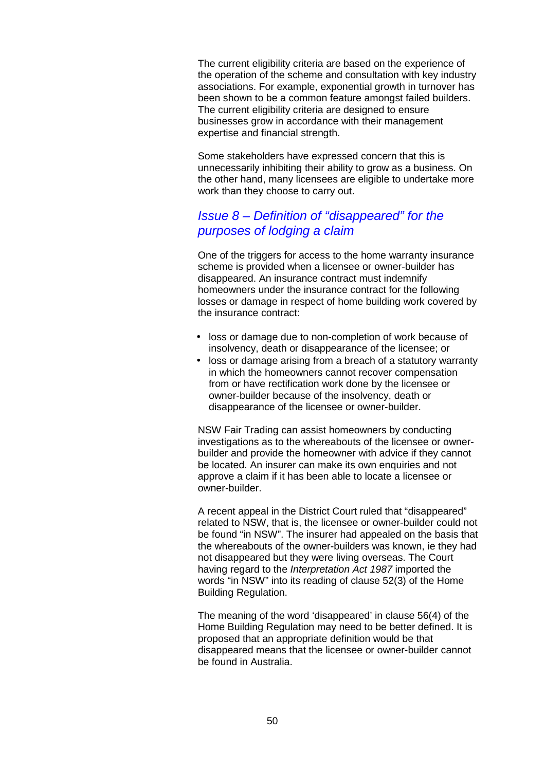The current eligibility criteria are based on the experience of the operation of the scheme and consultation with key industry associations. For example, exponential growth in turnover has been shown to be a common feature amongst failed builders. The current eligibility criteria are designed to ensure businesses grow in accordance with their management expertise and financial strength.

Some stakeholders have expressed concern that this is unnecessarily inhibiting their ability to grow as a business. On the other hand, many licensees are eligible to undertake more work than they choose to carry out.

## *Issue 8 – Definition of "disappeared" for the purposes of lodging a claim*

One of the triggers for access to the home warranty insurance scheme is provided when a licensee or owner-builder has disappeared. An insurance contract must indemnify homeowners under the insurance contract for the following losses or damage in respect of home building work covered by the insurance contract:

- loss or damage due to non-completion of work because of insolvency, death or disappearance of the licensee; or
- loss or damage arising from a breach of a statutory warranty in which the homeowners cannot recover compensation from or have rectification work done by the licensee or owner-builder because of the insolvency, death or disappearance of the licensee or owner-builder.

NSW Fair Trading can assist homeowners by conducting investigations as to the whereabouts of the licensee or owner-builder and provide the homeowner with advice if they cannot be located. An insurer can make its own enquiries and not approve a claim if it has been able to locate a licensee or owner-builder.

A recent appeal in the District Court ruled that "disappeared" related to NSW, that is, the licensee or owner-builder could not be found "in NSW". The insurer had appealed on the basis that the whereabouts of the owner-builders was known, ie they had not disappeared but they were living overseas. The Court having regard to the *Interpretation Act 1987* imported the words "in NSW" into its reading of clause 52(3) of the Home Building Regulation.

The meaning of the word 'disappeared' in clause 56(4) of the Home Building Regulation may need to be better defined. It is proposed that an appropriate definition would be that disappeared means that the licensee or owner-builder cannot be found in Australia.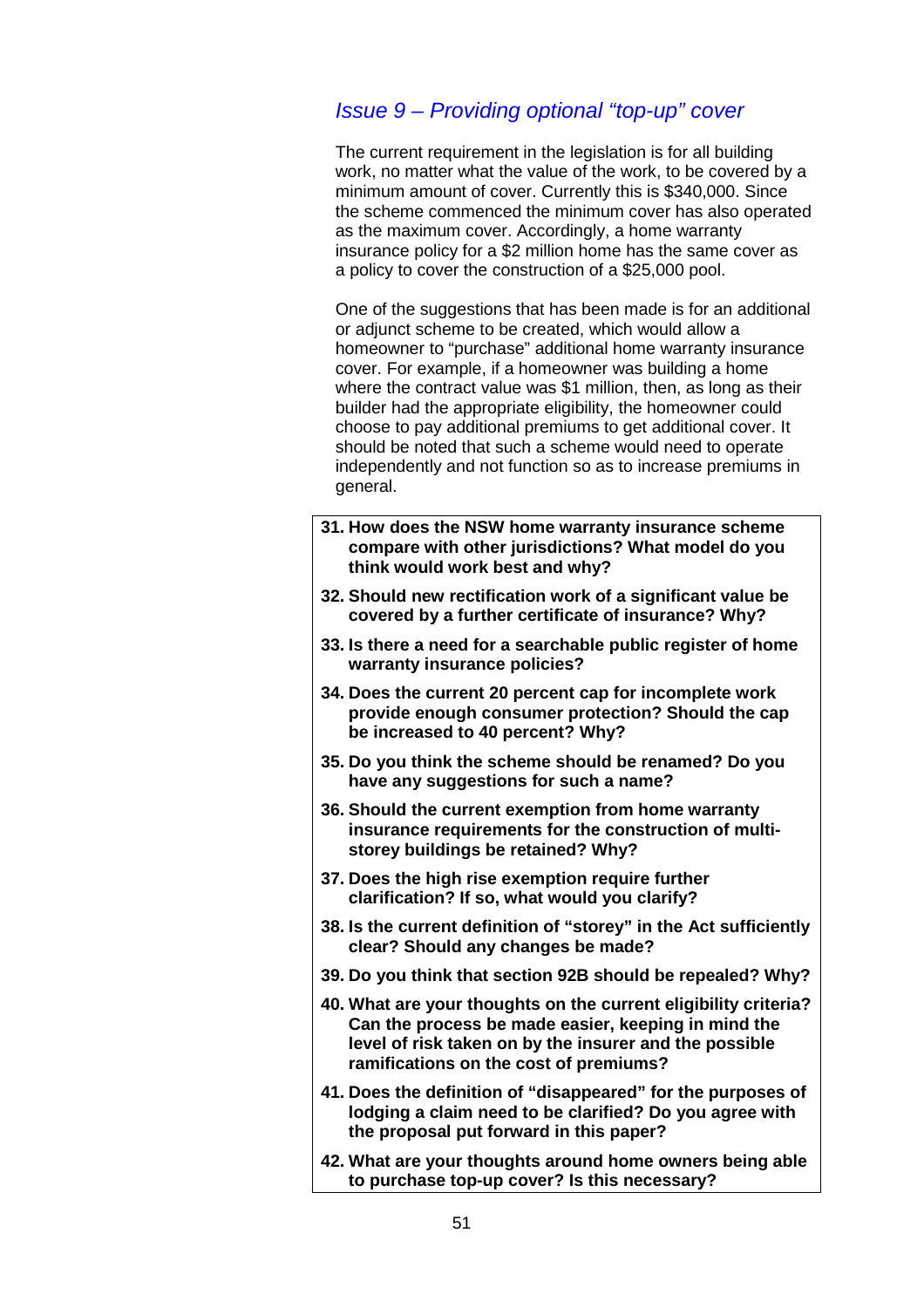### *Issue 9 – Providing optional "top-up" cover*

The current requirement in the legislation is for all building work, no matter what the value of the work, to be covered by a minimum amount of cover. Currently this is $340,000. Since the scheme commenced the minimum cover has also operated as the maximum cover. Accordingly, a home warranty insurance policy for a $2 million home has the same cover as a policy to cover the construction of a $25,000 pool.

One of the suggestions that has been made is for an additional or adjunct scheme to be created, which would allow a homeowner to "purchase" additional home warranty insurance cover. For example, if a homeowner was building a home where the contract value was $1 million, then, as long as their builder had the appropriate eligibility, the homeowner could choose to pay additional premiums to get additional cover. It should be noted that such a scheme would need to operate independently and not function so as to increase premiums in general.

31. **How does the NSW home warranty insurance scheme compare with other jurisdictions? What model do you think would work best and why?**
32. **Should new rectification work of a significant value be covered by a further certificate of insurance? Why?**
33. **Is there a need for a searchable public register of home warranty insurance policies?**
34. **Does the current 20 percent cap for incomplete work provide enough consumer protection? Should the cap be increased to 40 percent? Why?**
35. **Do you think the scheme should be renamed? Do you have any suggestions for such a name?**
36. **Should the current exemption from home warranty insurance requirements for the construction of multi-storey buildings be retained? Why?**
37. **Does the high rise exemption require further clarification? If so, what would you clarify?**
38. **Is the current definition of "storey" in the Act sufficiently clear? Should any changes be made?**
39. **Do you think that section 92B should be repealed? Why?**
40. **What are your thoughts on the current eligibility criteria? Can the process be made easier, keeping in mind the level of risk taken on by the insurer and the possible ramifications on the cost of premiums?**
41. **Does the definition of "disappeared" for the purposes of lodging a claim need to be clarified? Do you agree with the proposal put forward in this paper?**
42. **What are your thoughts around home owners being able to purchase top-up cover? Is this necessary?**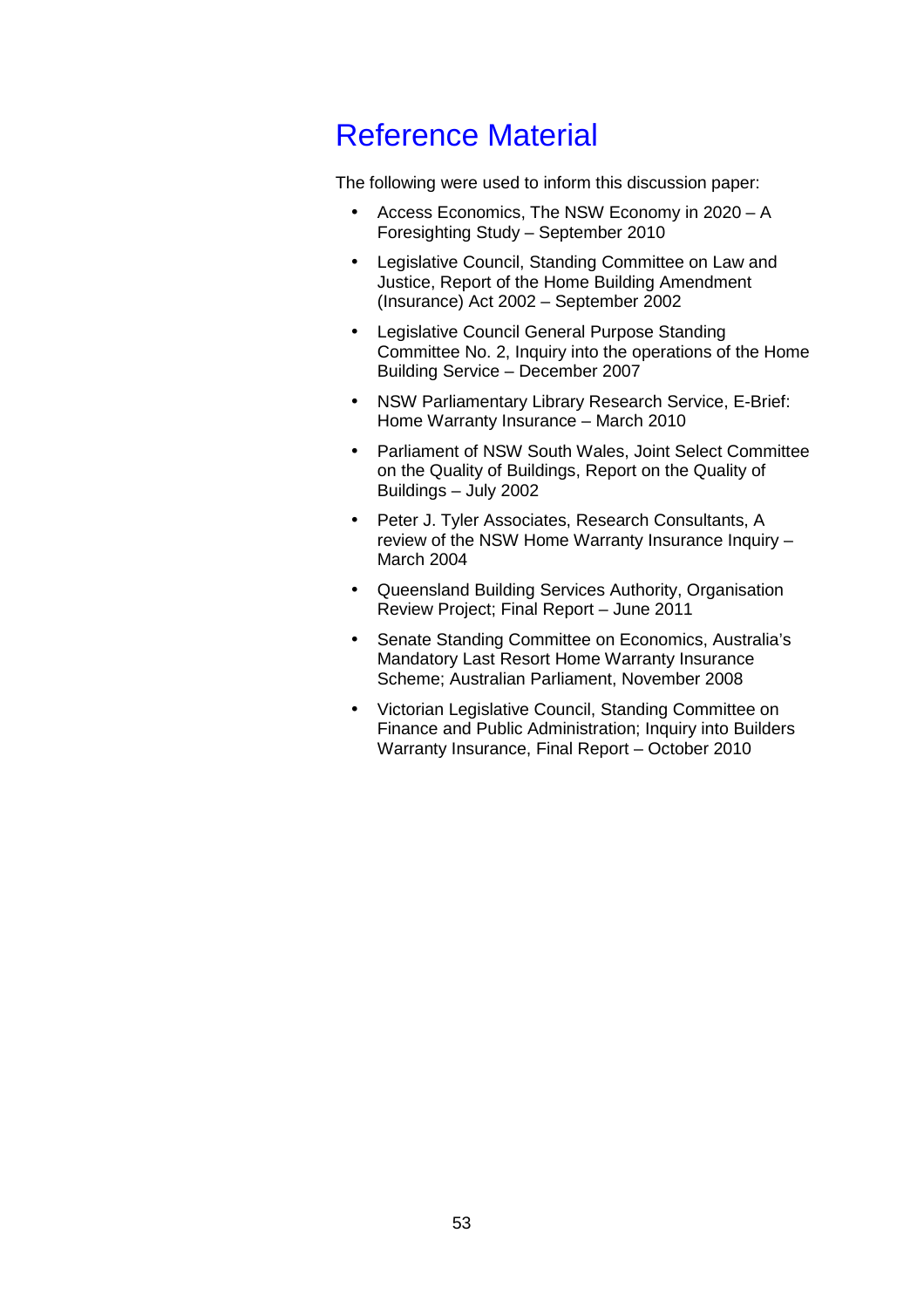# Reference Material

The following were used to inform this discussion paper:

- Access Economics, The NSW Economy in 2020 – A Foresighting Study – September 2010
- Legislative Council, Standing Committee on Law and Justice, Report of the Home Building Amendment (Insurance) Act 2002 – September 2002
- Legislative Council General Purpose Standing Committee No. 2, Inquiry into the operations of the Home Building Service – December 2007
- NSW Parliamentary Library Research Service, E-Brief: Home Warranty Insurance – March 2010
- Parliament of NSW South Wales, Joint Select Committee on the Quality of Buildings, Report on the Quality of Buildings – July 2002
- Peter J. Tyler Associates, Research Consultants, A review of the NSW Home Warranty Insurance Inquiry – March 2004
- Queensland Building Services Authority, Organisation Review Project; Final Report – June 2011
- Senate Standing Committee on Economics, Australia's Mandatory Last Resort Home Warranty Insurance Scheme; Australian Parliament, November 2008
- Victorian Legislative Council, Standing Committee on Finance and Public Administration; Inquiry into Builders Warranty Insurance, Final Report – October 2010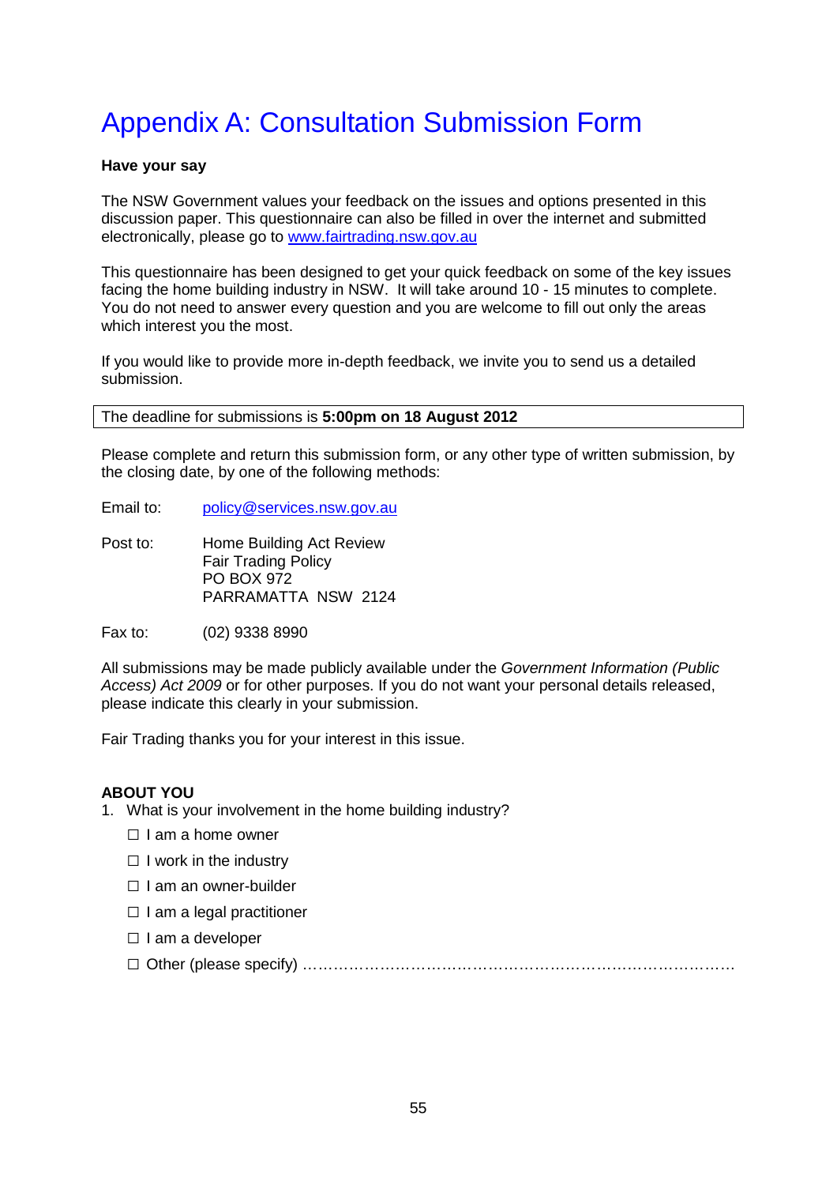# Appendix A: Consultation Submission Form

**Have your say**

The NSW Government values your feedback on the issues and options presented in this discussion paper. This questionnaire can also be filled in over the internet and submitted electronically, please go to [www.fairtrading.nsw.gov.au](www.fairtrading.nsw.gov.au)

This questionnaire has been designed to get your quick feedback on some of the key issues facing the home building industry in NSW. It will take around 10 - 15 minutes to complete. You do not need to answer every question and you are welcome to fill out only the areas which interest you the most.

If you would like to provide more in-depth feedback, we invite you to send us a detailed submission.

| The deadline for submissions is **5:00pm on 18 August 2012** |
|---|

Please complete and return this submission form, or any other type of written submission, by the closing date, by one of the following methods:

Email to: [policy@services.nsw.gov.au](mailto:policy@services.nsw.gov.au)

Post to: Home Building Act Review
Fair Trading Policy
PO BOX 972
PARRAMATTA NSW 2124

Fax to: (02) 9338 8990

All submissions may be made publicly available under the *Government Information (Public Access) Act 2009* or for other purposes. If you do not want your personal details released, please indicate this clearly in your submission.

Fair Trading thanks you for your interest in this issue.

**ABOUT YOU**

1. What is your involvement in the home building industry?
   - ☐ I am a home owner
   - ☐ I work in the industry
   - ☐ I am an owner-builder
   - ☐ I am a legal practitioner
   - ☐ I am a developer
   - ☐ Other (please specify) ……………………………………………………………………………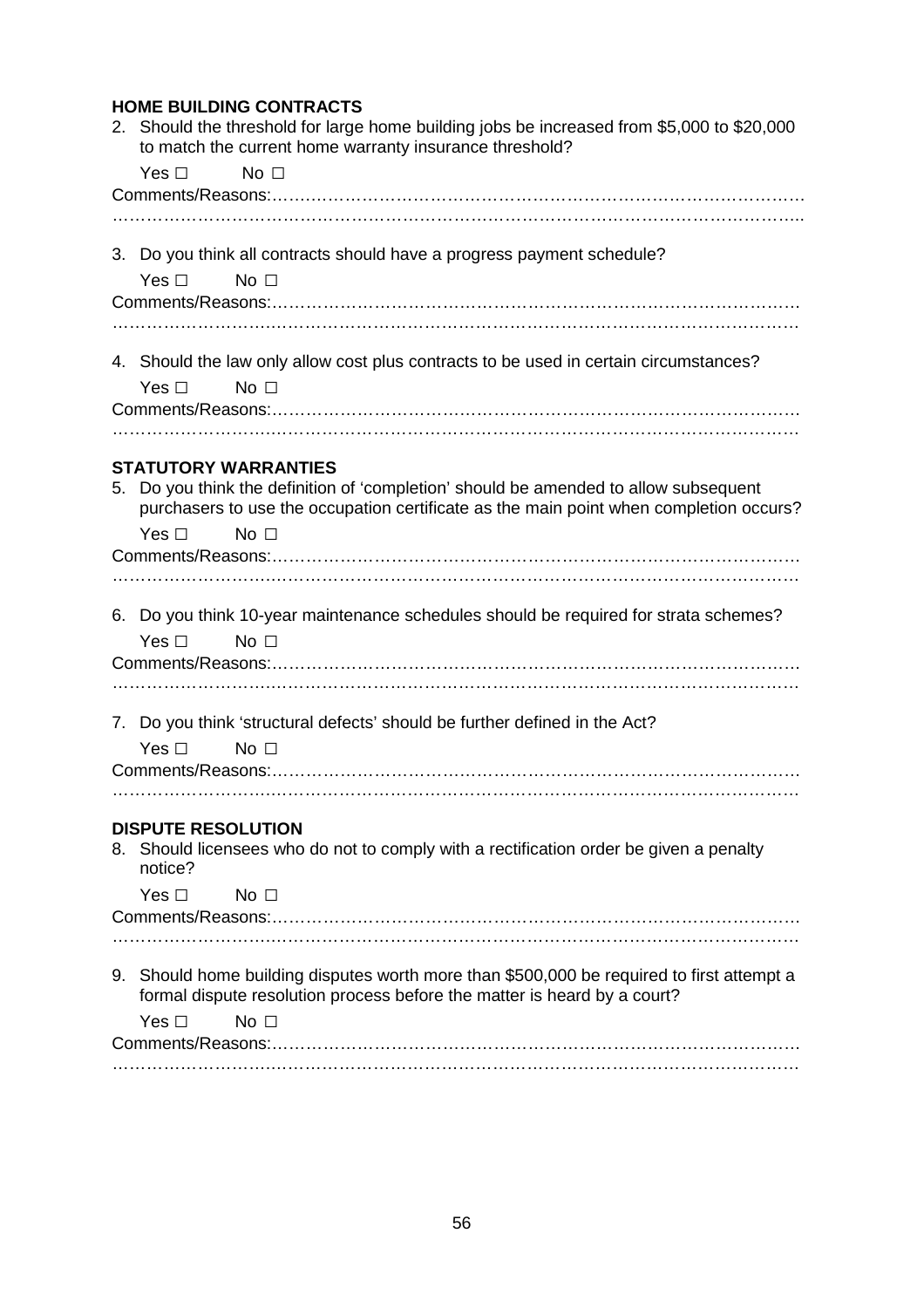**HOME BUILDING CONTRACTS**

2. Should the threshold for large home building jobs be increased from $5,000 to $20,000 to match the current home warranty insurance threshold?

   Yes ☐ No ☐

   Comments/Reasons:…………………………………………………………………………………
   ……………………………………………………………………………………………………………

3. Do you think all contracts should have a progress payment schedule?

   Yes ☐ No ☐

   Comments/Reasons:…………………………………………………………………………………
   ……………………………………………………………………………………………………………

4. Should the law only allow cost plus contracts to be used in certain circumstances?

   Yes ☐ No ☐

   Comments/Reasons:…………………………………………………………………………………
   ……………………………………………………………………………………………………………

**STATUTORY WARRANTIES**

5. Do you think the definition of 'completion' should be amended to allow subsequent purchasers to use the occupation certificate as the main point when completion occurs?

   Yes ☐ No ☐

   Comments/Reasons:…………………………………………………………………………………
   ……………………………………………………………………………………………………………

6. Do you think 10-year maintenance schedules should be required for strata schemes?

   Yes ☐ No ☐

   Comments/Reasons:…………………………………………………………………………………
   ……………………………………………………………………………………………………………

7. Do you think 'structural defects' should be further defined in the Act?

   Yes ☐ No ☐

   Comments/Reasons:…………………………………………………………………………………
   ……………………………………………………………………………………………………………

**DISPUTE RESOLUTION**

8. Should licensees who do not to comply with a rectification order be given a penalty notice?

   Yes ☐ No ☐

   Comments/Reasons:…………………………………………………………………………………
   ……………………………………………………………………………………………………………

9. Should home building disputes worth more than $500,000 be required to first attempt a formal dispute resolution process before the matter is heard by a court?

   Yes ☐ No ☐

   Comments/Reasons:…………………………………………………………………………………
   ……………………………………………………………………………………………………………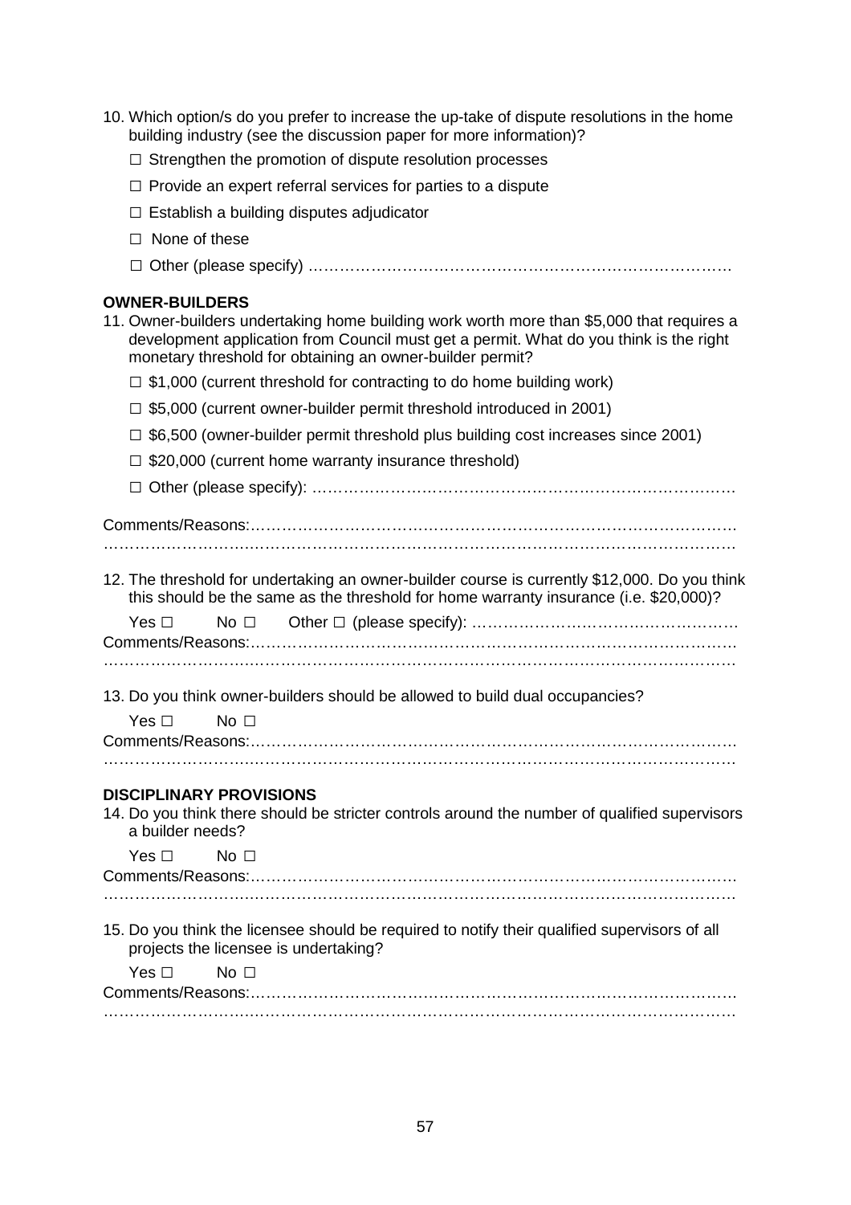10. Which option/s do you prefer to increase the up-take of dispute resolutions in the home building industry (see the discussion paper for more information)?

    ☐ Strengthen the promotion of dispute resolution processes

    ☐ Provide an expert referral services for parties to a dispute

    ☐ Establish a building disputes adjudicator

    ☐ None of these

    ☐ Other (please specify) ……………………………………………………………………

**OWNER-BUILDERS**

11. Owner-builders undertaking home building work worth more than $5,000 that requires a development application from Council must get a permit. What do you think is the right monetary threshold for obtaining an owner-builder permit?

    ☐ $1,000 (current threshold for contracting to do home building work)

    ☐ $5,000 (current owner-builder permit threshold introduced in 2001)

    ☐ $6,500 (owner-builder permit threshold plus building cost increases since 2001)

    ☐ $20,000 (current home warranty insurance threshold)

    ☐ Other (please specify): ……………………………………………………………………

Comments/Reasons:………………………………………………………………………………
…………………………………………………………………………………………………………

12. The threshold for undertaking an owner-builder course is currently $12,000. Do you think this should be the same as the threshold for home warranty insurance (i.e. $20,000)?

    Yes ☐ No ☐ Other ☐ (please specify): ……………………………………………

Comments/Reasons:………………………………………………………………………………
…………………………………………………………………………………………………………

13. Do you think owner-builders should be allowed to build dual occupancies?

    Yes ☐ No ☐

Comments/Reasons:………………………………………………………………………………
…………………………………………………………………………………………………………

**DISCIPLINARY PROVISIONS**

14. Do you think there should be stricter controls around the number of qualified supervisors a builder needs?

    Yes ☐ No ☐

Comments/Reasons:………………………………………………………………………………
…………………………………………………………………………………………………………

15. Do you think the licensee should be required to notify their qualified supervisors of all projects the licensee is undertaking?

    Yes ☐ No ☐

Comments/Reasons:………………………………………………………………………………
…………………………………………………………………………………………………………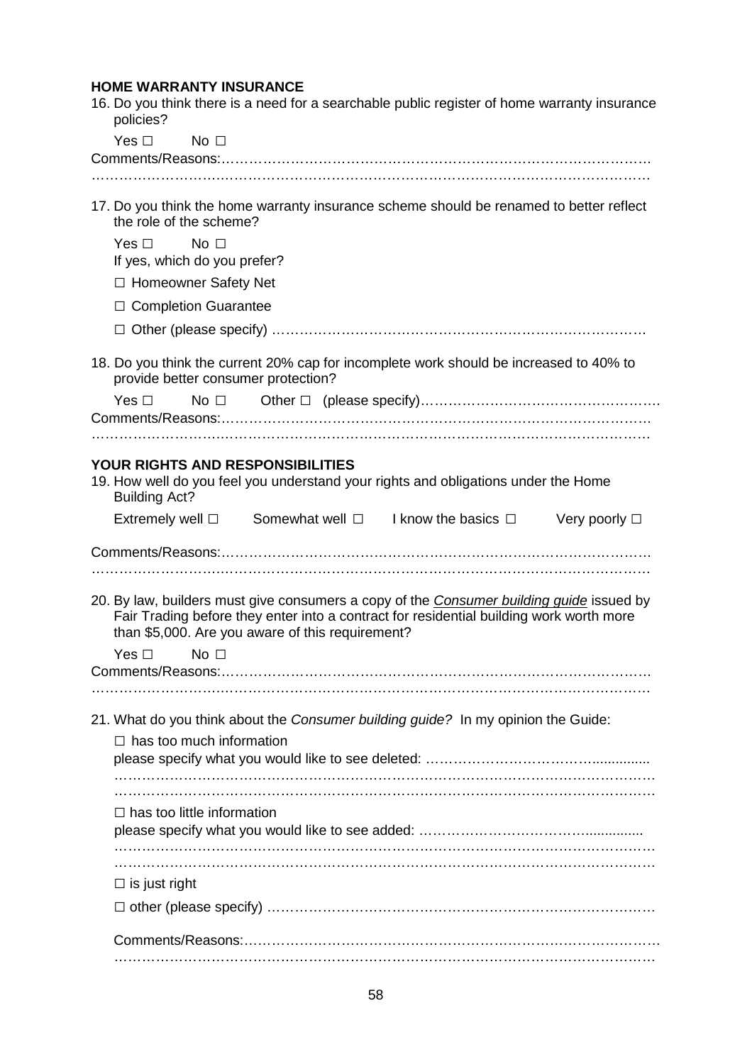## HOME WARRANTY INSURANCE

16. Do you think there is a need for a searchable public register of home warranty insurance policies?

    Yes ☐ No ☐

    Comments/Reasons:……………………………………………………………………………………
    ……………………………………………………………………………………………………………

17. Do you think the home warranty insurance scheme should be renamed to better reflect the role of the scheme?

    Yes ☐ No ☐

    If yes, which do you prefer?

    ☐ Homeowner Safety Net

    ☐ Completion Guarantee

    ☐ Other (please specify) ………………………………………………………………………

18. Do you think the current 20% cap for incomplete work should be increased to 40% to provide better consumer protection?

    Yes ☐ No ☐ Other ☐ (please specify)……………………………………………….

    Comments/Reasons:……………………………………………………………………………………
    ……………………………………………………………………………………………………………

## YOUR RIGHTS AND RESPONSIBILITIES

19. How well do you feel you understand your rights and obligations under the Home Building Act?

    Extremely well ☐ Somewhat well ☐ I know the basics ☐ Very poorly ☐

    Comments/Reasons:……………………………………………………………………………………
    ……………………………………………………………………………………………………………

20. By law, builders must give consumers a copy of the *Consumer building guide* issued by Fair Trading before they enter into a contract for residential building work worth more than $5,000. Are you aware of this requirement?

    Yes ☐ No ☐

    Comments/Reasons:……………………………………………………………………………………
    ……………………………………………………………………………………………………………

21. What do you think about the *Consumer building guide?* In my opinion the Guide:

    ☐ has too much information

    please specify what you would like to see deleted: ………………………………...............
    ……………………………………………………………………………………………………………
    ……………………………………………………………………………………………………………

    ☐ has too little information

    please specify what you would like to see added: ………………………………...............
    ……………………………………………………………………………………………………………
    ……………………………………………………………………………………………………………

    ☐ is just right

    ☐ other (please specify) ………………………………………………………………………

    Comments/Reasons:……………………………………………………………………………………
    ……………………………………………………………………………………………………………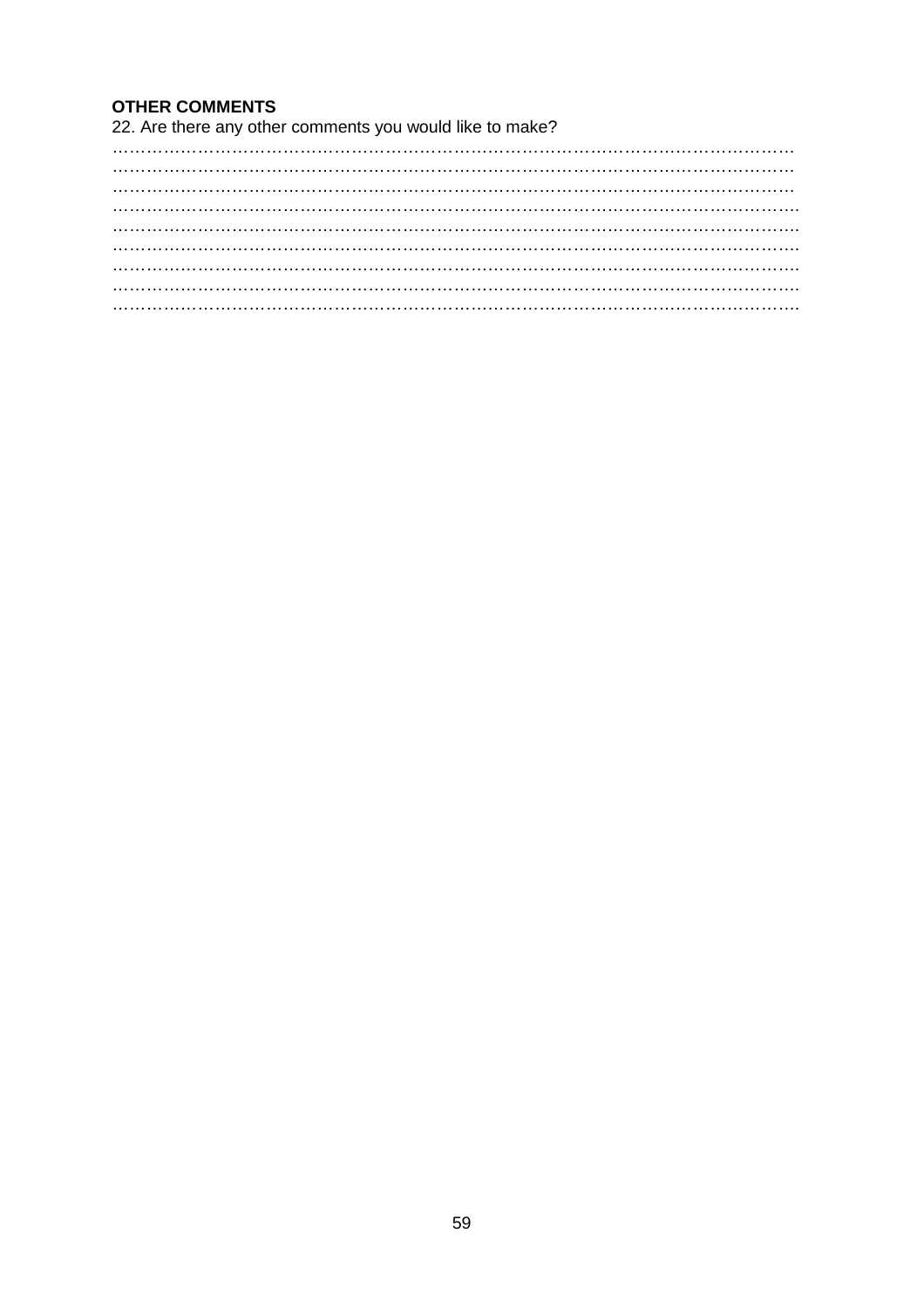**OTHER COMMENTS**

22. Are there any other comments you would like to make?

…………………………………………………………………………………………………………
…………………………………………………………………………………………………………
…………………………………………………………………………………………………………
………………………………………………………………………………………………………….
………………………………………………………………………………………………………….
………………………………………………………………………………………………………….
………………………………………………………………………………………………………….
………………………………………………………………………………………………………….
………………………………………………………………………………………………………….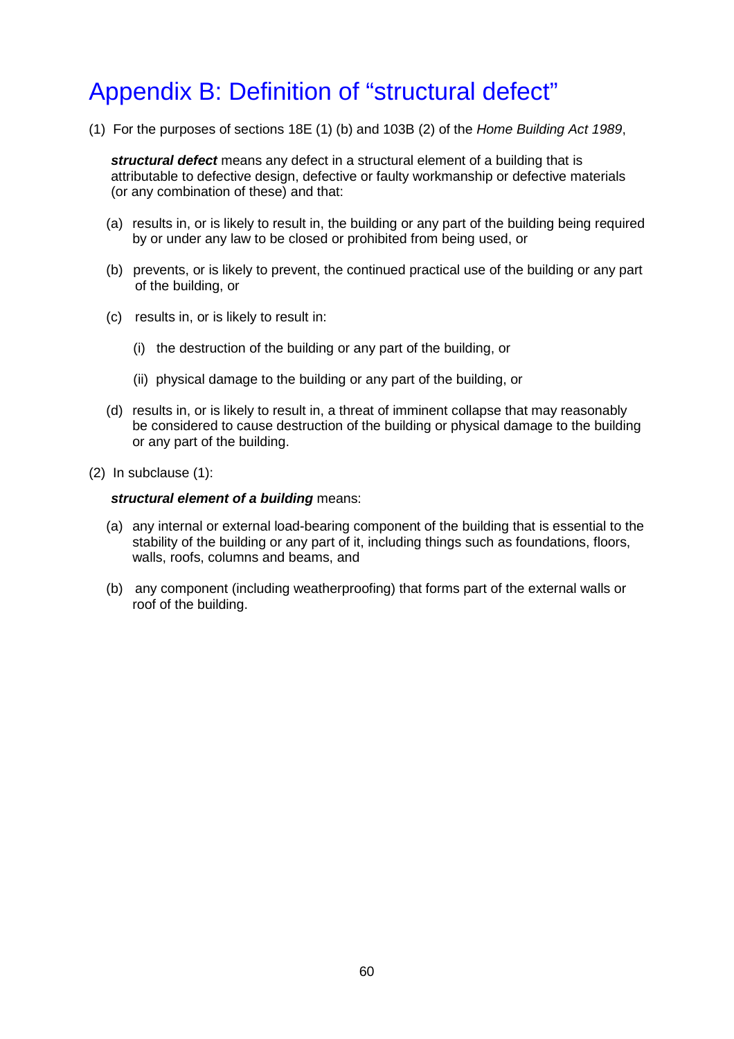# Appendix B: Definition of "structural defect"

(1) For the purposes of sections 18E (1) (b) and 103B (2) of the *Home Building Act 1989*,

***structural defect*** means any defect in a structural element of a building that is attributable to defective design, defective or faulty workmanship or defective materials (or any combination of these) and that:

(a) results in, or is likely to result in, the building or any part of the building being required by or under any law to be closed or prohibited from being used, or

(b) prevents, or is likely to prevent, the continued practical use of the building or any part of the building, or

(c) results in, or is likely to result in:

(i) the destruction of the building or any part of the building, or

(ii) physical damage to the building or any part of the building, or

(d) results in, or is likely to result in, a threat of imminent collapse that may reasonably be considered to cause destruction of the building or physical damage to the building or any part of the building.

(2) In subclause (1):

***structural element of a building*** means:

(a) any internal or external load-bearing component of the building that is essential to the stability of the building or any part of it, including things such as foundations, floors, walls, roofs, columns and beams, and

(b) any component (including weatherproofing) that forms part of the external walls or roof of the building.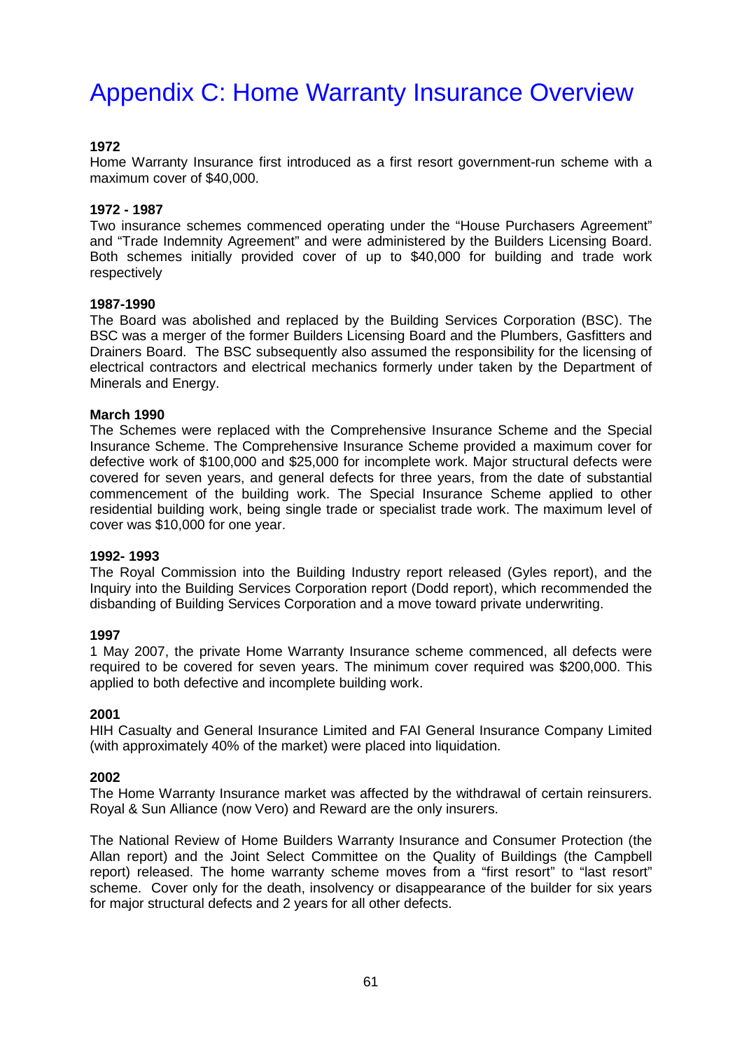# Appendix C: Home Warranty Insurance Overview

**1972**

Home Warranty Insurance first introduced as a first resort government-run scheme with a maximum cover of $40,000.

**1972 - 1987**

Two insurance schemes commenced operating under the "House Purchasers Agreement" and "Trade Indemnity Agreement" and were administered by the Builders Licensing Board. Both schemes initially provided cover of up to $40,000 for building and trade work respectively

**1987-1990**

The Board was abolished and replaced by the Building Services Corporation (BSC). The BSC was a merger of the former Builders Licensing Board and the Plumbers, Gasfitters and Drainers Board. The BSC subsequently also assumed the responsibility for the licensing of electrical contractors and electrical mechanics formerly under taken by the Department of Minerals and Energy.

**March 1990**

The Schemes were replaced with the Comprehensive Insurance Scheme and the Special Insurance Scheme. The Comprehensive Insurance Scheme provided a maximum cover for defective work of $100,000 and $25,000 for incomplete work. Major structural defects were covered for seven years, and general defects for three years, from the date of substantial commencement of the building work. The Special Insurance Scheme applied to other residential building work, being single trade or specialist trade work. The maximum level of cover was $10,000 for one year.

**1992- 1993**

The Royal Commission into the Building Industry report released (Gyles report), and the Inquiry into the Building Services Corporation report (Dodd report), which recommended the disbanding of Building Services Corporation and a move toward private underwriting.

**1997**

1 May 2007, the private Home Warranty Insurance scheme commenced, all defects were required to be covered for seven years. The minimum cover required was $200,000. This applied to both defective and incomplete building work.

**2001**

HIH Casualty and General Insurance Limited and FAI General Insurance Company Limited (with approximately 40% of the market) were placed into liquidation.

**2002**

The Home Warranty Insurance market was affected by the withdrawal of certain reinsurers. Royal & Sun Alliance (now Vero) and Reward are the only insurers.

The National Review of Home Builders Warranty Insurance and Consumer Protection (the Allan report) and the Joint Select Committee on the Quality of Buildings (the Campbell report) released. The home warranty scheme moves from a "first resort" to "last resort" scheme. Cover only for the death, insolvency or disappearance of the builder for six years for major structural defects and 2 years for all other defects.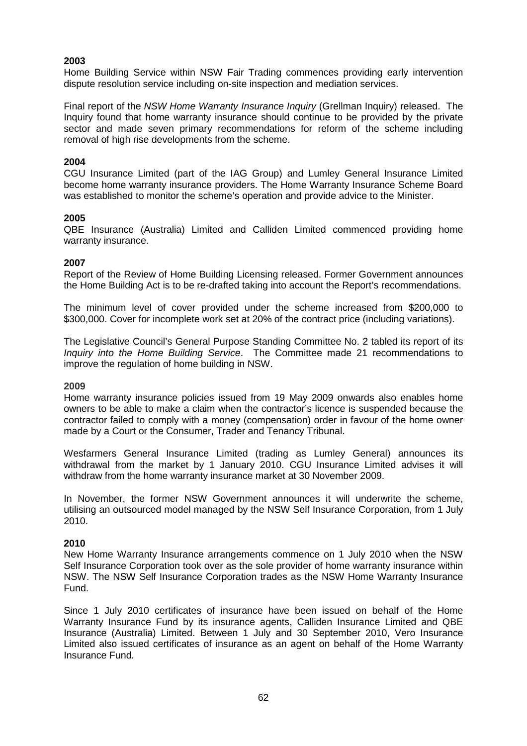**2003**

Home Building Service within NSW Fair Trading commences providing early intervention dispute resolution service including on-site inspection and mediation services.

Final report of the *NSW Home Warranty Insurance Inquiry* (Grellman Inquiry) released. The Inquiry found that home warranty insurance should continue to be provided by the private sector and made seven primary recommendations for reform of the scheme including removal of high rise developments from the scheme.

**2004**

CGU Insurance Limited (part of the IAG Group) and Lumley General Insurance Limited become home warranty insurance providers. The Home Warranty Insurance Scheme Board was established to monitor the scheme's operation and provide advice to the Minister.

**2005**

QBE Insurance (Australia) Limited and Calliden Limited commenced providing home warranty insurance.

**2007**

Report of the Review of Home Building Licensing released. Former Government announces the Home Building Act is to be re-drafted taking into account the Report's recommendations.

The minimum level of cover provided under the scheme increased from \$200,000 to \$300,000. Cover for incomplete work set at 20% of the contract price (including variations).

The Legislative Council's General Purpose Standing Committee No. 2 tabled its report of its *Inquiry into the Home Building Service*. The Committee made 21 recommendations to improve the regulation of home building in NSW.

**2009**

Home warranty insurance policies issued from 19 May 2009 onwards also enables home owners to be able to make a claim when the contractor's licence is suspended because the contractor failed to comply with a money (compensation) order in favour of the home owner made by a Court or the Consumer, Trader and Tenancy Tribunal.

Wesfarmers General Insurance Limited (trading as Lumley General) announces its withdrawal from the market by 1 January 2010. CGU Insurance Limited advises it will withdraw from the home warranty insurance market at 30 November 2009.

In November, the former NSW Government announces it will underwrite the scheme, utilising an outsourced model managed by the NSW Self Insurance Corporation, from 1 July 2010.

**2010**

New Home Warranty Insurance arrangements commence on 1 July 2010 when the NSW Self Insurance Corporation took over as the sole provider of home warranty insurance within NSW. The NSW Self Insurance Corporation trades as the NSW Home Warranty Insurance Fund.

Since 1 July 2010 certificates of insurance have been issued on behalf of the Home Warranty Insurance Fund by its insurance agents, Calliden Insurance Limited and QBE Insurance (Australia) Limited. Between 1 July and 30 September 2010, Vero Insurance Limited also issued certificates of insurance as an agent on behalf of the Home Warranty Insurance Fund.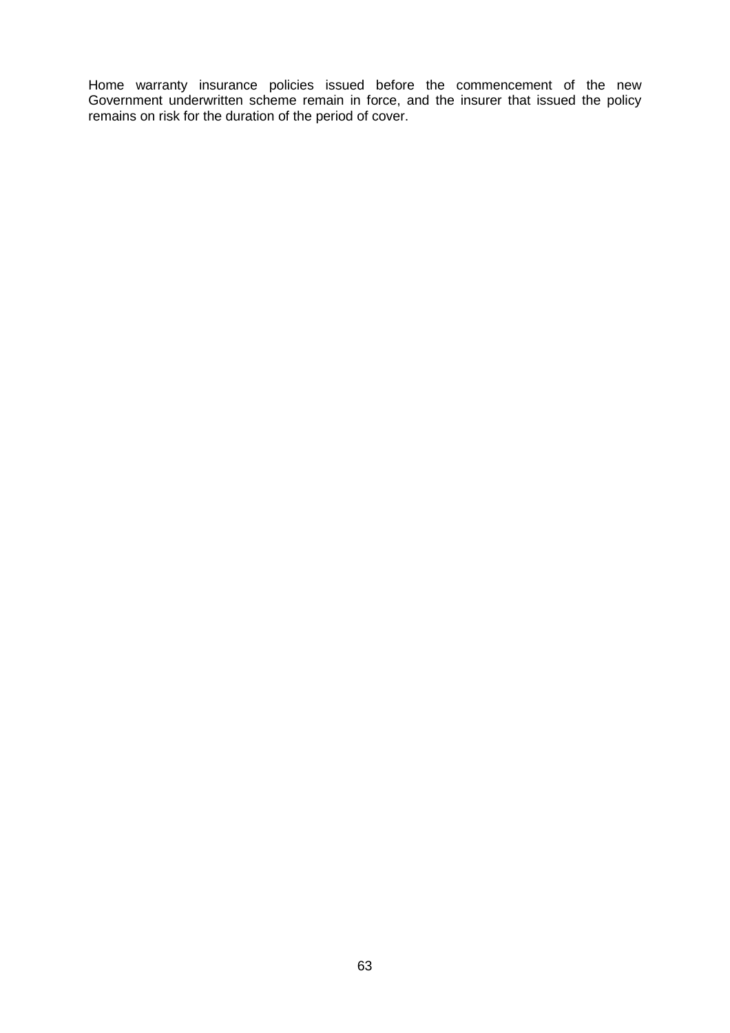Home warranty insurance policies issued before the commencement of the new Government underwritten scheme remain in force, and the insurer that issued the policy remains on risk for the duration of the period of cover.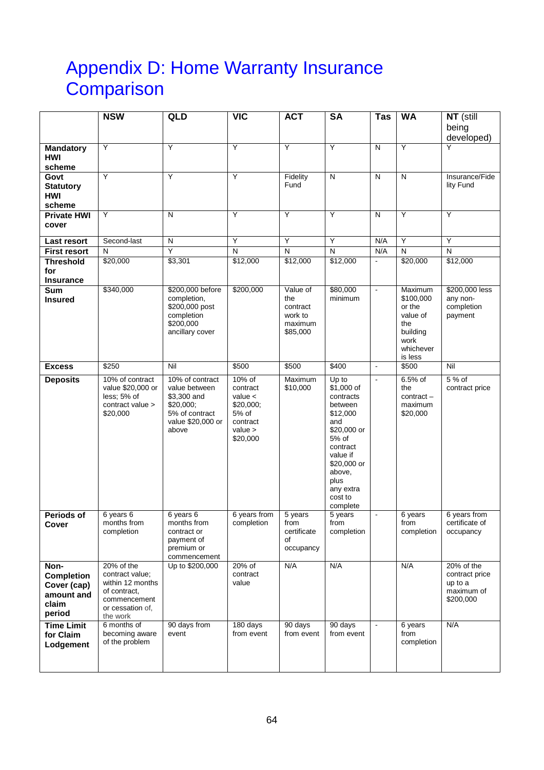# Appendix D: Home Warranty Insurance Comparison

| | NSW | QLD | VIC | ACT | SA | Tas | WA | NT (still being developed) |
|---|---|---|---|---|---|---|---|---|
| **Mandatory HWI scheme** | Y | Y | Y | Y | Y | N | Y | Y |
| **Govt Statutory HWI scheme** | Y | Y | Y | Fidelity Fund | N | N | N | Insurance/Fidelity Fund |
| **Private HWI cover** | Y | N | Y | Y | Y | N | Y | Y |
| **Last resort** | Second-last | N | Y | Y | Y | N/A | Y | Y |
| **First resort** | N | Y | N | N | N | N/A | N | N |
| **Threshold for Insurance** | $20,000 | $3,301 | $12,000 | $12,000 | $12,000 | - | $20,000 | $12,000 |
| **Sum Insured** | $340,000 | $200,000 before completion, $200,000 post completion $200,000 ancillary cover | $200,000 | Value of the contract work to maximum $85,000 | $80,000 minimum | - | Maximum $100,000 or the value of the building work whichever is less | $200,000 less any non-completion payment |
| **Excess** | $250 | Nil | $500 | $500 | $400 | - | $500 | Nil |
| **Deposits** | 10% of contract value $20,000 or less; 5% of contract value > $20,000 | 10% of contract value between $3,300 and $20,000; 5% of contract value $20,000 or above | 10% of contract value < $20,000; 5% of contract value > $20,000 | Maximum $10,000 | Up to $1,000 of contracts between $12,000 and $20,000 or 5% of contract value if $20,000 or above, plus any extra cost to complete | - | 6.5% of the contract – maximum $20,000 | 5 % of contract price |
| **Periods of Cover** | 6 years 6 months from completion | 6 years 6 months from contract or payment of premium or commencement | 6 years from completion | 5 years from certificate of occupancy | 5 years from completion | - | 6 years from completion | 6 years from certificate of occupancy |
| **Non-Completion Cover (cap) amount and claim period** | 20% of the contract value; within 12 months of contract, commencement or cessation of, the work | Up to $200,000 | 20% of contract value | N/A | N/A | | N/A | 20% of the contract price up to a maximum of $200,000 |
| **Time Limit for Claim Lodgement** | 6 months of becoming aware of the problem | 90 days from event | 180 days from event | 90 days from event | 90 days from event | - | 6 years from completion | N/A |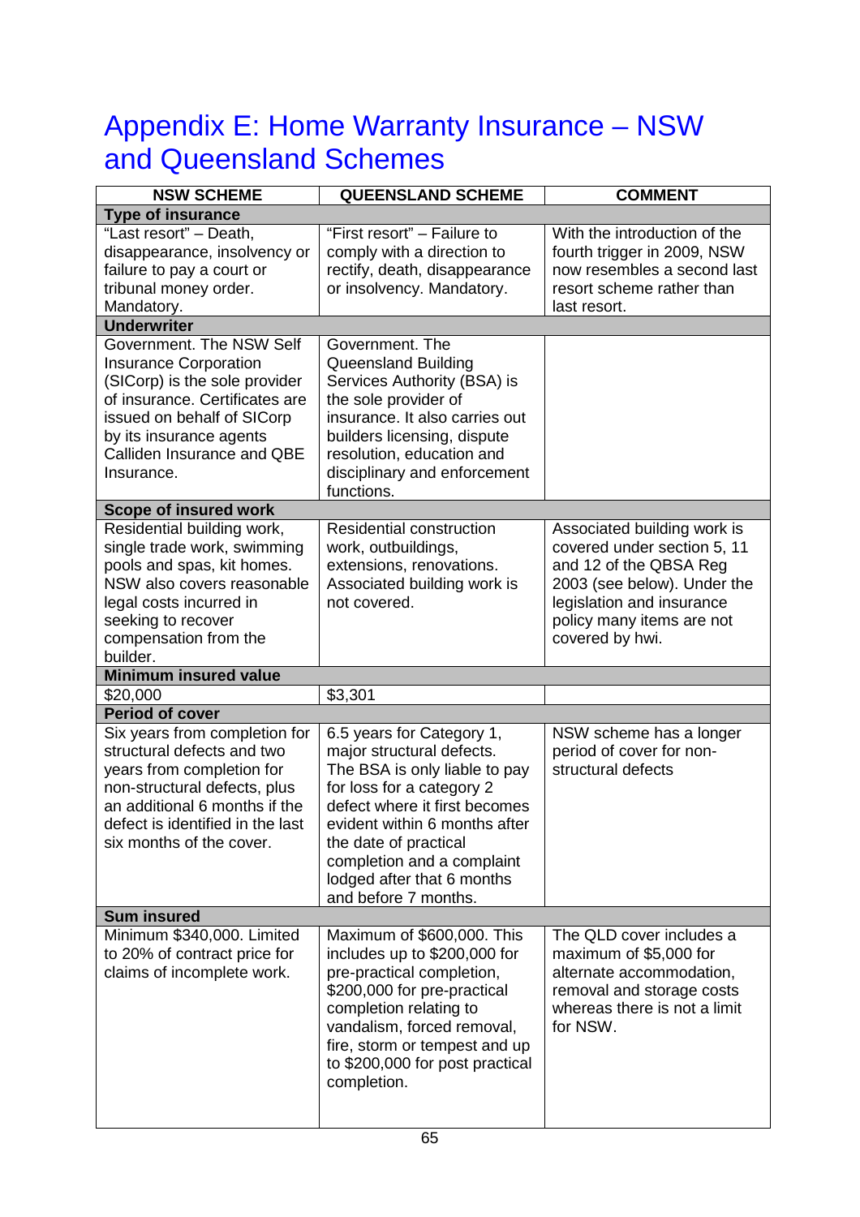# Appendix E: Home Warranty Insurance – NSW and Queensland Schemes

| NSW SCHEME | QUEENSLAND SCHEME | COMMENT |
|---|---|---|
| **Type of insurance** | | |
| "Last resort" – Death, disappearance, insolvency or failure to pay a court or tribunal money order. Mandatory. | "First resort" – Failure to comply with a direction to rectify, death, disappearance or insolvency. Mandatory. | With the introduction of the fourth trigger in 2009, NSW now resembles a second last resort scheme rather than last resort. |
| **Underwriter** | | |
| Government. The NSW Self Insurance Corporation (SICorp) is the sole provider of insurance. Certificates are issued on behalf of SICorp by its insurance agents Calliden Insurance and QBE Insurance. | Government. The Queensland Building Services Authority (BSA) is the sole provider of insurance. It also carries out builders licensing, dispute resolution, education and disciplinary and enforcement functions. | |
| **Scope of insured work** | | |
| Residential building work, single trade work, swimming pools and spas, kit homes. NSW also covers reasonable legal costs incurred in seeking to recover compensation from the builder. | Residential construction work, outbuildings, extensions, renovations. Associated building work is not covered. | Associated building work is covered under section 5, 11 and 12 of the QBSA Reg 2003 (see below). Under the legislation and insurance policy many items are not covered by hwi. |
| **Minimum insured value** | | |
| $20,000 | $3,301 | |
| **Period of cover** | | |
| Six years from completion for structural defects and two years from completion for non-structural defects, plus an additional 6 months if the defect is identified in the last six months of the cover. | 6.5 years for Category 1, major structural defects. The BSA is only liable to pay for loss for a category 2 defect where it first becomes evident within 6 months after the date of practical completion and a complaint lodged after that 6 months and before 7 months. | NSW scheme has a longer period of cover for non-structural defects |
| **Sum insured** | | |
| Minimum $340,000. Limited to 20% of contract price for claims of incomplete work. | Maximum of $600,000. This includes up to $200,000 for pre-practical completion, $200,000 for pre-practical completion relating to vandalism, forced removal, fire, storm or tempest and up to $200,000 for post practical completion. | The QLD cover includes a maximum of $5,000 for alternate accommodation, removal and storage costs whereas there is not a limit for NSW. |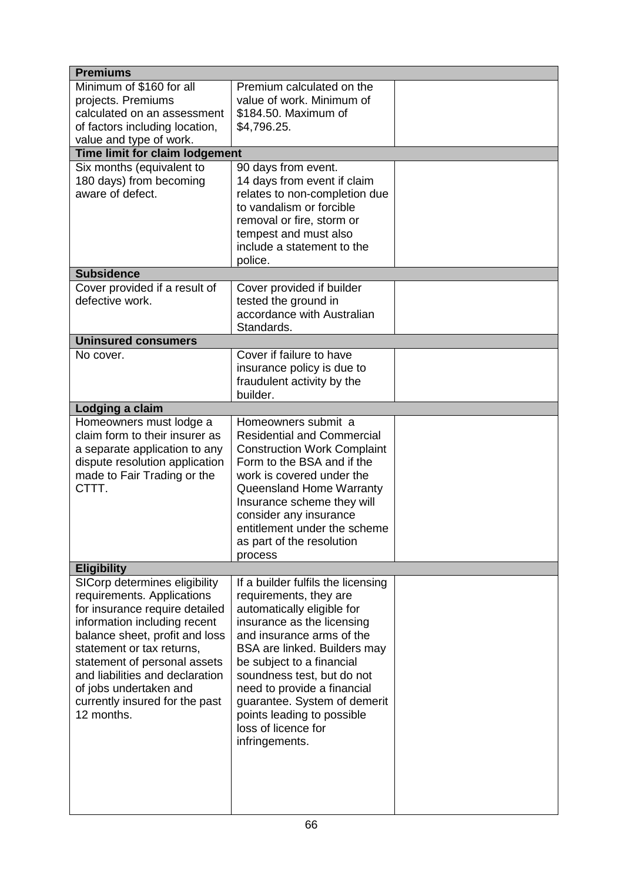| Premiums | | |
|---|---|---|
| Minimum of $160 for all projects. Premiums calculated on an assessment of factors including location, value and type of work. | Premium calculated on the value of work. Minimum of $184.50. Maximum of $4,796.25. | |
| **Time limit for claim lodgement** | | |
| Six months (equivalent to 180 days) from becoming aware of defect. | 90 days from event. 14 days from event if claim relates to non-completion due to vandalism or forcible removal or fire, storm or tempest and must also include a statement to the police. | |
| **Subsidence** | | |
| Cover provided if a result of defective work. | Cover provided if builder tested the ground in accordance with Australian Standards. | |
| **Uninsured consumers** | | |
| No cover. | Cover if failure to have insurance policy is due to fraudulent activity by the builder. | |
| **Lodging a claim** | | |
| Homeowners must lodge a claim form to their insurer as a separate application to any dispute resolution application made to Fair Trading or the CTTT. | Homeowners submit a Residential and Commercial Construction Work Complaint Form to the BSA and if the work is covered under the Queensland Home Warranty Insurance scheme they will consider any insurance entitlement under the scheme as part of the resolution process | |
| **Eligibility** | | |
| SICorp determines eligibility requirements. Applications for insurance require detailed information including recent balance sheet, profit and loss statement or tax returns, statement of personal assets and liabilities and declaration of jobs undertaken and currently insured for the past 12 months. | If a builder fulfils the licensing requirements, they are automatically eligible for insurance as the licensing and insurance arms of the BSA are linked. Builders may be subject to a financial soundness test, but do not need to provide a financial guarantee. System of demerit points leading to possible loss of licence for infringements. | |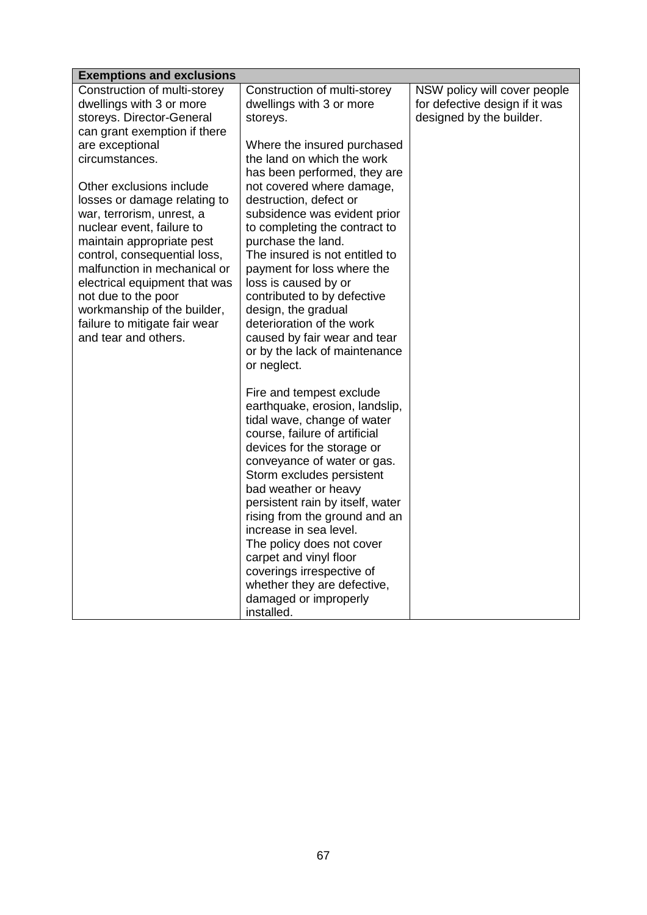| Exemptions and exclusions | | |
|---|---|---|
| Construction of multi-storey dwellings with 3 or more storeys. Director-General can grant exemption if there are exceptional circumstances.<br><br>Other exclusions include losses or damage relating to war, terrorism, unrest, a nuclear event, failure to maintain appropriate pest control, consequential loss, malfunction in mechanical or electrical equipment that was not due to the poor workmanship of the builder, failure to mitigate fair wear and tear and others. | Construction of multi-storey dwellings with 3 or more storeys.<br><br>Where the insured purchased the land on which the work has been performed, they are not covered where damage, destruction, defect or subsidence was evident prior to completing the contract to purchase the land.<br>The insured is not entitled to payment for loss where the loss is caused by or contributed to by defective design, the gradual deterioration of the work caused by fair wear and tear or by the lack of maintenance or neglect.<br><br>Fire and tempest exclude earthquake, erosion, landslip, tidal wave, change of water course, failure of artificial devices for the storage or conveyance of water or gas. Storm excludes persistent bad weather or heavy persistent rain by itself, water rising from the ground and an increase in sea level.<br>The policy does not cover carpet and vinyl floor coverings irrespective of whether they are defective, damaged or improperly installed. | NSW policy will cover people for defective design if it was designed by the builder. |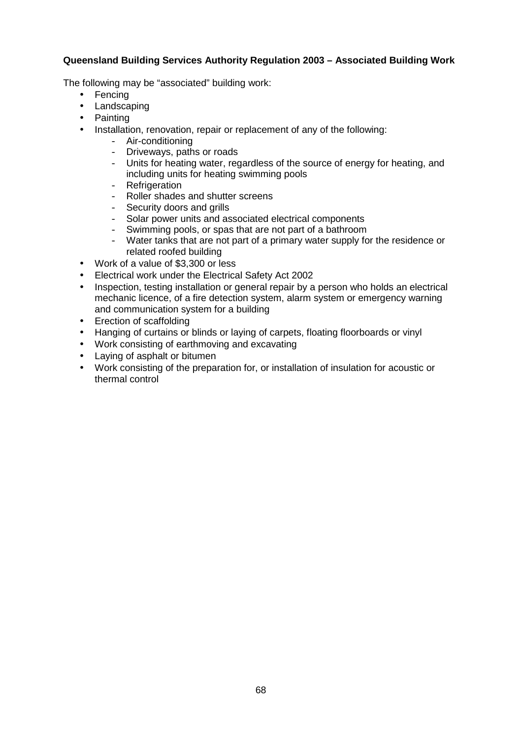**Queensland Building Services Authority Regulation 2003 – Associated Building Work**

The following may be "associated" building work:

- Fencing
- Landscaping
- Painting
- Installation, renovation, repair or replacement of any of the following:
  - Air-conditioning
  - Driveways, paths or roads
  - Units for heating water, regardless of the source of energy for heating, and including units for heating swimming pools
  - Refrigeration
  - Roller shades and shutter screens
  - Security doors and grills
  - Solar power units and associated electrical components
  - Swimming pools, or spas that are not part of a bathroom
  - Water tanks that are not part of a primary water supply for the residence or related roofed building
- Work of a value of $3,300 or less
- Electrical work under the Electrical Safety Act 2002
- Inspection, testing installation or general repair by a person who holds an electrical mechanic licence, of a fire detection system, alarm system or emergency warning and communication system for a building
- Erection of scaffolding
- Hanging of curtains or blinds or laying of carpets, floating floorboards or vinyl
- Work consisting of earthmoving and excavating
- Laying of asphalt or bitumen
- Work consisting of the preparation for, or installation of insulation for acoustic or thermal control